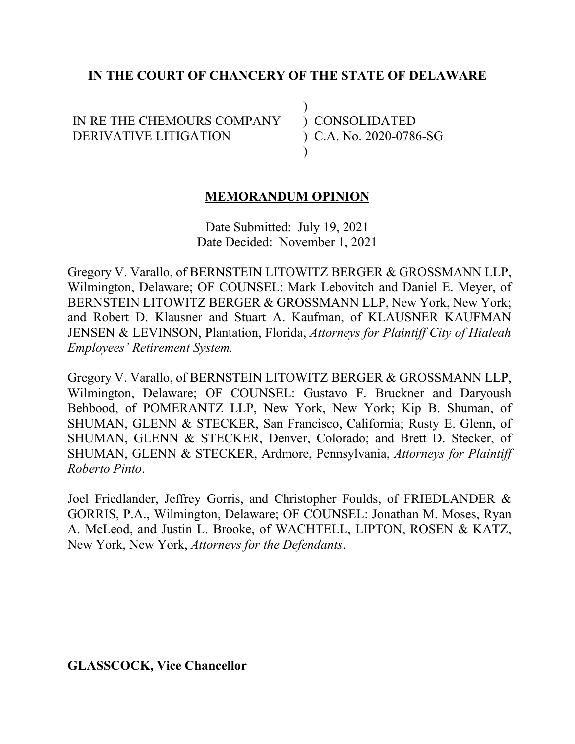**IN THE COURT OF CHANCERY OF THE STATE OF DELAWARE**

| | | |
|---|---|---|
| IN RE THE CHEMOURS COMPANY DERIVATIVE LITIGATION | ) | CONSOLIDATED C.A. No. 2020-0786-SG |

**MEMORANDUM OPINION**

Date Submitted: July 19, 2021
Date Decided: November 1, 2021

Gregory V. Varallo, of BERNSTEIN LITOWITZ BERGER & GROSSMANN LLP, Wilmington, Delaware; OF COUNSEL: Mark Lebovitch and Daniel E. Meyer, of BERNSTEIN LITOWITZ BERGER & GROSSMANN LLP, New York, New York; and Robert D. Klausner and Stuart A. Kaufman, of KLAUSNER KAUFMAN JENSEN & LEVINSON, Plantation, Florida, *Attorneys for Plaintiff City of Hialeah Employees' Retirement System.*

Gregory V. Varallo, of BERNSTEIN LITOWITZ BERGER & GROSSMANN LLP, Wilmington, Delaware; OF COUNSEL: Gustavo F. Bruckner and Daryoush Behbood, of POMERANTZ LLP, New York, New York; Kip B. Shuman, of SHUMAN, GLENN & STECKER, San Francisco, California; Rusty E. Glenn, of SHUMAN, GLENN & STECKER, Denver, Colorado; and Brett D. Stecker, of SHUMAN, GLENN & STECKER, Ardmore, Pennsylvania, *Attorneys for Plaintiff Roberto Pinto*.

Joel Friedlander, Jeffrey Gorris, and Christopher Foulds, of FRIEDLANDER & GORRIS, P.A., Wilmington, Delaware; OF COUNSEL: Jonathan M. Moses, Ryan A. McLeod, and Justin L. Brooke, of WACHTELL, LIPTON, ROSEN & KATZ, New York, New York, *Attorneys for the Defendants*.

**GLASSCOCK, Vice Chancellor**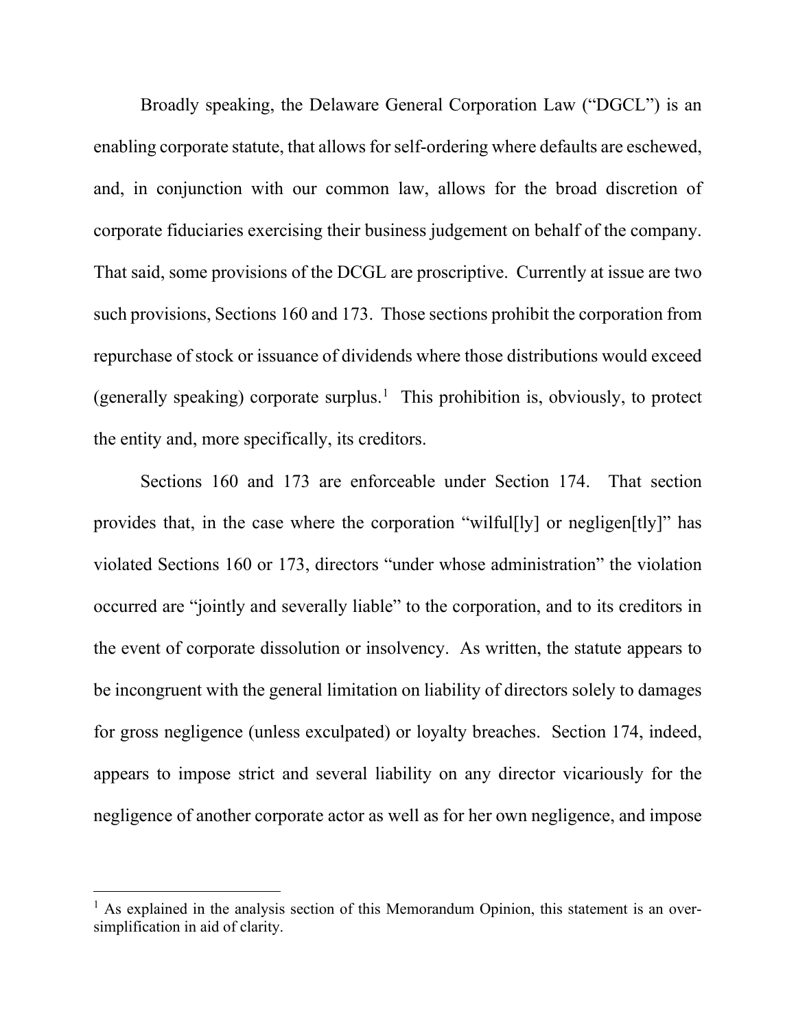Broadly speaking, the Delaware General Corporation Law ("DGCL") is an enabling corporate statute, that allows for self-ordering where defaults are eschewed, and, in conjunction with our common law, allows for the broad discretion of corporate fiduciaries exercising their business judgement on behalf of the company. That said, some provisions of the DCGL are proscriptive. Currently at issue are two such provisions, Sections 160 and 173. Those sections prohibit the corporation from repurchase of stock or issuance of dividends where those distributions would exceed (generally speaking) corporate surplus.[1] This prohibition is, obviously, to protect the entity and, more specifically, its creditors.

Sections 160 and 173 are enforceable under Section 174. That section provides that, in the case where the corporation "wilful[ly] or negligen[tly]" has violated Sections 160 or 173, directors "under whose administration" the violation occurred are "jointly and severally liable" to the corporation, and to its creditors in the event of corporate dissolution or insolvency. As written, the statute appears to be incongruent with the general limitation on liability of directors solely to damages for gross negligence (unless exculpated) or loyalty breaches. Section 174, indeed, appears to impose strict and several liability on any director vicariously for the negligence of another corporate actor as well as for her own negligence, and impose

[1] As explained in the analysis section of this Memorandum Opinion, this statement is an over-simplification in aid of clarity.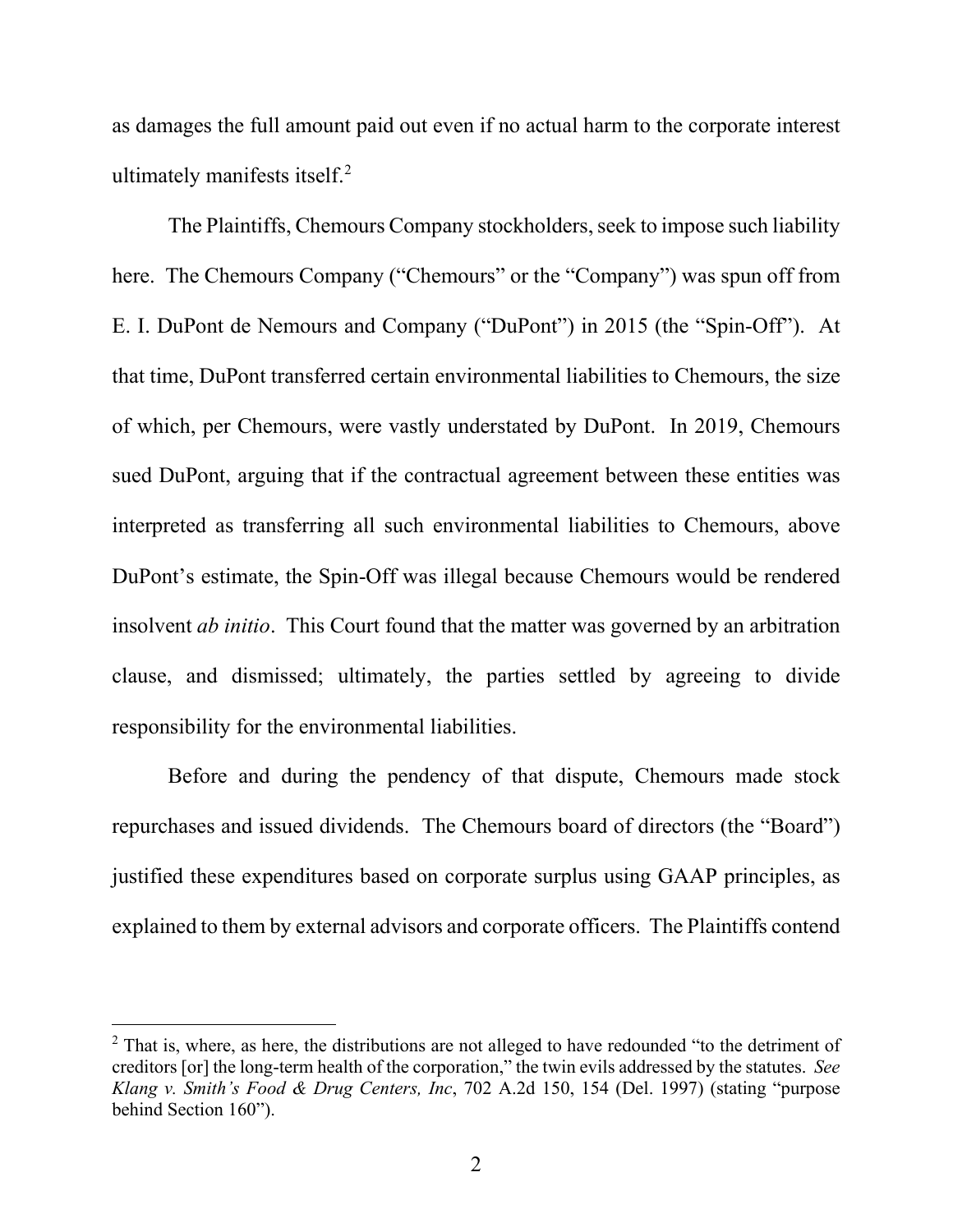as damages the full amount paid out even if no actual harm to the corporate interest ultimately manifests itself.[2]

The Plaintiffs, Chemours Company stockholders, seek to impose such liability here. The Chemours Company ("Chemours" or the "Company") was spun off from E. I. DuPont de Nemours and Company ("DuPont") in 2015 (the "Spin-Off"). At that time, DuPont transferred certain environmental liabilities to Chemours, the size of which, per Chemours, were vastly understated by DuPont. In 2019, Chemours sued DuPont, arguing that if the contractual agreement between these entities was interpreted as transferring all such environmental liabilities to Chemours, above DuPont's estimate, the Spin-Off was illegal because Chemours would be rendered insolvent *ab initio*. This Court found that the matter was governed by an arbitration clause, and dismissed; ultimately, the parties settled by agreeing to divide responsibility for the environmental liabilities.

Before and during the pendency of that dispute, Chemours made stock repurchases and issued dividends. The Chemours board of directors (the "Board") justified these expenditures based on corporate surplus using GAAP principles, as explained to them by external advisors and corporate officers. The Plaintiffs contend

---

[2] That is, where, as here, the distributions are not alleged to have redounded "to the detriment of creditors [or] the long-term health of the corporation," the twin evils addressed by the statutes. *See Klang v. Smith's Food & Drug Centers, Inc*, 702 A.2d 150, 154 (Del. 1997) (stating "purpose behind Section 160").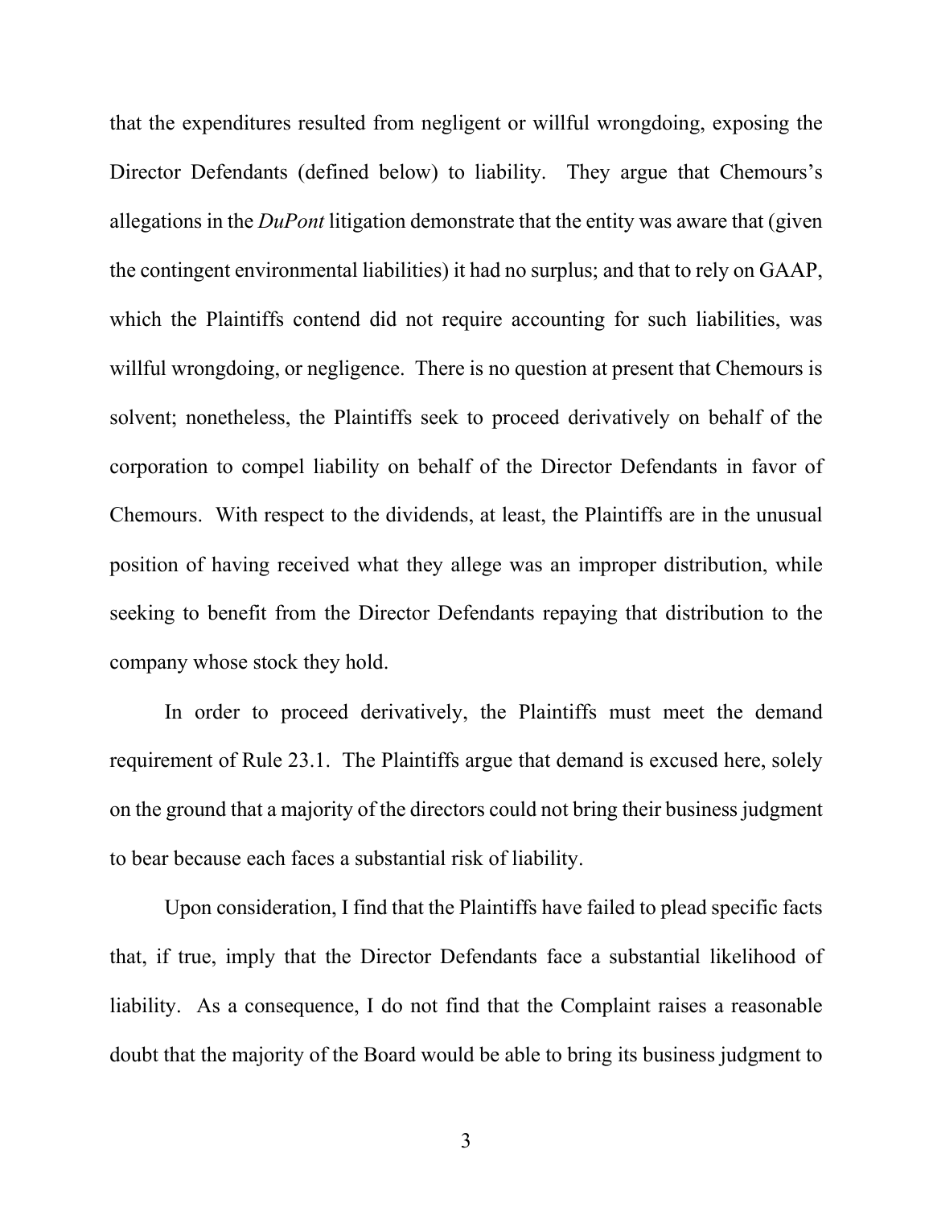that the expenditures resulted from negligent or willful wrongdoing, exposing the Director Defendants (defined below) to liability. They argue that Chemours's allegations in the *DuPont* litigation demonstrate that the entity was aware that (given the contingent environmental liabilities) it had no surplus; and that to rely on GAAP, which the Plaintiffs contend did not require accounting for such liabilities, was willful wrongdoing, or negligence. There is no question at present that Chemours is solvent; nonetheless, the Plaintiffs seek to proceed derivatively on behalf of the corporation to compel liability on behalf of the Director Defendants in favor of Chemours. With respect to the dividends, at least, the Plaintiffs are in the unusual position of having received what they allege was an improper distribution, while seeking to benefit from the Director Defendants repaying that distribution to the company whose stock they hold.

In order to proceed derivatively, the Plaintiffs must meet the demand requirement of Rule 23.1. The Plaintiffs argue that demand is excused here, solely on the ground that a majority of the directors could not bring their business judgment to bear because each faces a substantial risk of liability.

Upon consideration, I find that the Plaintiffs have failed to plead specific facts that, if true, imply that the Director Defendants face a substantial likelihood of liability. As a consequence, I do not find that the Complaint raises a reasonable doubt that the majority of the Board would be able to bring its business judgment to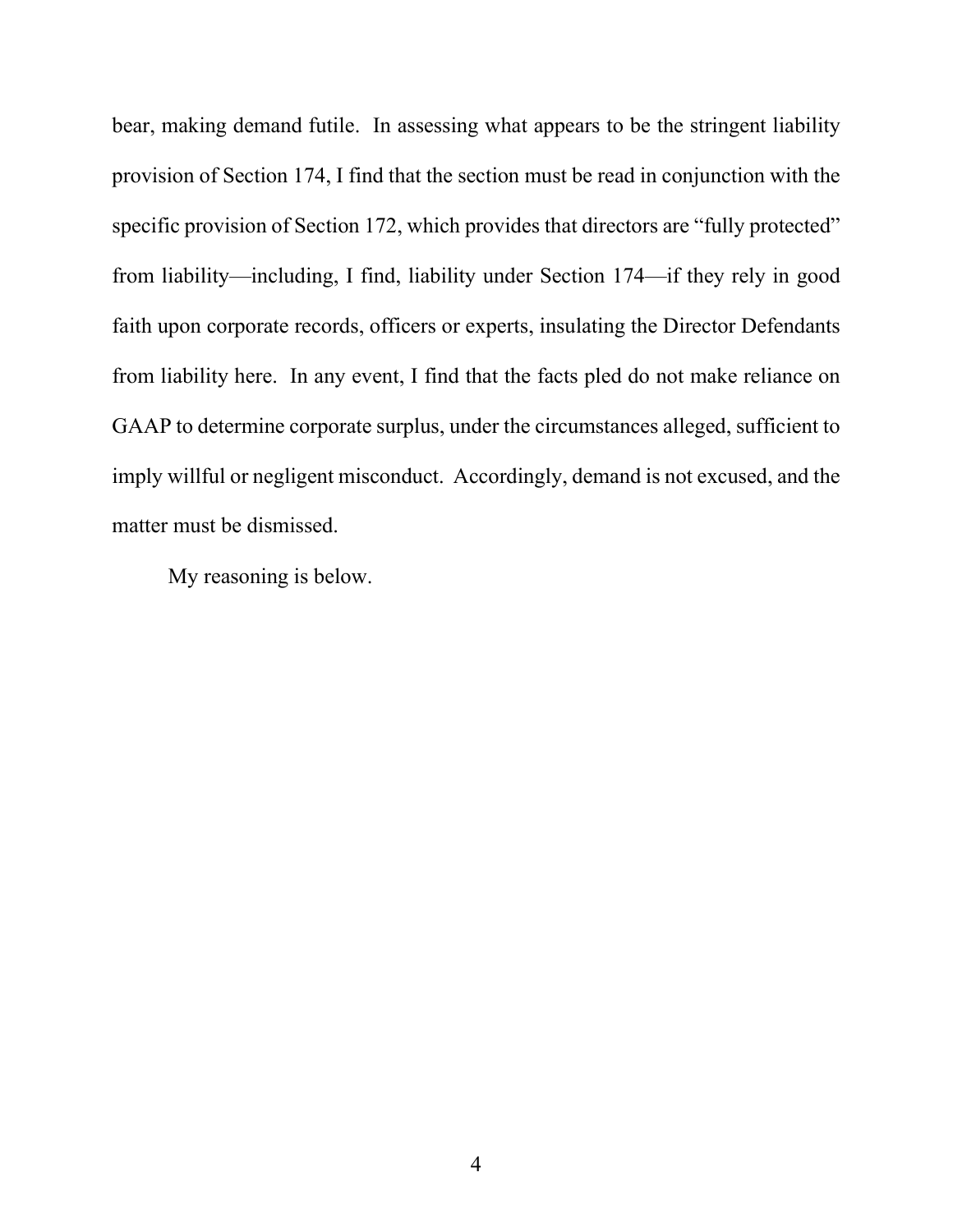bear, making demand futile. In assessing what appears to be the stringent liability provision of Section 174, I find that the section must be read in conjunction with the specific provision of Section 172, which provides that directors are "fully protected" from liability—including, I find, liability under Section 174—if they rely in good faith upon corporate records, officers or experts, insulating the Director Defendants from liability here. In any event, I find that the facts pled do not make reliance on GAAP to determine corporate surplus, under the circumstances alleged, sufficient to imply willful or negligent misconduct. Accordingly, demand is not excused, and the matter must be dismissed.

My reasoning is below.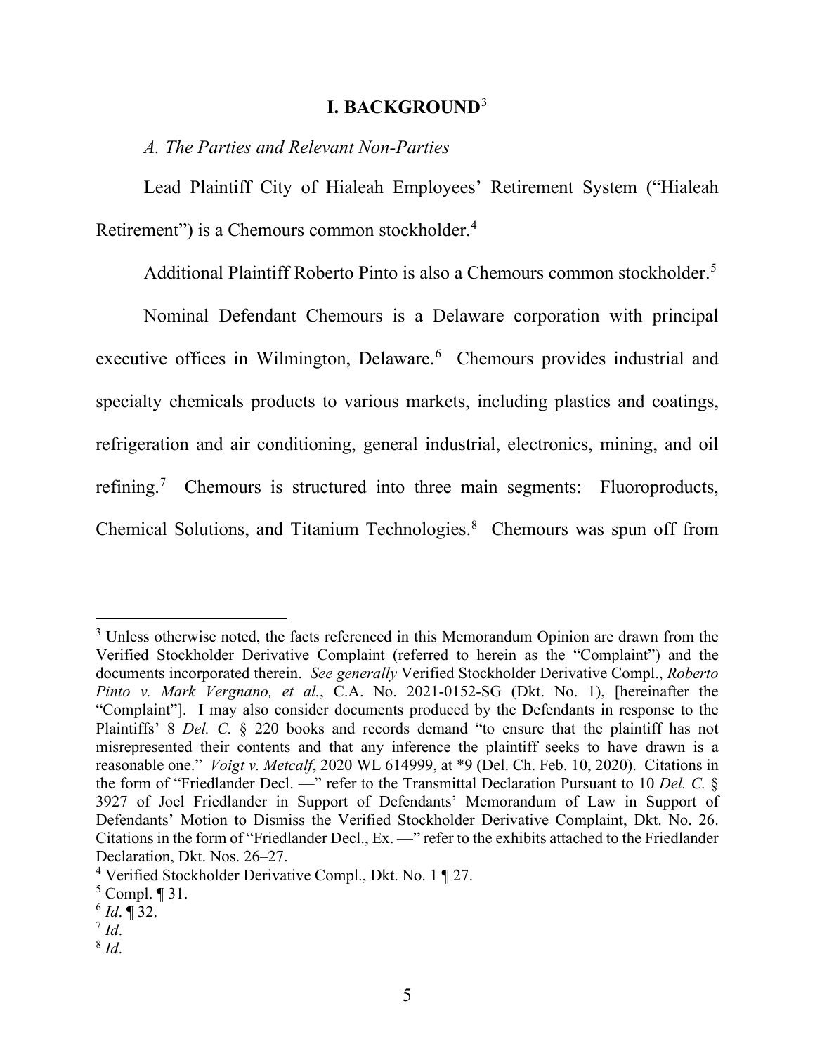# I. BACKGROUND[3]

*A. The Parties and Relevant Non-Parties*

Lead Plaintiff City of Hialeah Employees' Retirement System ("Hialeah Retirement") is a Chemours common stockholder.[4]

Additional Plaintiff Roberto Pinto is also a Chemours common stockholder.[5]

Nominal Defendant Chemours is a Delaware corporation with principal executive offices in Wilmington, Delaware.[6] Chemours provides industrial and specialty chemicals products to various markets, including plastics and coatings, refrigeration and air conditioning, general industrial, electronics, mining, and oil refining.[7] Chemours is structured into three main segments: Fluoroproducts, Chemical Solutions, and Titanium Technologies.[8] Chemours was spun off from

---

[3] Unless otherwise noted, the facts referenced in this Memorandum Opinion are drawn from the Verified Stockholder Derivative Complaint (referred to herein as the "Complaint") and the documents incorporated therein. *See generally* Verified Stockholder Derivative Compl., *Roberto Pinto v. Mark Vergnano, et al.*, C.A. No. 2021-0152-SG (Dkt. No. 1), [hereinafter the "Complaint"]. I may also consider documents produced by the Defendants in response to the Plaintiffs' 8 *Del. C.* § 220 books and records demand "to ensure that the plaintiff has not misrepresented their contents and that any inference the plaintiff seeks to have drawn is a reasonable one." *Voigt v. Metcalf*, 2020 WL 614999, at *9 (Del. Ch. Feb. 10, 2020). Citations in the form of "Friedlander Decl. —" refer to the Transmittal Declaration Pursuant to 10 *Del. C.* § 3927 of Joel Friedlander in Support of Defendants' Memorandum of Law in Support of Defendants' Motion to Dismiss the Verified Stockholder Derivative Complaint, Dkt. No. 26. Citations in the form of "Friedlander Decl., Ex. —" refer to the exhibits attached to the Friedlander Declaration, Dkt. Nos. 26–27.

[4] Verified Stockholder Derivative Compl., Dkt. No. 1 ¶ 27.

[5] Compl. ¶ 31.

[6] *Id*. ¶ 32.

[7] *Id*.

[8] *Id*.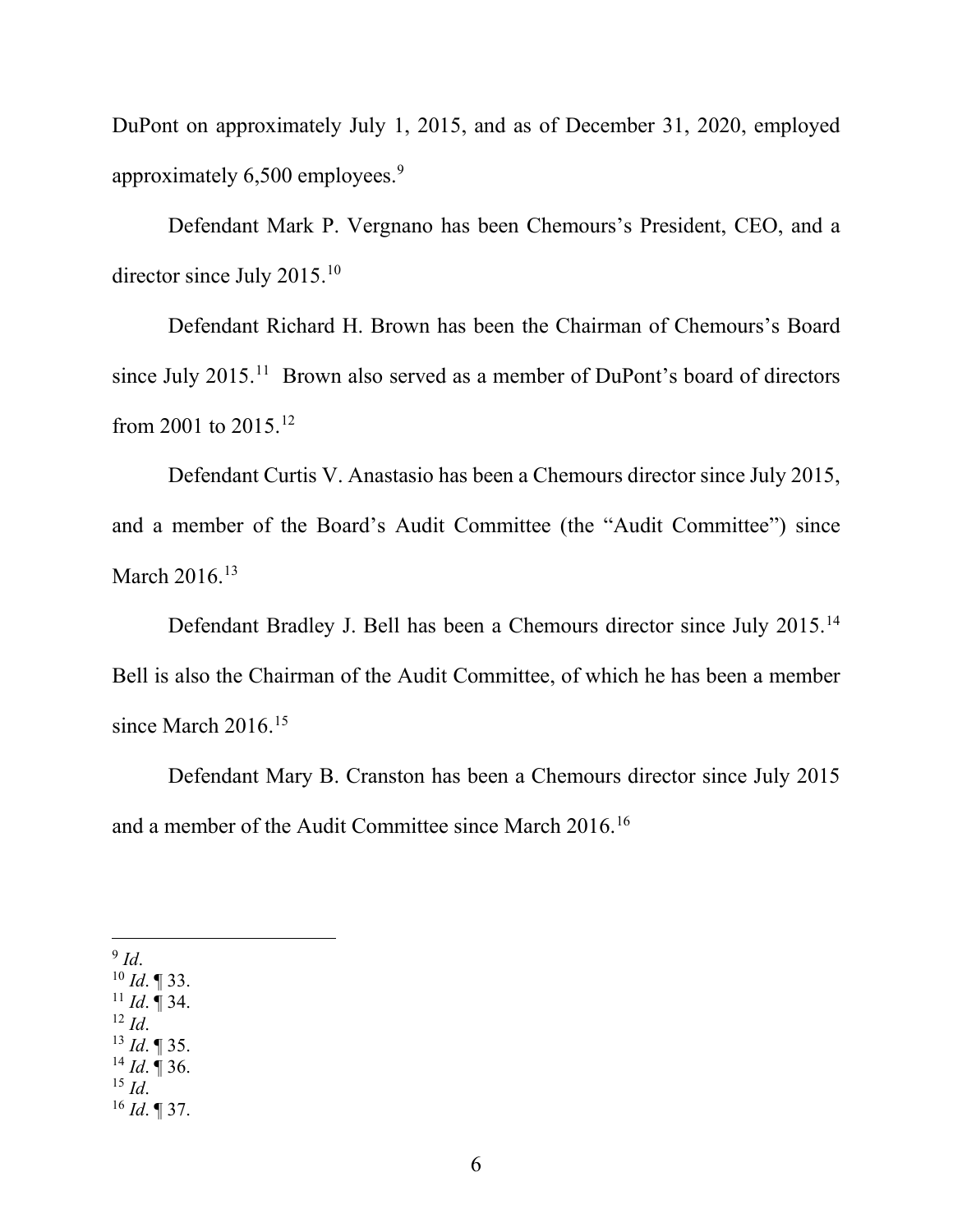DuPont on approximately July 1, 2015, and as of December 31, 2020, employed approximately 6,500 employees.[9]

Defendant Mark P. Vergnano has been Chemours's President, CEO, and a director since July 2015.[10]

Defendant Richard H. Brown has been the Chairman of Chemours's Board since July 2015.[11] Brown also served as a member of DuPont's board of directors from 2001 to 2015.[12]

Defendant Curtis V. Anastasio has been a Chemours director since July 2015, and a member of the Board's Audit Committee (the "Audit Committee") since March 2016.[13]

Defendant Bradley J. Bell has been a Chemours director since July 2015.[14] Bell is also the Chairman of the Audit Committee, of which he has been a member since March 2016.[15]

Defendant Mary B. Cranston has been a Chemours director since July 2015 and a member of the Audit Committee since March 2016.[16]

---

[9] *Id*.
[10] *Id*. ¶ 33.
[11] *Id*. ¶ 34.
[12] *Id*.
[13] *Id*. ¶ 35.
[14] *Id*. ¶ 36.
[15] *Id*.
[16] *Id*. ¶ 37.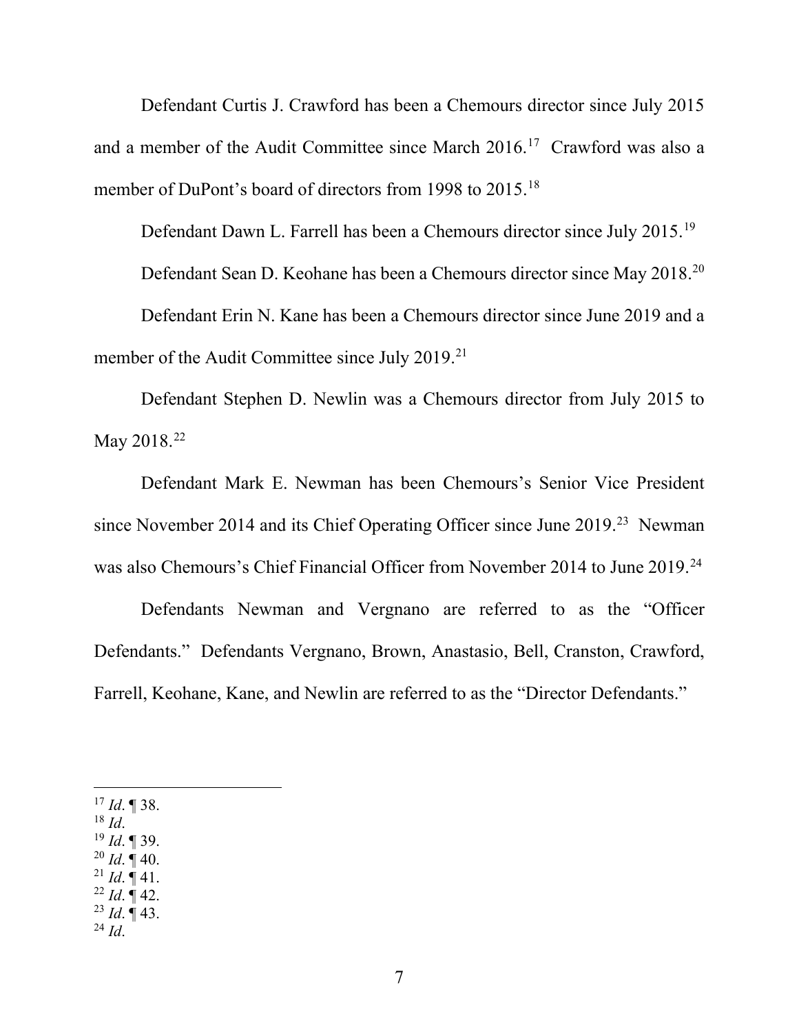Defendant Curtis J. Crawford has been a Chemours director since July 2015 and a member of the Audit Committee since March 2016.[17] Crawford was also a member of DuPont's board of directors from 1998 to 2015.[18]

Defendant Dawn L. Farrell has been a Chemours director since July 2015.[19]

Defendant Sean D. Keohane has been a Chemours director since May 2018.[20]

Defendant Erin N. Kane has been a Chemours director since June 2019 and a member of the Audit Committee since July 2019.[21]

Defendant Stephen D. Newlin was a Chemours director from July 2015 to May 2018.[22]

Defendant Mark E. Newman has been Chemours's Senior Vice President since November 2014 and its Chief Operating Officer since June 2019.[23] Newman was also Chemours's Chief Financial Officer from November 2014 to June 2019.[24]

Defendants Newman and Vergnano are referred to as the "Officer Defendants." Defendants Vergnano, Brown, Anastasio, Bell, Cranston, Crawford, Farrell, Keohane, Kane, and Newlin are referred to as the "Director Defendants."

---

[17] *Id*. ¶ 38.

[18] *Id*.

[19] *Id*. ¶ 39.

[20] *Id*. ¶ 40.

[21] *Id*. ¶ 41.

[22] *Id*. ¶ 42.

[23] *Id*. ¶ 43.

[24] *Id*.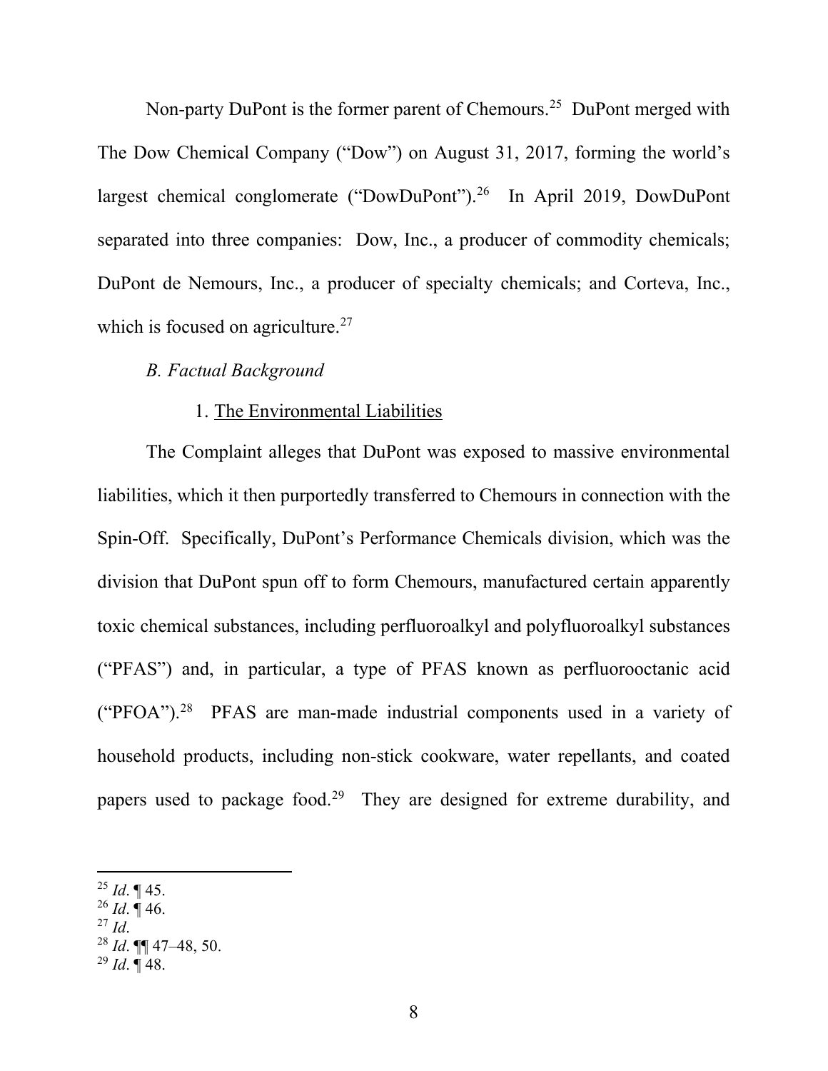Non-party DuPont is the former parent of Chemours.[25] DuPont merged with The Dow Chemical Company ("Dow") on August 31, 2017, forming the world's largest chemical conglomerate ("DowDuPont").[26] In April 2019, DowDuPont separated into three companies: Dow, Inc., a producer of commodity chemicals; DuPont de Nemours, Inc., a producer of specialty chemicals; and Corteva, Inc., which is focused on agriculture.[27]

### *B. Factual Background*

#### 1. The Environmental Liabilities

The Complaint alleges that DuPont was exposed to massive environmental liabilities, which it then purportedly transferred to Chemours in connection with the Spin-Off. Specifically, DuPont's Performance Chemicals division, which was the division that DuPont spun off to form Chemours, manufactured certain apparently toxic chemical substances, including perfluoroalkyl and polyfluoroalkyl substances ("PFAS") and, in particular, a type of PFAS known as perfluorooctanic acid ("PFOA").[28] PFAS are man-made industrial components used in a variety of household products, including non-stick cookware, water repellants, and coated papers used to package food.[29] They are designed for extreme durability, and

---

[25] *Id*. ¶ 45.
[26] *Id*. ¶ 46.
[27] *Id*.
[28] *Id*. ¶¶ 47–48, 50.
[29] *Id*. ¶ 48.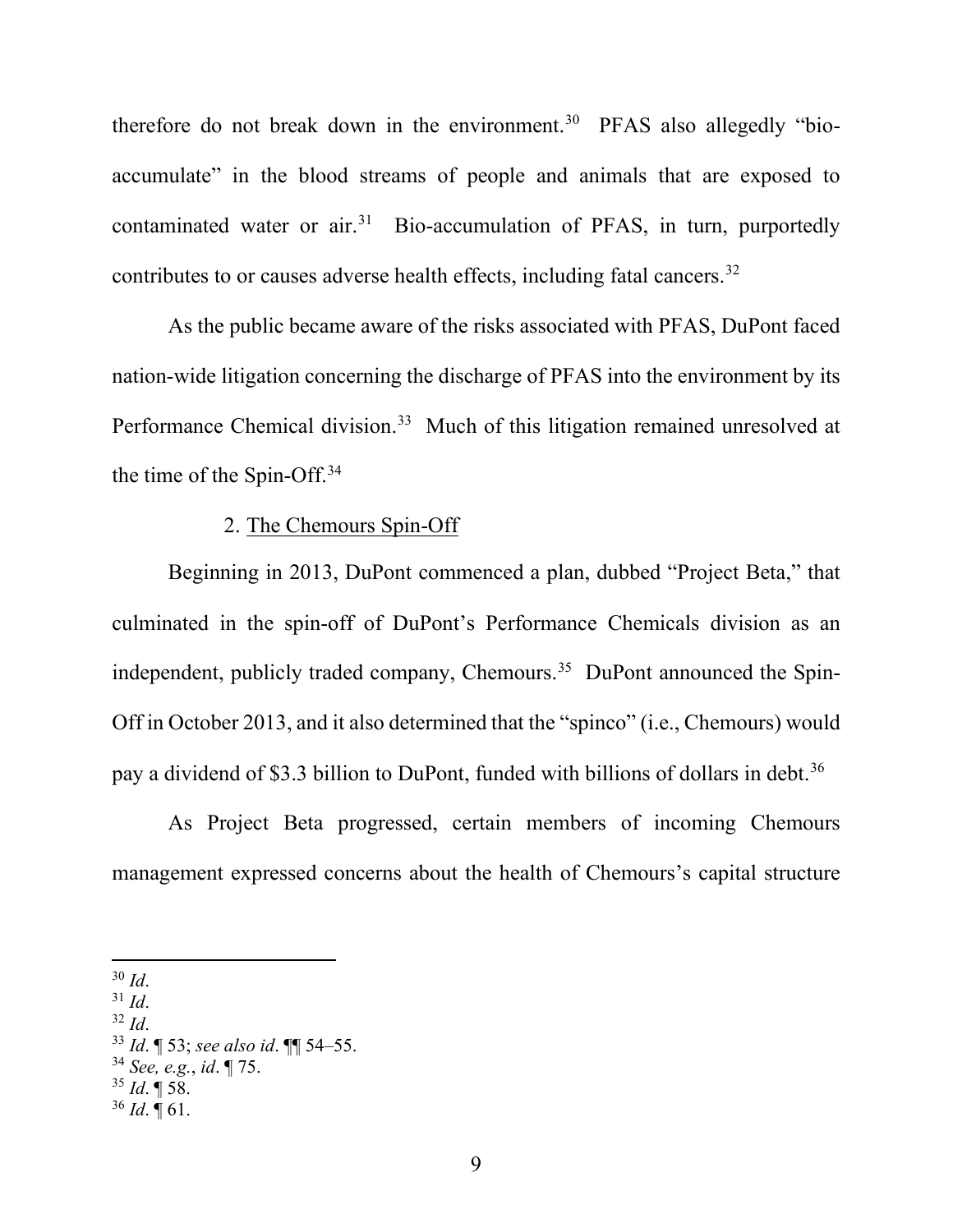therefore do not break down in the environment.[30] PFAS also allegedly "bio-accumulate" in the blood streams of people and animals that are exposed to contaminated water or air.[31] Bio-accumulation of PFAS, in turn, purportedly contributes to or causes adverse health effects, including fatal cancers.[32]

As the public became aware of the risks associated with PFAS, DuPont faced nation-wide litigation concerning the discharge of PFAS into the environment by its Performance Chemical division.[33] Much of this litigation remained unresolved at the time of the Spin-Off.[34]

2. The Chemours Spin-Off

Beginning in 2013, DuPont commenced a plan, dubbed "Project Beta," that culminated in the spin-off of DuPont's Performance Chemicals division as an independent, publicly traded company, Chemours.[35] DuPont announced the Spin-Off in October 2013, and it also determined that the "spinco" (i.e., Chemours) would pay a dividend of $3.3 billion to DuPont, funded with billions of dollars in debt.[36]

As Project Beta progressed, certain members of incoming Chemours management expressed concerns about the health of Chemours's capital structure

---

[30] *Id*.
[31] *Id*.
[32] *Id*.
[33] *Id*. ¶ 53; *see also id*. ¶¶ 54–55.
[34] *See, e.g.*, *id*. ¶ 75.
[35] *Id*. ¶ 58.
[36] *Id*. ¶ 61.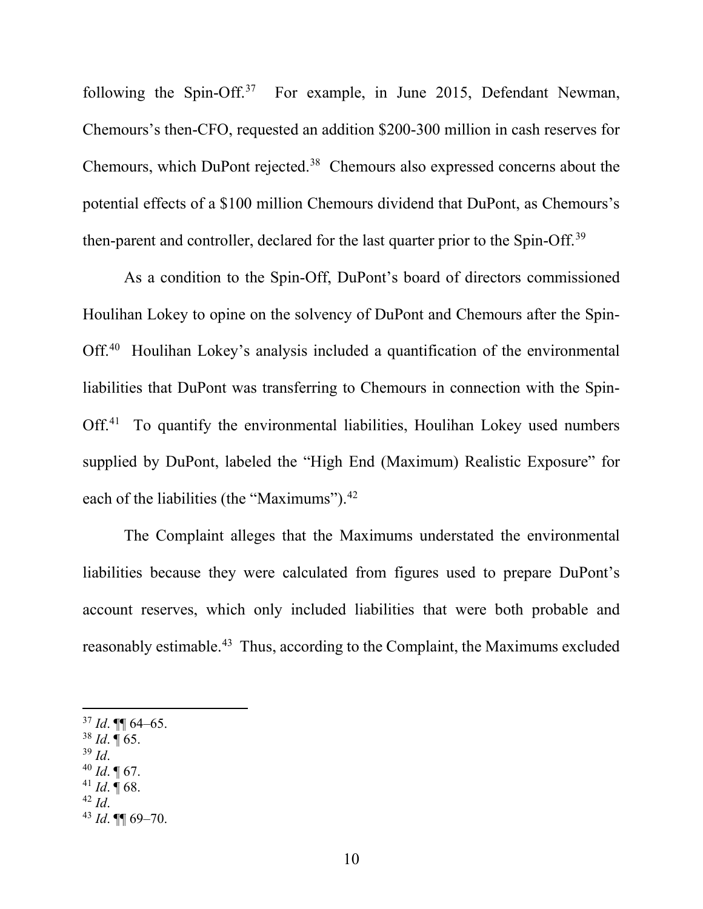following the Spin-Off.[37] For example, in June 2015, Defendant Newman, Chemours's then-CFO, requested an addition $200-300 million in cash reserves for Chemours, which DuPont rejected.[38] Chemours also expressed concerns about the potential effects of a $100 million Chemours dividend that DuPont, as Chemours's then-parent and controller, declared for the last quarter prior to the Spin-Off.[39]

As a condition to the Spin-Off, DuPont's board of directors commissioned Houlihan Lokey to opine on the solvency of DuPont and Chemours after the Spin-Off.[40] Houlihan Lokey's analysis included a quantification of the environmental liabilities that DuPont was transferring to Chemours in connection with the Spin-Off.[41] To quantify the environmental liabilities, Houlihan Lokey used numbers supplied by DuPont, labeled the "High End (Maximum) Realistic Exposure" for each of the liabilities (the "Maximums").[42]

The Complaint alleges that the Maximums understated the environmental liabilities because they were calculated from figures used to prepare DuPont's account reserves, which only included liabilities that were both probable and reasonably estimable.[43] Thus, according to the Complaint, the Maximums excluded

---

[37] *Id*. ¶¶ 64–65.
[38] *Id*. ¶ 65.
[39] *Id*.
[40] *Id*. ¶ 67.
[41] *Id*. ¶ 68.
[42] *Id*.
[43] *Id*. ¶¶ 69–70.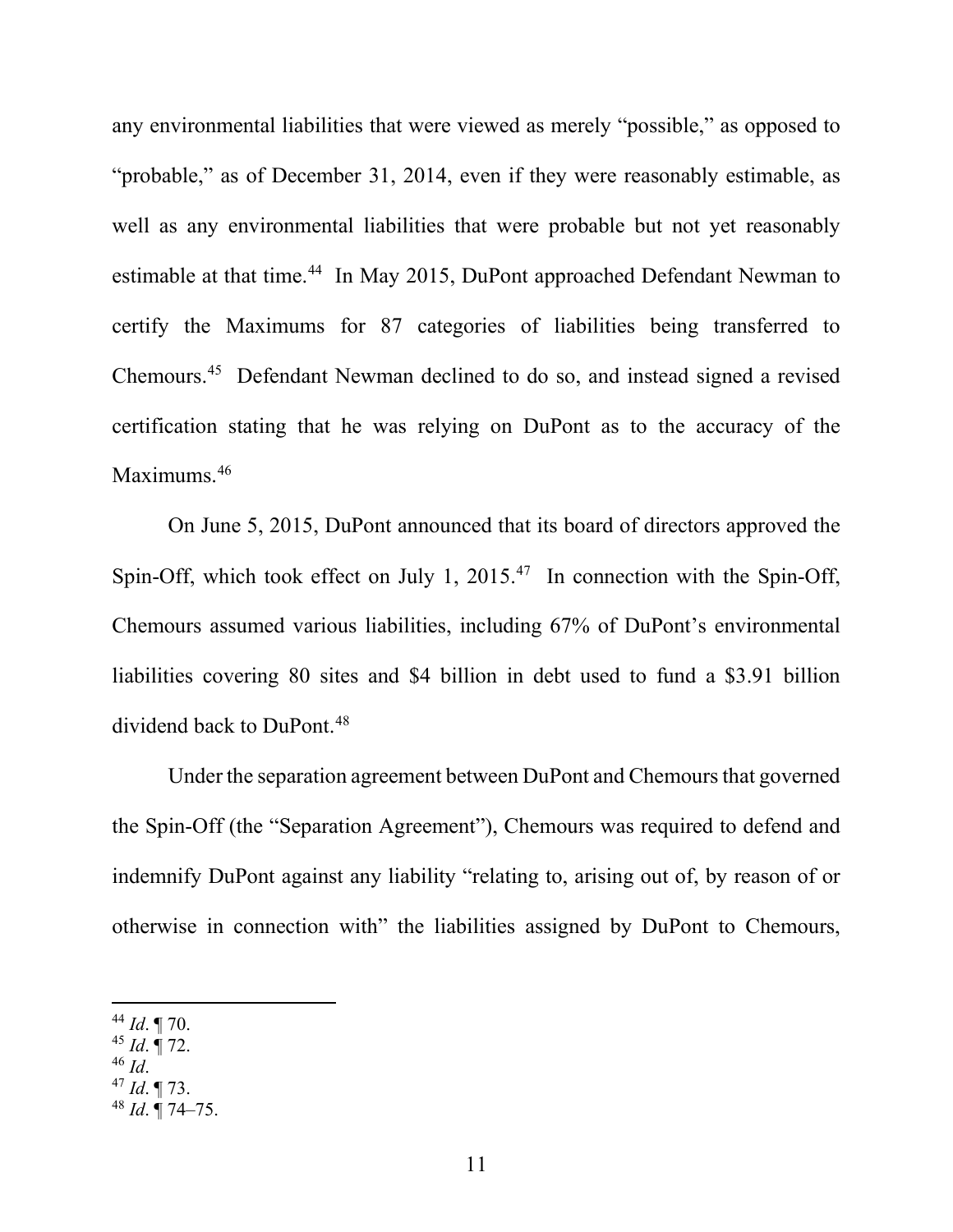any environmental liabilities that were viewed as merely "possible," as opposed to "probable," as of December 31, 2014, even if they were reasonably estimable, as well as any environmental liabilities that were probable but not yet reasonably estimable at that time.[44] In May 2015, DuPont approached Defendant Newman to certify the Maximums for 87 categories of liabilities being transferred to Chemours.[45] Defendant Newman declined to do so, and instead signed a revised certification stating that he was relying on DuPont as to the accuracy of the Maximums.[46]

On June 5, 2015, DuPont announced that its board of directors approved the Spin-Off, which took effect on July 1, 2015.[47] In connection with the Spin-Off, Chemours assumed various liabilities, including 67% of DuPont's environmental liabilities covering 80 sites and $4 billion in debt used to fund a $3.91 billion dividend back to DuPont.[48]

Under the separation agreement between DuPont and Chemours that governed the Spin-Off (the "Separation Agreement"), Chemours was required to defend and indemnify DuPont against any liability "relating to, arising out of, by reason of or otherwise in connection with" the liabilities assigned by DuPont to Chemours,

---

[44] *Id*. ¶ 70.
[45] *Id*. ¶ 72.
[46] *Id*.
[47] *Id*. ¶ 73.
[48] *Id*. ¶ 74–75.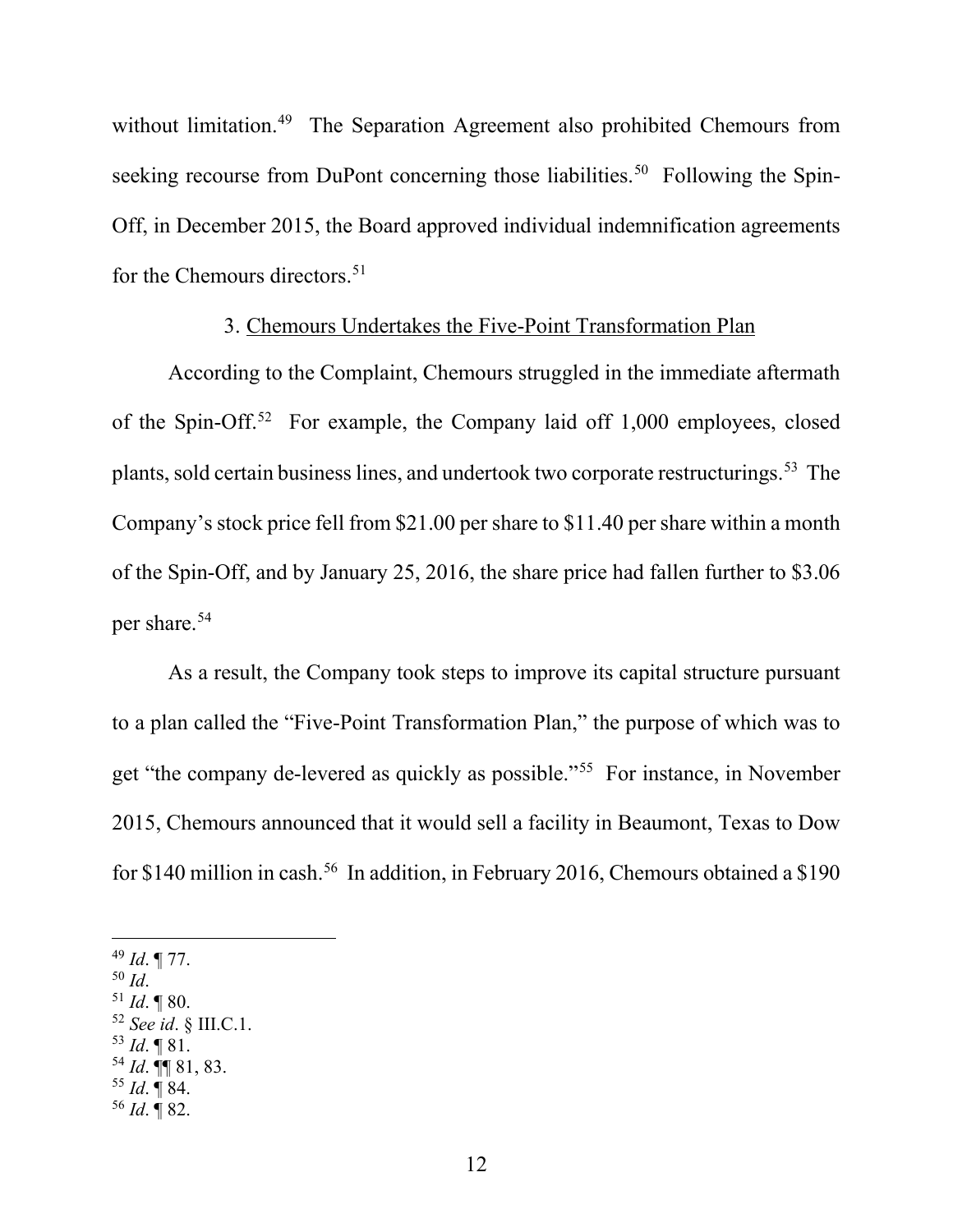without limitation.[49] The Separation Agreement also prohibited Chemours from seeking recourse from DuPont concerning those liabilities.[50] Following the Spin-Off, in December 2015, the Board approved individual indemnification agreements for the Chemours directors.[51]

### 3. Chemours Undertakes the Five-Point Transformation Plan

According to the Complaint, Chemours struggled in the immediate aftermath of the Spin-Off.[52] For example, the Company laid off 1,000 employees, closed plants, sold certain business lines, and undertook two corporate restructurings.[53] The Company's stock price fell from $21.00 per share to $11.40 per share within a month of the Spin-Off, and by January 25, 2016, the share price had fallen further to $3.06 per share.[54]

As a result, the Company took steps to improve its capital structure pursuant to a plan called the "Five-Point Transformation Plan," the purpose of which was to get "the company de-levered as quickly as possible."[55] For instance, in November 2015, Chemours announced that it would sell a facility in Beaumont, Texas to Dow for $140 million in cash.[56] In addition, in February 2016, Chemours obtained a $190

---

[49] *Id*. ¶ 77.
[50] *Id*.
[51] *Id*. ¶ 80.
[52] *See id*. § III.C.1.
[53] *Id*. ¶ 81.
[54] *Id*. ¶¶ 81, 83.
[55] *Id*. ¶ 84.
[56] *Id*. ¶ 82.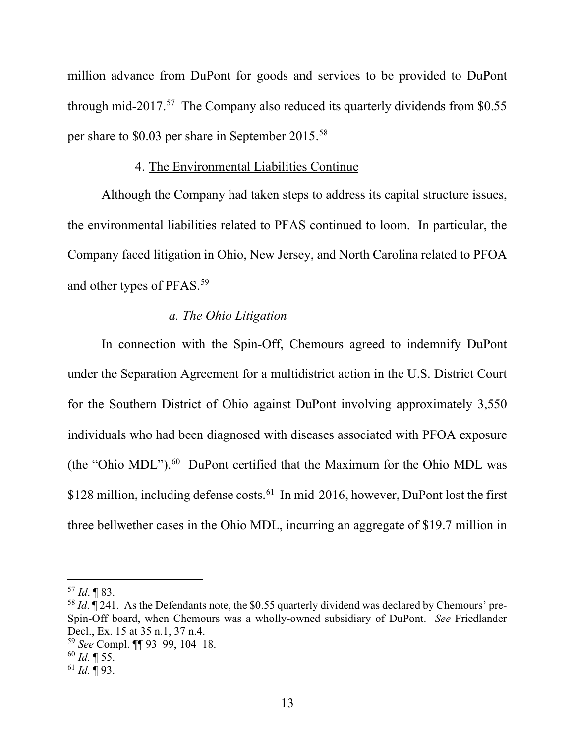million advance from DuPont for goods and services to be provided to DuPont through mid-2017.[57] The Company also reduced its quarterly dividends from $0.55 per share to $0.03 per share in September 2015.[58]

4. <u>The Environmental Liabilities Continue</u>

Although the Company had taken steps to address its capital structure issues, the environmental liabilities related to PFAS continued to loom. In particular, the Company faced litigation in Ohio, New Jersey, and North Carolina related to PFOA and other types of PFAS.[59]

*a. The Ohio Litigation*

In connection with the Spin-Off, Chemours agreed to indemnify DuPont under the Separation Agreement for a multidistrict action in the U.S. District Court for the Southern District of Ohio against DuPont involving approximately 3,550 individuals who had been diagnosed with diseases associated with PFOA exposure (the "Ohio MDL").[60] DuPont certified that the Maximum for the Ohio MDL was $128 million, including defense costs.[61] In mid-2016, however, DuPont lost the first three bellwether cases in the Ohio MDL, incurring an aggregate of $19.7 million in

---

[57] *Id*. ¶ 83.

[58] *Id*. ¶ 241. As the Defendants note, the $0.55 quarterly dividend was declared by Chemours' pre-Spin-Off board, when Chemours was a wholly-owned subsidiary of DuPont. *See* Friedlander Decl., Ex. 15 at 35 n.1, 37 n.4.

[59] *See* Compl. ¶¶ 93–99, 104–18.

[60] *Id.* ¶ 55.

[61] *Id.* ¶ 93.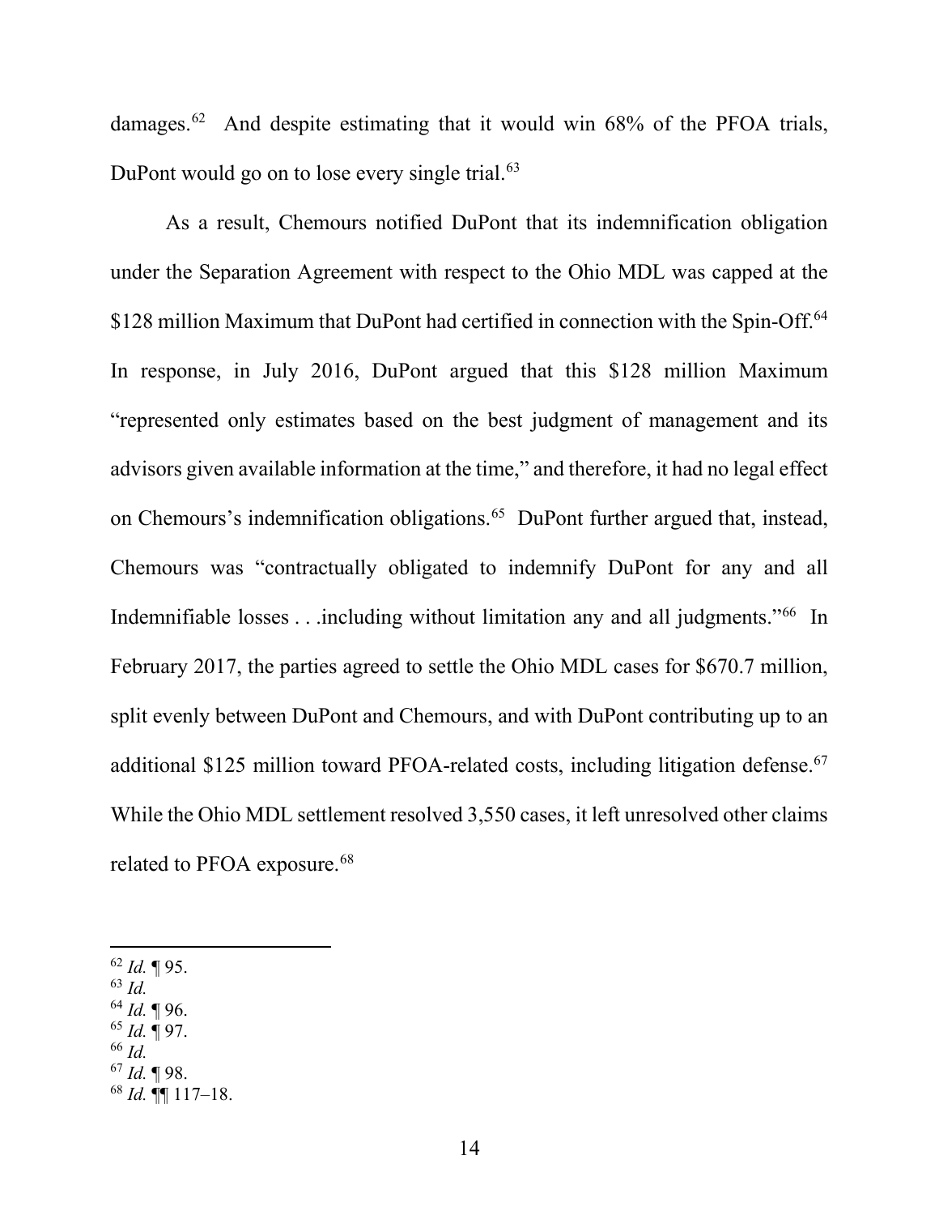damages.[62] And despite estimating that it would win 68% of the PFOA trials, DuPont would go on to lose every single trial.[63]

As a result, Chemours notified DuPont that its indemnification obligation under the Separation Agreement with respect to the Ohio MDL was capped at the $128 million Maximum that DuPont had certified in connection with the Spin-Off.[64] In response, in July 2016, DuPont argued that this $128 million Maximum "represented only estimates based on the best judgment of management and its advisors given available information at the time," and therefore, it had no legal effect on Chemours's indemnification obligations.[65] DuPont further argued that, instead, Chemours was "contractually obligated to indemnify DuPont for any and all Indemnifiable losses . . .including without limitation any and all judgments."[66] In February 2017, the parties agreed to settle the Ohio MDL cases for $670.7 million, split evenly between DuPont and Chemours, and with DuPont contributing up to an additional $125 million toward PFOA-related costs, including litigation defense.[67] While the Ohio MDL settlement resolved 3,550 cases, it left unresolved other claims related to PFOA exposure.[68]

---

[62] *Id.* ¶ 95.
[63] *Id.*
[64] *Id.* ¶ 96.
[65] *Id.* ¶ 97.
[66] *Id.*
[67] *Id.* ¶ 98.
[68] *Id.* ¶¶ 117–18.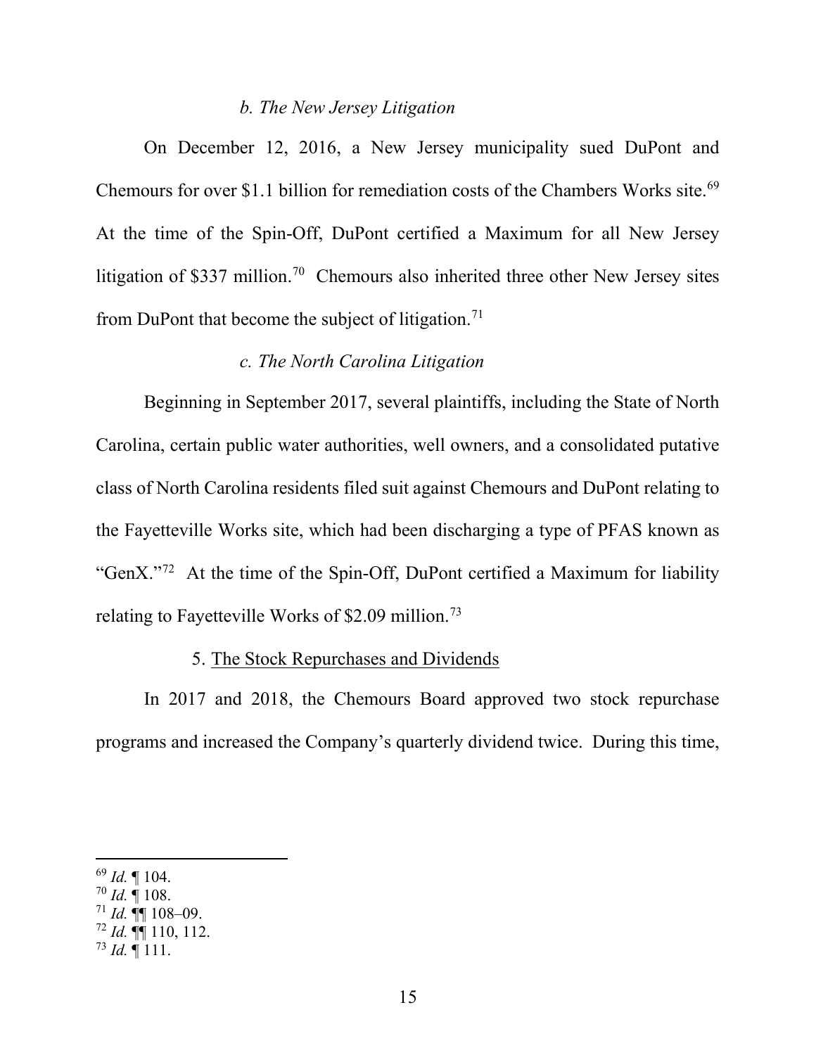*b. The New Jersey Litigation*

On December 12, 2016, a New Jersey municipality sued DuPont and Chemours for over $1.1 billion for remediation costs of the Chambers Works site.[69] At the time of the Spin-Off, DuPont certified a Maximum for all New Jersey litigation of $337 million.[70] Chemours also inherited three other New Jersey sites from DuPont that become the subject of litigation.[71]

*c. The North Carolina Litigation*

Beginning in September 2017, several plaintiffs, including the State of North Carolina, certain public water authorities, well owners, and a consolidated putative class of North Carolina residents filed suit against Chemours and DuPont relating to the Fayetteville Works site, which had been discharging a type of PFAS known as "GenX."[72] At the time of the Spin-Off, DuPont certified a Maximum for liability relating to Fayetteville Works of $2.09 million.[73]

5. <u>The Stock Repurchases and Dividends</u>

In 2017 and 2018, the Chemours Board approved two stock repurchase programs and increased the Company's quarterly dividend twice. During this time,

---

[69] *Id.* ¶ 104.
[70] *Id.* ¶ 108.
[71] *Id.* ¶¶ 108–09.
[72] *Id.* ¶¶ 110, 112.
[73] *Id.* ¶ 111.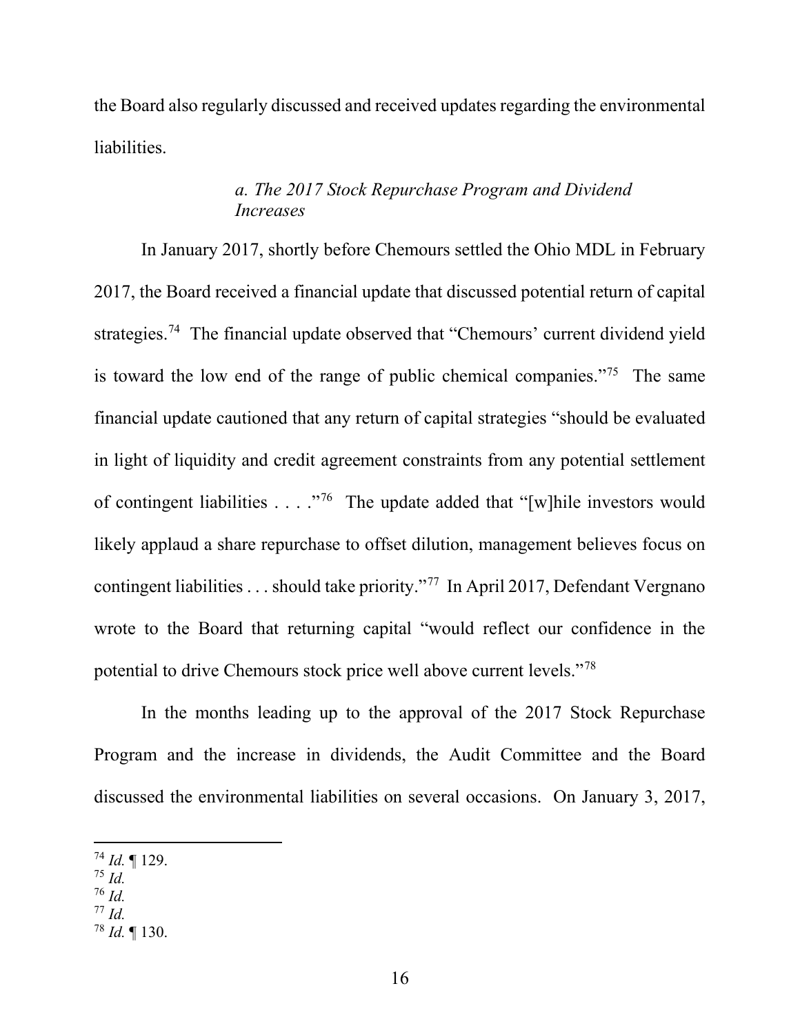the Board also regularly discussed and received updates regarding the environmental liabilities.

### *a. The 2017 Stock Repurchase Program and Dividend Increases*

In January 2017, shortly before Chemours settled the Ohio MDL in February 2017, the Board received a financial update that discussed potential return of capital strategies.[74] The financial update observed that "Chemours' current dividend yield is toward the low end of the range of public chemical companies."[75] The same financial update cautioned that any return of capital strategies "should be evaluated in light of liquidity and credit agreement constraints from any potential settlement of contingent liabilities . . . ."[76] The update added that "[w]hile investors would likely applaud a share repurchase to offset dilution, management believes focus on contingent liabilities . . . should take priority."[77] In April 2017, Defendant Vergnano wrote to the Board that returning capital "would reflect our confidence in the potential to drive Chemours stock price well above current levels."[78]

In the months leading up to the approval of the 2017 Stock Repurchase Program and the increase in dividends, the Audit Committee and the Board discussed the environmental liabilities on several occasions. On January 3, 2017,

---

[74] *Id.* ¶ 129.
[75] *Id.*
[76] *Id.*
[77] *Id.*
[78] *Id.* ¶ 130.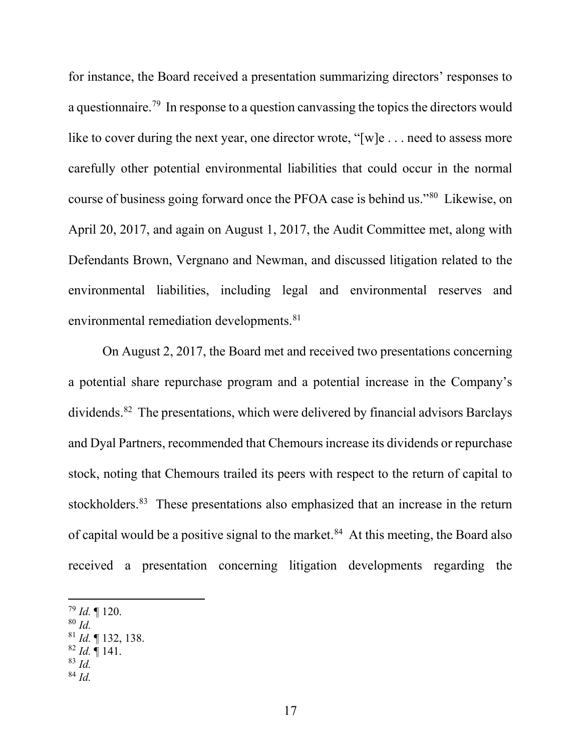for instance, the Board received a presentation summarizing directors' responses to a questionnaire.[79] In response to a question canvassing the topics the directors would like to cover during the next year, one director wrote, "[w]e . . . need to assess more carefully other potential environmental liabilities that could occur in the normal course of business going forward once the PFOA case is behind us."[80] Likewise, on April 20, 2017, and again on August 1, 2017, the Audit Committee met, along with Defendants Brown, Vergnano and Newman, and discussed litigation related to the environmental liabilities, including legal and environmental reserves and environmental remediation developments.[81]

On August 2, 2017, the Board met and received two presentations concerning a potential share repurchase program and a potential increase in the Company's dividends.[82] The presentations, which were delivered by financial advisors Barclays and Dyal Partners, recommended that Chemours increase its dividends or repurchase stock, noting that Chemours trailed its peers with respect to the return of capital to stockholders.[83] These presentations also emphasized that an increase in the return of capital would be a positive signal to the market.[84] At this meeting, the Board also received a presentation concerning litigation developments regarding the

---

[79] *Id.* ¶ 120.

[80] *Id.*

[81] *Id.* ¶ 132, 138.

[82] *Id.* ¶ 141.

[83] *Id.*

[84] *Id.*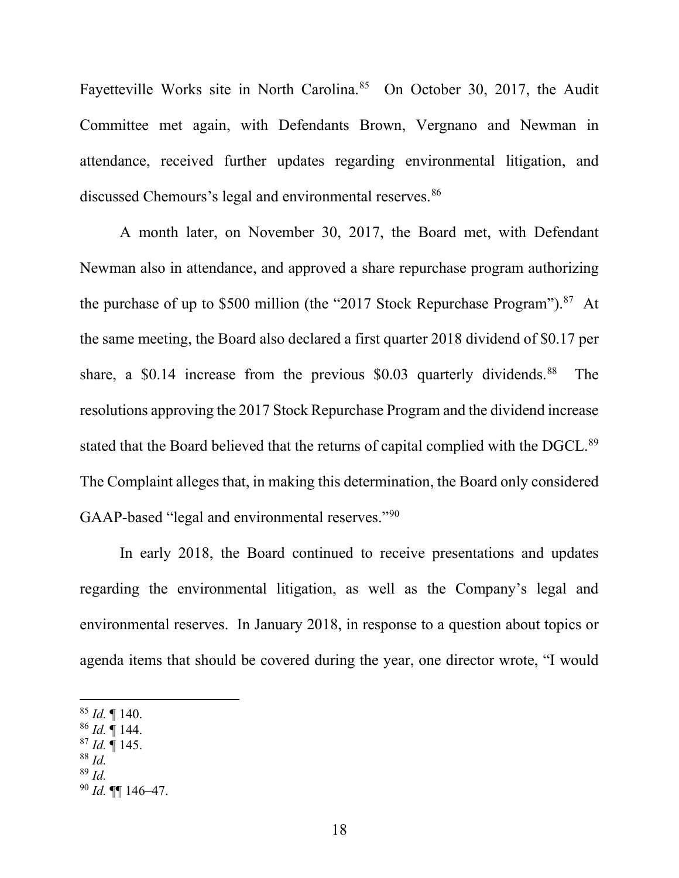Fayetteville Works site in North Carolina.[85] On October 30, 2017, the Audit Committee met again, with Defendants Brown, Vergnano and Newman in attendance, received further updates regarding environmental litigation, and discussed Chemours's legal and environmental reserves.[86]

A month later, on November 30, 2017, the Board met, with Defendant Newman also in attendance, and approved a share repurchase program authorizing the purchase of up to $500 million (the "2017 Stock Repurchase Program").[87] At the same meeting, the Board also declared a first quarter 2018 dividend of $0.17 per share, a $0.14 increase from the previous $0.03 quarterly dividends.[88] The resolutions approving the 2017 Stock Repurchase Program and the dividend increase stated that the Board believed that the returns of capital complied with the DGCL.[89] The Complaint alleges that, in making this determination, the Board only considered GAAP-based "legal and environmental reserves."[90]

In early 2018, the Board continued to receive presentations and updates regarding the environmental litigation, as well as the Company's legal and environmental reserves. In January 2018, in response to a question about topics or agenda items that should be covered during the year, one director wrote, "I would

---

[85] *Id.* ¶ 140.
[86] *Id.* ¶ 144.
[87] *Id.* ¶ 145.
[88] *Id.*
[89] *Id.*
[90] *Id.* ¶¶ 146–47.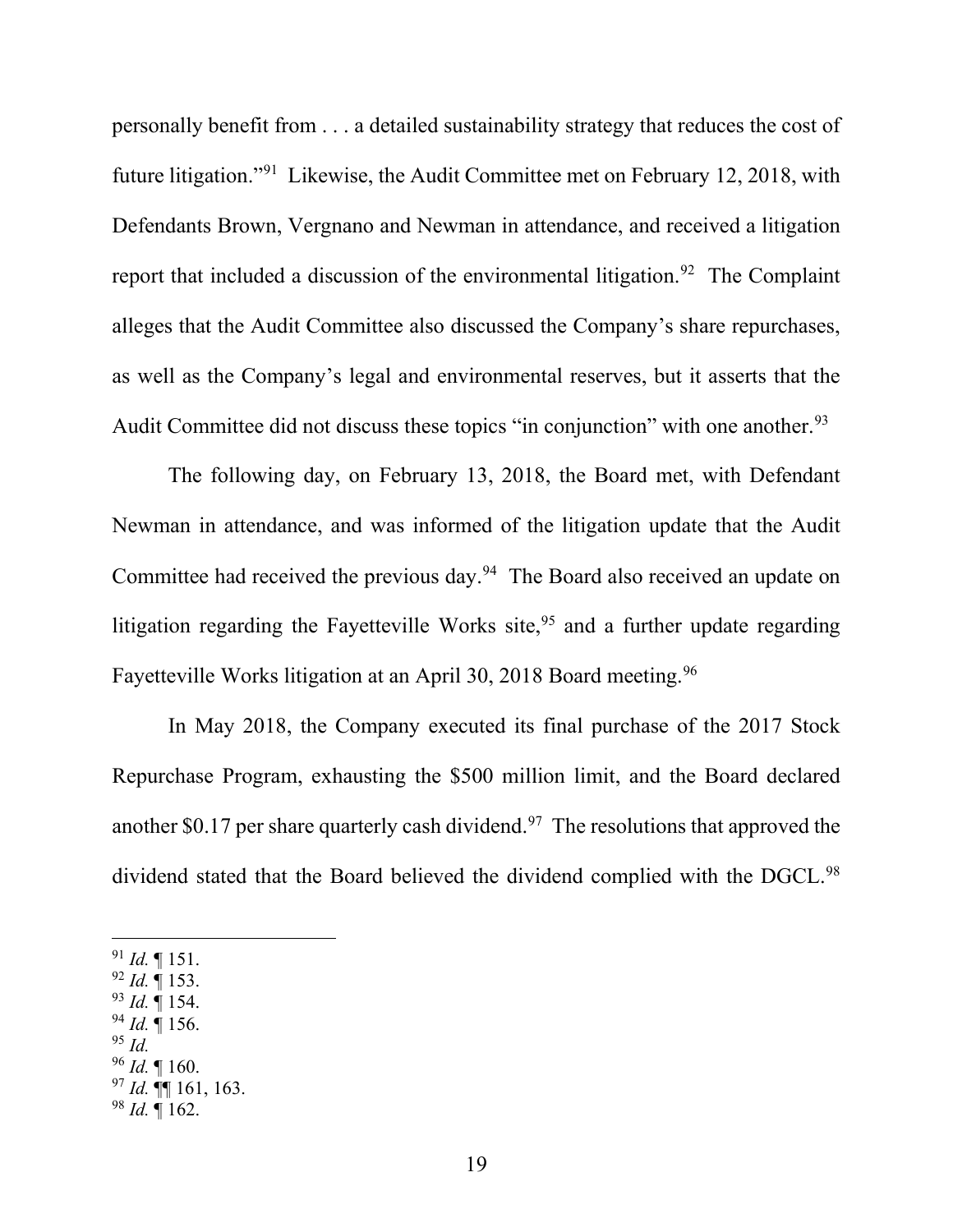personally benefit from . . . a detailed sustainability strategy that reduces the cost of future litigation."[91] Likewise, the Audit Committee met on February 12, 2018, with Defendants Brown, Vergnano and Newman in attendance, and received a litigation report that included a discussion of the environmental litigation.[92] The Complaint alleges that the Audit Committee also discussed the Company's share repurchases, as well as the Company's legal and environmental reserves, but it asserts that the Audit Committee did not discuss these topics "in conjunction" with one another.[93]

The following day, on February 13, 2018, the Board met, with Defendant Newman in attendance, and was informed of the litigation update that the Audit Committee had received the previous day.[94] The Board also received an update on litigation regarding the Fayetteville Works site,[95] and a further update regarding Fayetteville Works litigation at an April 30, 2018 Board meeting.[96]

In May 2018, the Company executed its final purchase of the 2017 Stock Repurchase Program, exhausting the $500 million limit, and the Board declared another $0.17 per share quarterly cash dividend.[97] The resolutions that approved the dividend stated that the Board believed the dividend complied with the DGCL.[98]

---

[91] *Id.* ¶ 151.
[92] *Id.* ¶ 153.
[93] *Id.* ¶ 154.
[94] *Id.* ¶ 156.
[95] *Id.*
[96] *Id.* ¶ 160.
[97] *Id.* ¶¶ 161, 163.
[98] *Id.* ¶ 162.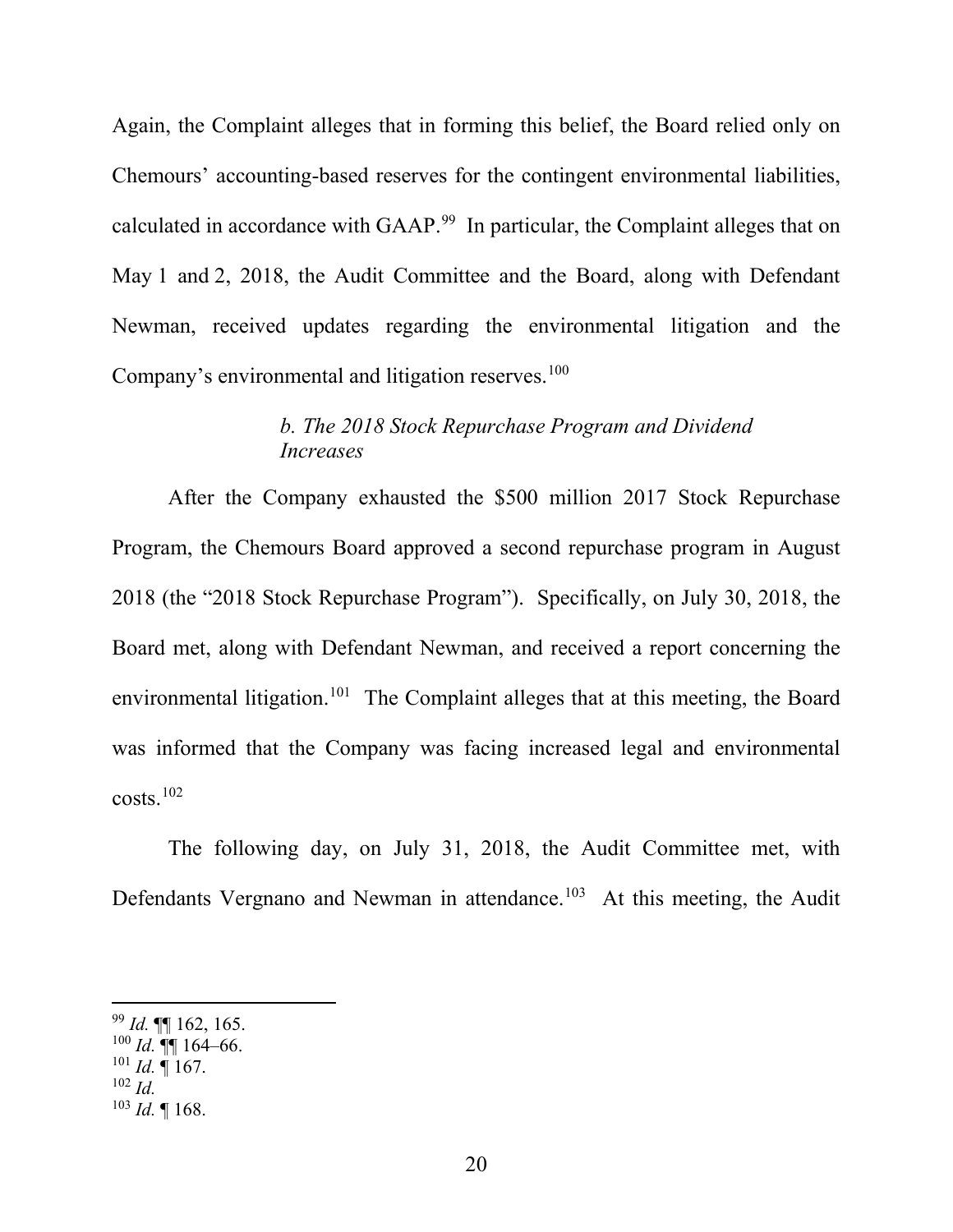Again, the Complaint alleges that in forming this belief, the Board relied only on Chemours' accounting-based reserves for the contingent environmental liabilities, calculated in accordance with GAAP.[99] In particular, the Complaint alleges that on May 1 and 2, 2018, the Audit Committee and the Board, along with Defendant Newman, received updates regarding the environmental litigation and the Company's environmental and litigation reserves.[100]

*b. The 2018 Stock Repurchase Program and Dividend Increases*

After the Company exhausted the $500 million 2017 Stock Repurchase Program, the Chemours Board approved a second repurchase program in August 2018 (the "2018 Stock Repurchase Program"). Specifically, on July 30, 2018, the Board met, along with Defendant Newman, and received a report concerning the environmental litigation.[101] The Complaint alleges that at this meeting, the Board was informed that the Company was facing increased legal and environmental costs.[102]

The following day, on July 31, 2018, the Audit Committee met, with Defendants Vergnano and Newman in attendance.[103] At this meeting, the Audit

---

[99] *Id.* ¶¶ 162, 165.
[100] *Id.* ¶¶ 164–66.
[101] *Id.* ¶ 167.
[102] *Id.*
[103] *Id.* ¶ 168.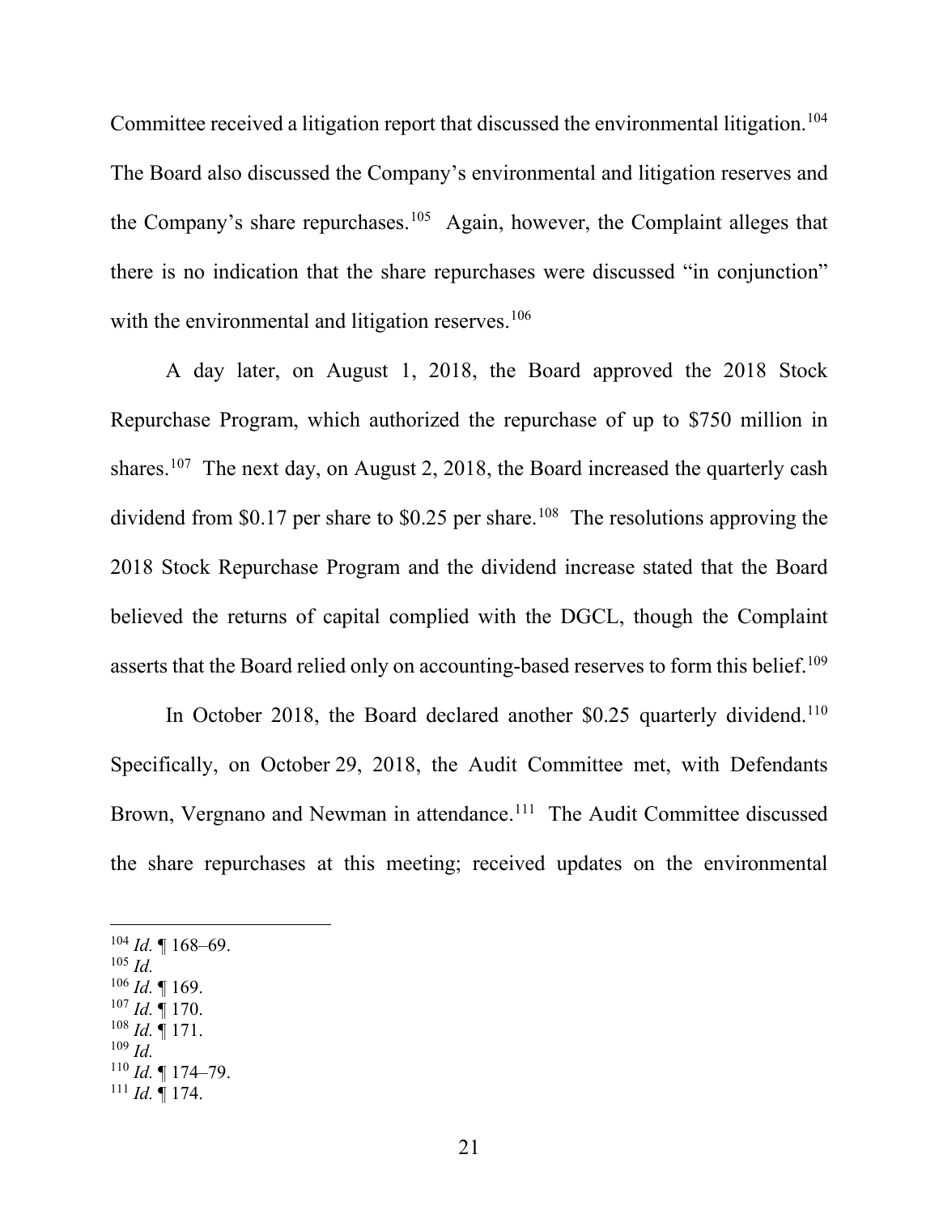Committee received a litigation report that discussed the environmental litigation.[104] The Board also discussed the Company's environmental and litigation reserves and the Company's share repurchases.[105] Again, however, the Complaint alleges that there is no indication that the share repurchases were discussed "in conjunction" with the environmental and litigation reserves.[106]

A day later, on August 1, 2018, the Board approved the 2018 Stock Repurchase Program, which authorized the repurchase of up to $750 million in shares.[107] The next day, on August 2, 2018, the Board increased the quarterly cash dividend from $0.17 per share to $0.25 per share.[108] The resolutions approving the 2018 Stock Repurchase Program and the dividend increase stated that the Board believed the returns of capital complied with the DGCL, though the Complaint asserts that the Board relied only on accounting-based reserves to form this belief.[109]

In October 2018, the Board declared another $0.25 quarterly dividend.[110] Specifically, on October 29, 2018, the Audit Committee met, with Defendants Brown, Vergnano and Newman in attendance.[111] The Audit Committee discussed the share repurchases at this meeting; received updates on the environmental

---

[104] *Id.* ¶ 168–69.
[105] *Id.*
[106] *Id.* ¶ 169.
[107] *Id.* ¶ 170.
[108] *Id.* ¶ 171.
[109] *Id.*
[110] *Id.* ¶ 174–79.
[111] *Id.* ¶ 174.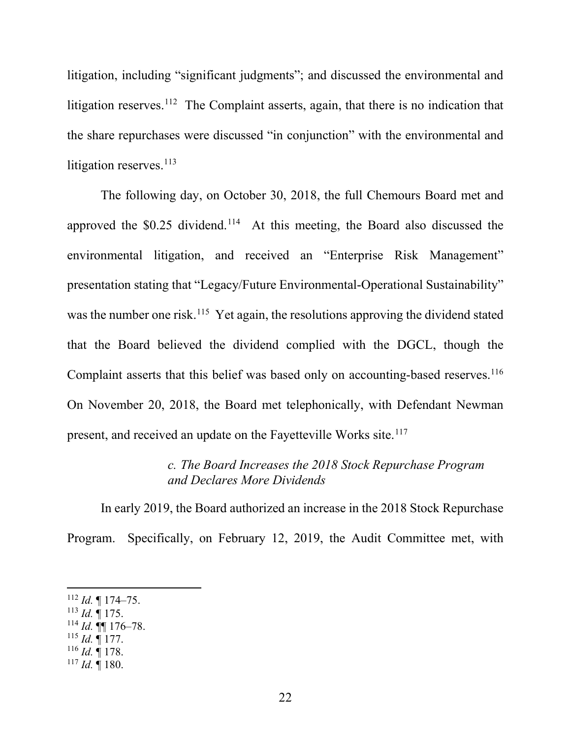litigation, including "significant judgments"; and discussed the environmental and litigation reserves.[112] The Complaint asserts, again, that there is no indication that the share repurchases were discussed "in conjunction" with the environmental and litigation reserves.[113]

The following day, on October 30, 2018, the full Chemours Board met and approved the $0.25 dividend.[114] At this meeting, the Board also discussed the environmental litigation, and received an "Enterprise Risk Management" presentation stating that "Legacy/Future Environmental-Operational Sustainability" was the number one risk.[115] Yet again, the resolutions approving the dividend stated that the Board believed the dividend complied with the DGCL, though the Complaint asserts that this belief was based only on accounting-based reserves.[116] On November 20, 2018, the Board met telephonically, with Defendant Newman present, and received an update on the Fayetteville Works site.[117]

*c. The Board Increases the 2018 Stock Repurchase Program and Declares More Dividends*

In early 2019, the Board authorized an increase in the 2018 Stock Repurchase Program. Specifically, on February 12, 2019, the Audit Committee met, with

---

[112] *Id.* ¶ 174–75.
[113] *Id.* ¶ 175.
[114] *Id.* ¶¶ 176–78.
[115] *Id.* ¶ 177.
[116] *Id.* ¶ 178.
[117] *Id.* ¶ 180.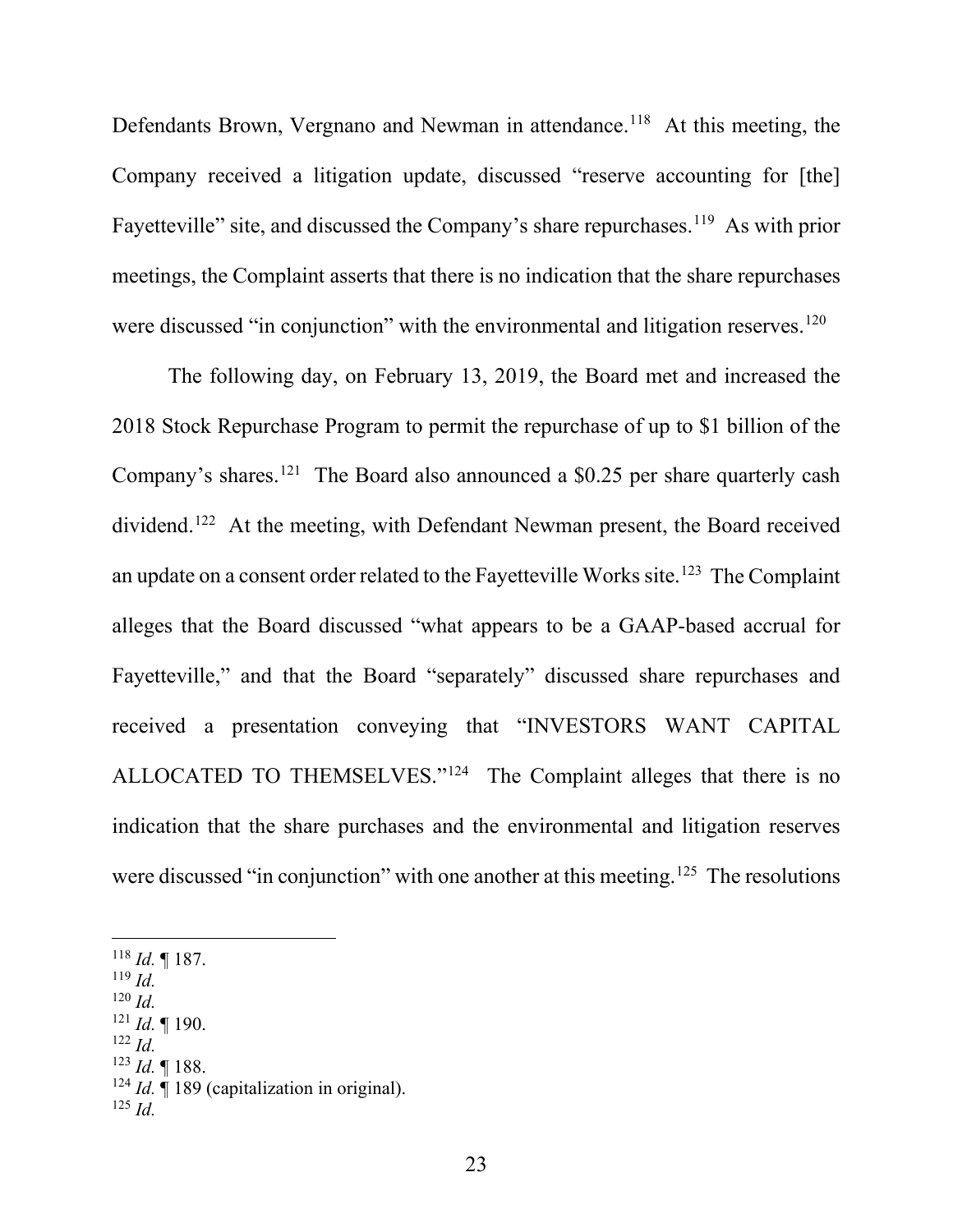Defendants Brown, Vergnano and Newman in attendance.[118] At this meeting, the Company received a litigation update, discussed "reserve accounting for [the] Fayetteville" site, and discussed the Company's share repurchases.[119] As with prior meetings, the Complaint asserts that there is no indication that the share repurchases were discussed "in conjunction" with the environmental and litigation reserves.[120]

The following day, on February 13, 2019, the Board met and increased the 2018 Stock Repurchase Program to permit the repurchase of up to $1 billion of the Company's shares.[121] The Board also announced a $0.25 per share quarterly cash dividend.[122] At the meeting, with Defendant Newman present, the Board received an update on a consent order related to the Fayetteville Works site.[123] The Complaint alleges that the Board discussed "what appears to be a GAAP-based accrual for Fayetteville," and that the Board "separately" discussed share repurchases and received a presentation conveying that "INVESTORS WANT CAPITAL ALLOCATED TO THEMSELVES."[124] The Complaint alleges that there is no indication that the share purchases and the environmental and litigation reserves were discussed "in conjunction" with one another at this meeting.[125] The resolutions

---

[118] *Id.* ¶ 187.
[119] *Id.*
[120] *Id.*
[121] *Id.* ¶ 190.
[122] *Id.*
[123] *Id.* ¶ 188.
[124] *Id.* ¶ 189 (capitalization in original).
[125] *Id.*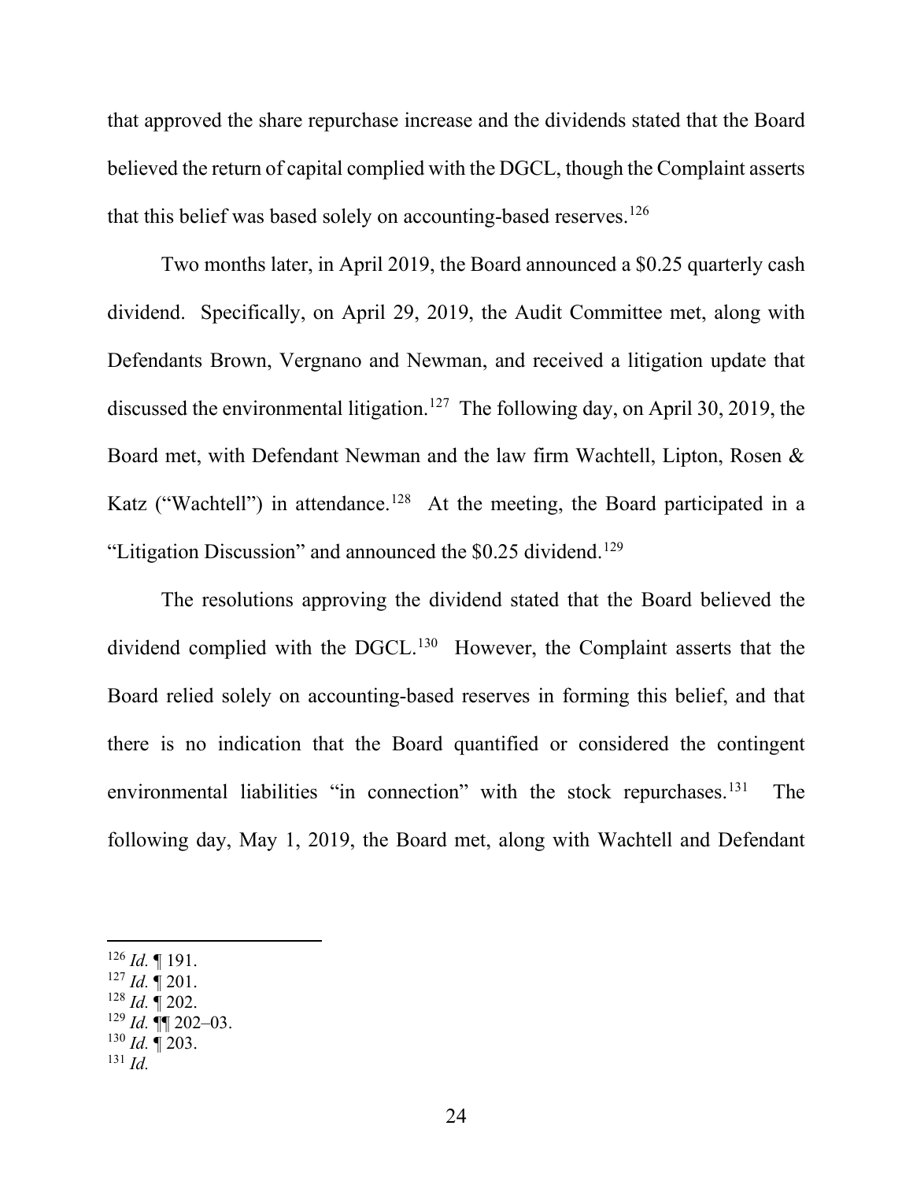that approved the share repurchase increase and the dividends stated that the Board believed the return of capital complied with the DGCL, though the Complaint asserts that this belief was based solely on accounting-based reserves.[126]

Two months later, in April 2019, the Board announced a $0.25 quarterly cash dividend. Specifically, on April 29, 2019, the Audit Committee met, along with Defendants Brown, Vergnano and Newman, and received a litigation update that discussed the environmental litigation.[127] The following day, on April 30, 2019, the Board met, with Defendant Newman and the law firm Wachtell, Lipton, Rosen & Katz ("Wachtell") in attendance.[128] At the meeting, the Board participated in a "Litigation Discussion" and announced the $0.25 dividend.[129]

The resolutions approving the dividend stated that the Board believed the dividend complied with the DGCL.[130] However, the Complaint asserts that the Board relied solely on accounting-based reserves in forming this belief, and that there is no indication that the Board quantified or considered the contingent environmental liabilities "in connection" with the stock repurchases.[131] The following day, May 1, 2019, the Board met, along with Wachtell and Defendant

---

[126] *Id.* ¶ 191.
[127] *Id.* ¶ 201.
[128] *Id.* ¶ 202.
[129] *Id.* ¶¶ 202–03.
[130] *Id.* ¶ 203.
[131] *Id.*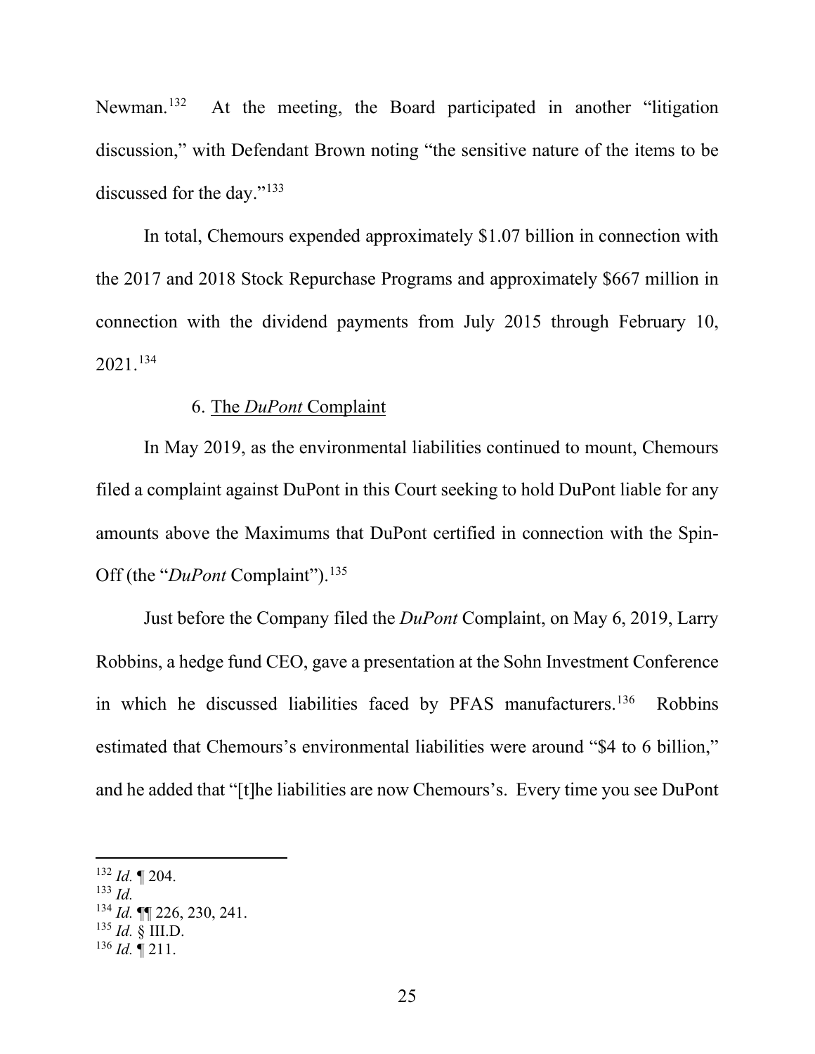Newman.[132] At the meeting, the Board participated in another "litigation discussion," with Defendant Brown noting "the sensitive nature of the items to be discussed for the day."[133]

In total, Chemours expended approximately $1.07 billion in connection with the 2017 and 2018 Stock Repurchase Programs and approximately $667 million in connection with the dividend payments from July 2015 through February 10, 2021.[134]

### 6. The *DuPont* Complaint

In May 2019, as the environmental liabilities continued to mount, Chemours filed a complaint against DuPont in this Court seeking to hold DuPont liable for any amounts above the Maximums that DuPont certified in connection with the Spin-Off (the "*DuPont* Complaint").[135]

Just before the Company filed the *DuPont* Complaint, on May 6, 2019, Larry Robbins, a hedge fund CEO, gave a presentation at the Sohn Investment Conference in which he discussed liabilities faced by PFAS manufacturers.[136] Robbins estimated that Chemours's environmental liabilities were around "$4 to 6 billion," and he added that "[t]he liabilities are now Chemours's. Every time you see DuPont

---

[132] *Id.* ¶ 204.

[133] *Id.*

[134] *Id.* ¶¶ 226, 230, 241.

[135] *Id.* § III.D.

[136] *Id.* ¶ 211.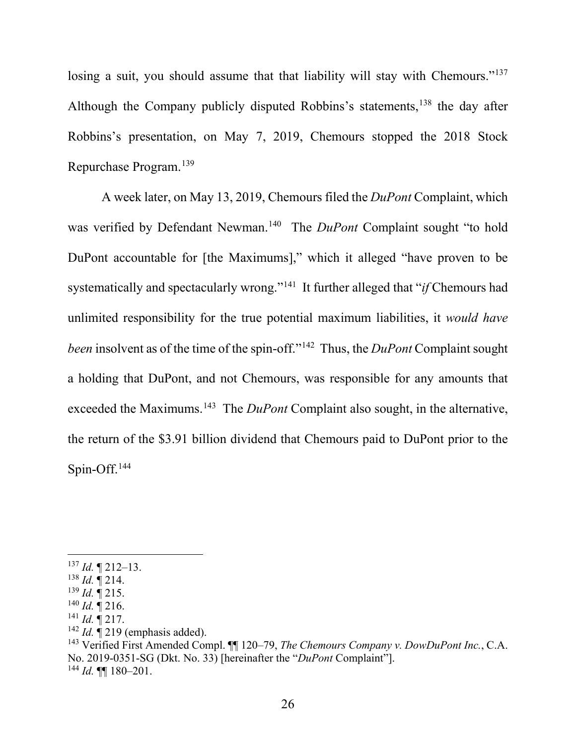losing a suit, you should assume that that liability will stay with Chemours."[137] Although the Company publicly disputed Robbins's statements,[138] the day after Robbins's presentation, on May 7, 2019, Chemours stopped the 2018 Stock Repurchase Program.[139]

A week later, on May 13, 2019, Chemours filed the *DuPont* Complaint, which was verified by Defendant Newman.[140] The *DuPont* Complaint sought "to hold DuPont accountable for [the Maximums]," which it alleged "have proven to be systematically and spectacularly wrong."[141] It further alleged that "*if* Chemours had unlimited responsibility for the true potential maximum liabilities, it *would have been* insolvent as of the time of the spin-off."[142] Thus, the *DuPont* Complaint sought a holding that DuPont, and not Chemours, was responsible for any amounts that exceeded the Maximums.[143] The *DuPont* Complaint also sought, in the alternative, the return of the $3.91 billion dividend that Chemours paid to DuPont prior to the Spin-Off.[144]

---

[137] *Id.* ¶ 212–13.
[138] *Id.* ¶ 214.
[139] *Id.* ¶ 215.
[140] *Id.* ¶ 216.
[141] *Id.* ¶ 217.
[142] *Id.* ¶ 219 (emphasis added).
[143] Verified First Amended Compl. ¶¶ 120–79, *The Chemours Company v. DowDuPont Inc.*, C.A. No. 2019-0351-SG (Dkt. No. 33) [hereinafter the "*DuPont* Complaint"].
[144] *Id.* ¶¶ 180–201.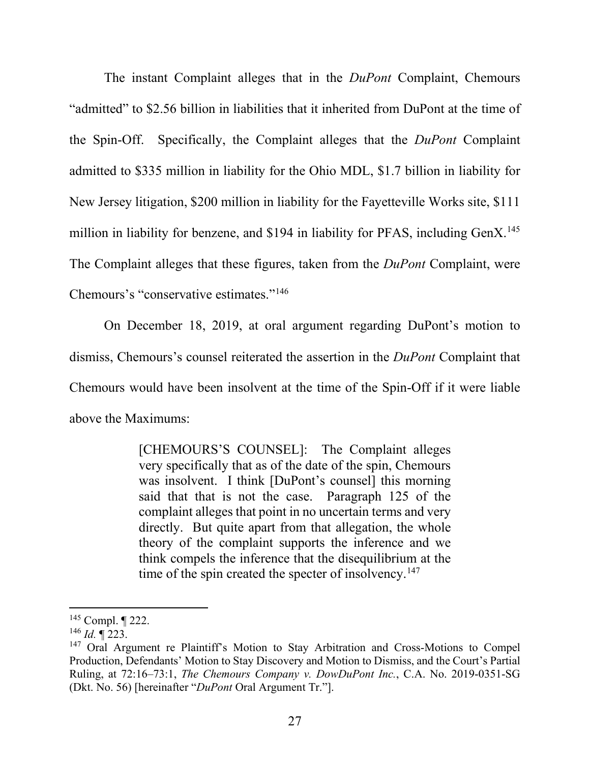The instant Complaint alleges that in the *DuPont* Complaint, Chemours "admitted" to $2.56 billion in liabilities that it inherited from DuPont at the time of the Spin-Off. Specifically, the Complaint alleges that the *DuPont* Complaint admitted to $335 million in liability for the Ohio MDL, $1.7 billion in liability for New Jersey litigation, $200 million in liability for the Fayetteville Works site, $111 million in liability for benzene, and $194 in liability for PFAS, including GenX.[145] The Complaint alleges that these figures, taken from the *DuPont* Complaint, were Chemours's "conservative estimates."[146]

On December 18, 2019, at oral argument regarding DuPont's motion to dismiss, Chemours's counsel reiterated the assertion in the *DuPont* Complaint that Chemours would have been insolvent at the time of the Spin-Off if it were liable above the Maximums:

> [CHEMOURS'S COUNSEL]: The Complaint alleges very specifically that as of the date of the spin, Chemours was insolvent. I think [DuPont's counsel] this morning said that that is not the case. Paragraph 125 of the complaint alleges that point in no uncertain terms and very directly. But quite apart from that allegation, the whole theory of the complaint supports the inference and we think compels the inference that the disequilibrium at the time of the spin created the specter of insolvency.[147]

---

[145] Compl. ¶ 222.

[146] *Id.* ¶ 223.

[147] Oral Argument re Plaintiff's Motion to Stay Arbitration and Cross-Motions to Compel Production, Defendants' Motion to Stay Discovery and Motion to Dismiss, and the Court's Partial Ruling, at 72:16–73:1, *The Chemours Company v. DowDuPont Inc.*, C.A. No. 2019-0351-SG (Dkt. No. 56) [hereinafter "*DuPont* Oral Argument Tr."].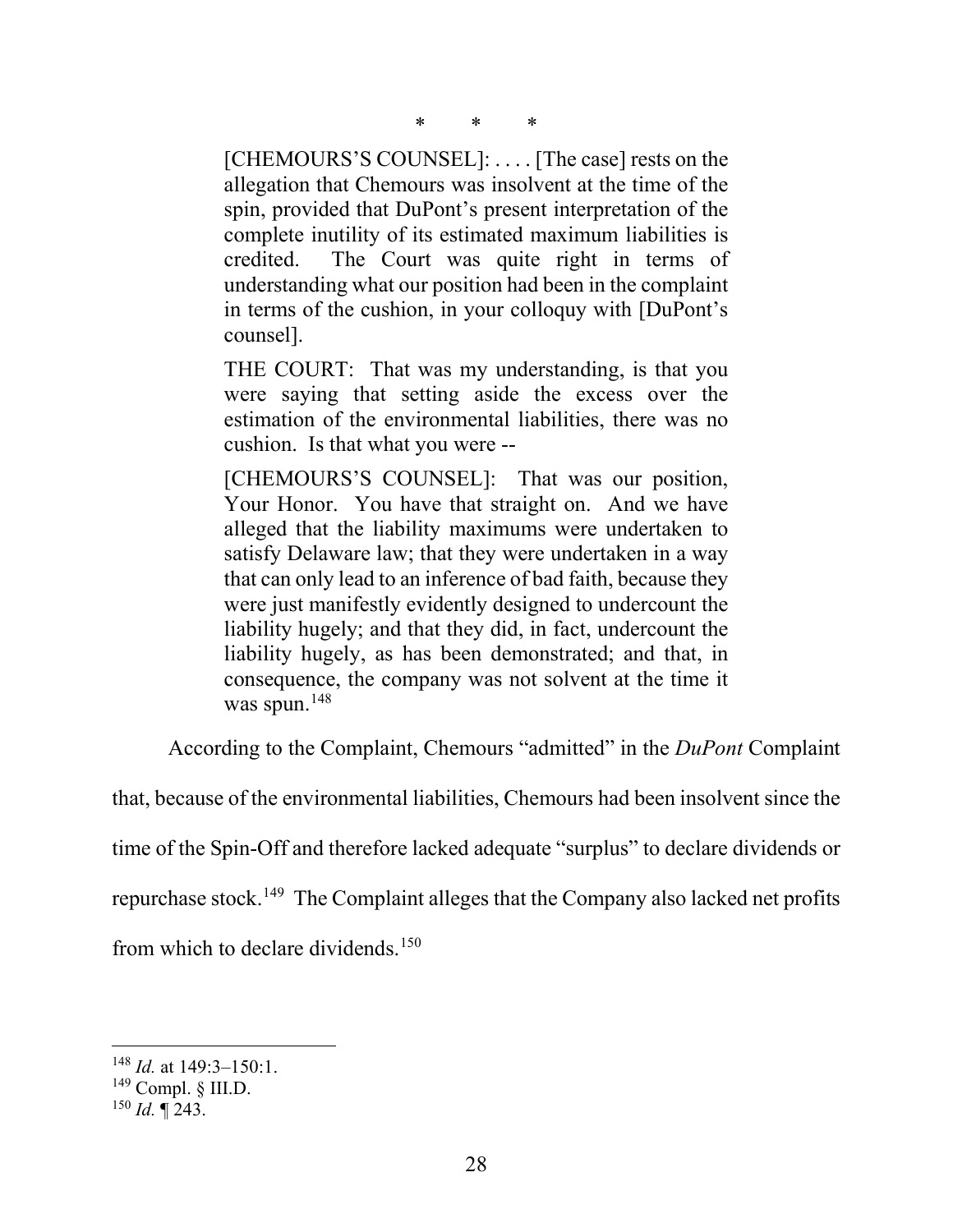\*   \*   \*

> [CHEMOURS'S COUNSEL]: . . . . [The case] rests on the allegation that Chemours was insolvent at the time of the spin, provided that DuPont's present interpretation of the complete inutility of its estimated maximum liabilities is credited. The Court was quite right in terms of understanding what our position had been in the complaint in terms of the cushion, in your colloquy with [DuPont's counsel].
>
> THE COURT: That was my understanding, is that you were saying that setting aside the excess over the estimation of the environmental liabilities, there was no cushion. Is that what you were --
>
> [CHEMOURS'S COUNSEL]: That was our position, Your Honor. You have that straight on. And we have alleged that the liability maximums were undertaken to satisfy Delaware law; that they were undertaken in a way that can only lead to an inference of bad faith, because they were just manifestly evidently designed to undercount the liability hugely; and that they did, in fact, undercount the liability hugely, as has been demonstrated; and that, in consequence, the company was not solvent at the time it was spun.[148]

According to the Complaint, Chemours "admitted" in the *DuPont* Complaint that, because of the environmental liabilities, Chemours had been insolvent since the time of the Spin-Off and therefore lacked adequate "surplus" to declare dividends or repurchase stock.[149] The Complaint alleges that the Company also lacked net profits from which to declare dividends.[150]

---

[148] *Id.* at 149:3–150:1.

[149] Compl. § III.D.

[150] *Id.* ¶ 243.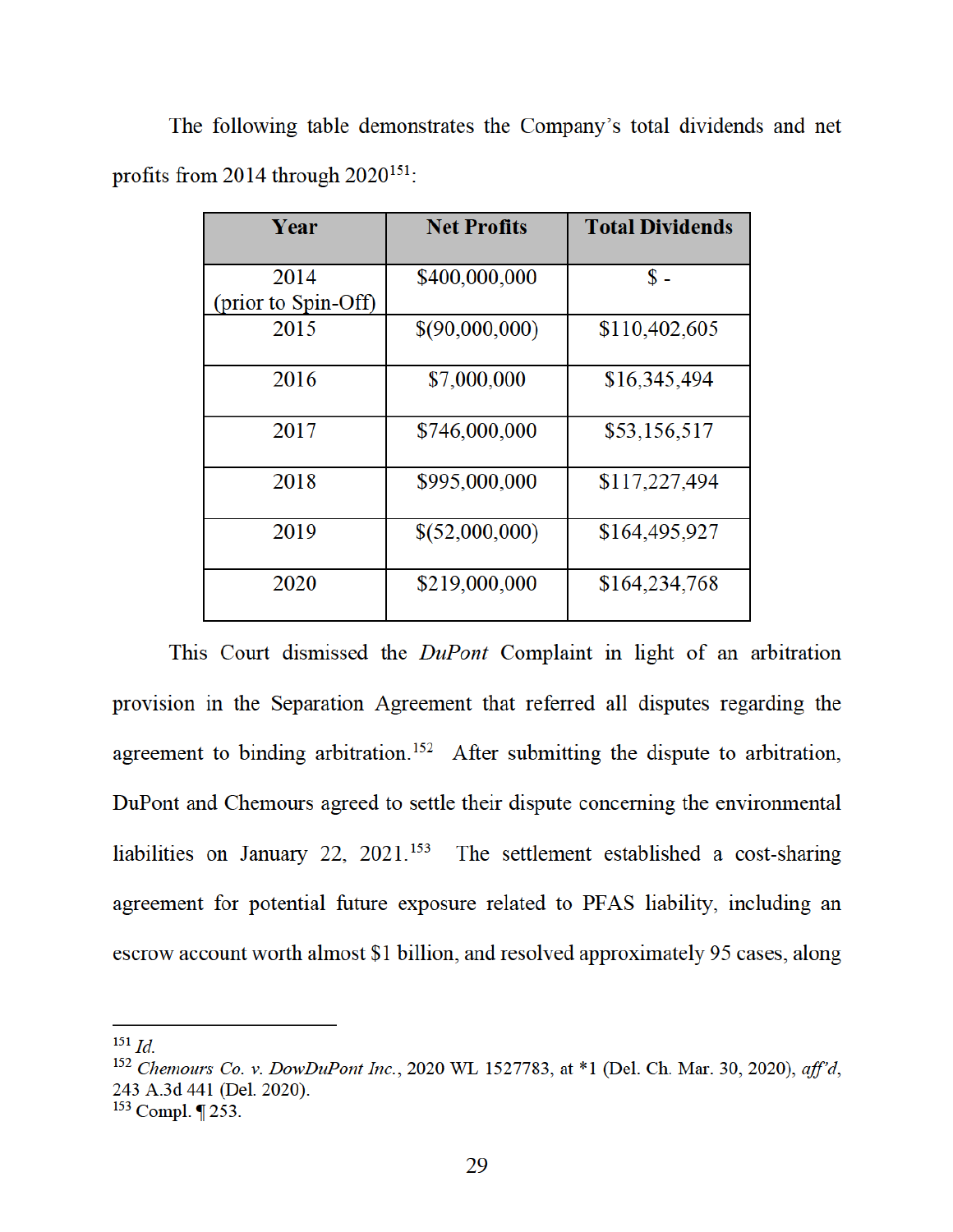The following table demonstrates the Company's total dividends and net profits from 2014 through 2020[151]:

| Year | Net Profits | Total Dividends |
|---|---|---|
| 2014 (prior to Spin-Off) | $400,000,000 | $ - |
| 2015 | $(90,000,000) | $110,402,605 |
| 2016 | $7,000,000 | $16,345,494 |
| 2017 | $746,000,000 | $53,156,517 |
| 2018 | $995,000,000 | $117,227,494 |
| 2019 | $(52,000,000) | $164,495,927 |
| 2020 | $219,000,000 | $164,234,768 |

This Court dismissed the *DuPont* Complaint in light of an arbitration provision in the Separation Agreement that referred all disputes regarding the agreement to binding arbitration.[152] After submitting the dispute to arbitration, DuPont and Chemours agreed to settle their dispute concerning the environmental liabilities on January 22, 2021.[153] The settlement established a cost-sharing agreement for potential future exposure related to PFAS liability, including an escrow account worth almost $1 billion, and resolved approximately 95 cases, along

---

[151] *Id.*

[152] *Chemours Co. v. DowDuPont Inc.*, 2020 WL 1527783, at *1 (Del. Ch. Mar. 30, 2020), *aff'd*, 243 A.3d 441 (Del. 2020).

[153] Compl. ¶ 253.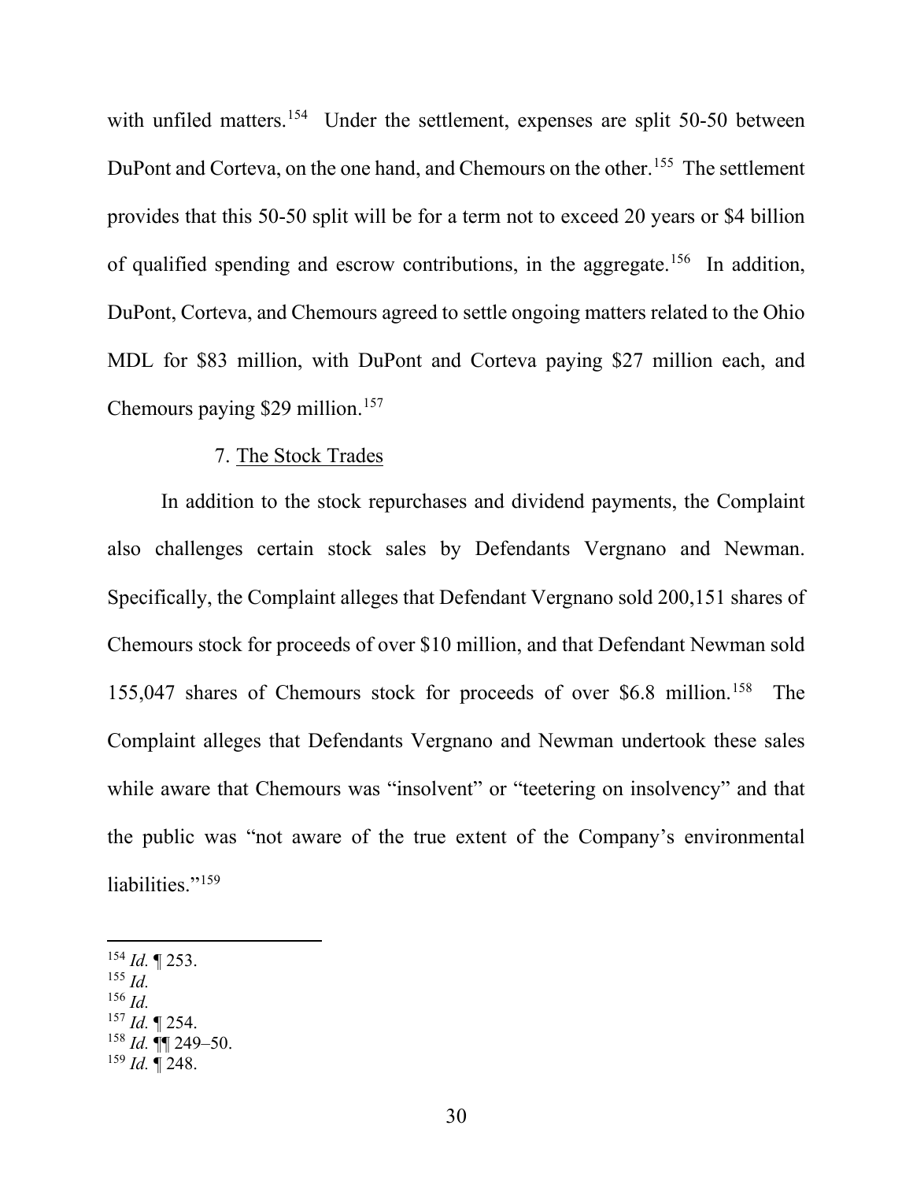with unfiled matters.[154] Under the settlement, expenses are split 50-50 between DuPont and Corteva, on the one hand, and Chemours on the other.[155] The settlement provides that this 50-50 split will be for a term not to exceed 20 years or $4 billion of qualified spending and escrow contributions, in the aggregate.[156] In addition, DuPont, Corteva, and Chemours agreed to settle ongoing matters related to the Ohio MDL for $83 million, with DuPont and Corteva paying $27 million each, and Chemours paying $29 million.[157]

7. The Stock Trades

In addition to the stock repurchases and dividend payments, the Complaint also challenges certain stock sales by Defendants Vergnano and Newman. Specifically, the Complaint alleges that Defendant Vergnano sold 200,151 shares of Chemours stock for proceeds of over $10 million, and that Defendant Newman sold 155,047 shares of Chemours stock for proceeds of over $6.8 million.[158] The Complaint alleges that Defendants Vergnano and Newman undertook these sales while aware that Chemours was "insolvent" or "teetering on insolvency" and that the public was "not aware of the true extent of the Company's environmental liabilities."[159]

---

[154] *Id.* ¶ 253.
[155] *Id.*
[156] *Id.*
[157] *Id.* ¶ 254.
[158] *Id.* ¶¶ 249–50.
[159] *Id.* ¶ 248.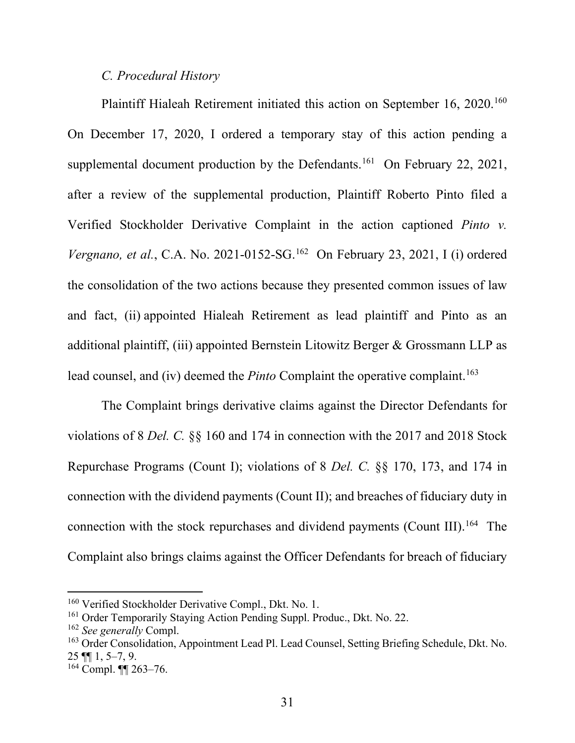*C. Procedural History*

Plaintiff Hialeah Retirement initiated this action on September 16, 2020.[160] On December 17, 2020, I ordered a temporary stay of this action pending a supplemental document production by the Defendants.[161] On February 22, 2021, after a review of the supplemental production, Plaintiff Roberto Pinto filed a Verified Stockholder Derivative Complaint in the action captioned *Pinto v. Vergnano, et al.*, C.A. No. 2021-0152-SG.[162] On February 23, 2021, I (i) ordered the consolidation of the two actions because they presented common issues of law and fact, (ii) appointed Hialeah Retirement as lead plaintiff and Pinto as an additional plaintiff, (iii) appointed Bernstein Litowitz Berger & Grossmann LLP as lead counsel, and (iv) deemed the *Pinto* Complaint the operative complaint.[163]

The Complaint brings derivative claims against the Director Defendants for violations of 8 *Del. C.* §§ 160 and 174 in connection with the 2017 and 2018 Stock Repurchase Programs (Count I); violations of 8 *Del. C.* §§ 170, 173, and 174 in connection with the dividend payments (Count II); and breaches of fiduciary duty in connection with the stock repurchases and dividend payments (Count III).[164] The Complaint also brings claims against the Officer Defendants for breach of fiduciary

---

[160] Verified Stockholder Derivative Compl., Dkt. No. 1.

[161] Order Temporarily Staying Action Pending Suppl. Produc., Dkt. No. 22.

[162] *See generally* Compl.

[163] Order Consolidation, Appointment Lead Pl. Lead Counsel, Setting Briefing Schedule, Dkt. No. 25 ¶¶ 1, 5–7, 9.

[164] Compl. ¶¶ 263–76.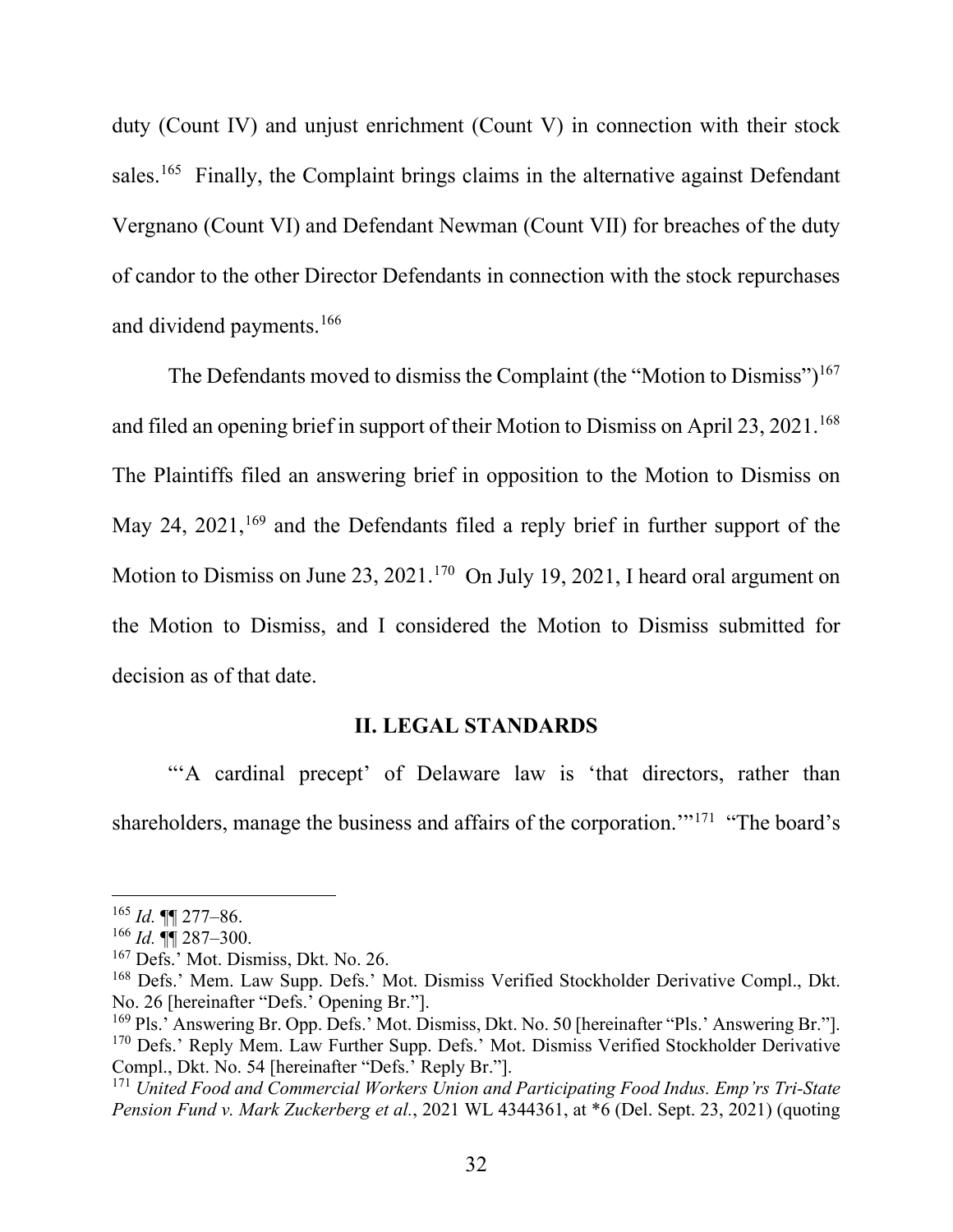duty (Count IV) and unjust enrichment (Count V) in connection with their stock sales.[165] Finally, the Complaint brings claims in the alternative against Defendant Vergnano (Count VI) and Defendant Newman (Count VII) for breaches of the duty of candor to the other Director Defendants in connection with the stock repurchases and dividend payments.[166]

The Defendants moved to dismiss the Complaint (the "Motion to Dismiss")[167] and filed an opening brief in support of their Motion to Dismiss on April 23, 2021.[168] The Plaintiffs filed an answering brief in opposition to the Motion to Dismiss on May 24, 2021,[169] and the Defendants filed a reply brief in further support of the Motion to Dismiss on June 23, 2021.[170] On July 19, 2021, I heard oral argument on the Motion to Dismiss, and I considered the Motion to Dismiss submitted for decision as of that date.

## II. LEGAL STANDARDS

"'A cardinal precept' of Delaware law is 'that directors, rather than shareholders, manage the business and affairs of the corporation.'"[171] "The board's

---

[165] *Id.* ¶¶ 277–86.

[166] *Id.* ¶¶ 287–300.

[167] Defs.' Mot. Dismiss, Dkt. No. 26.

[168] Defs.' Mem. Law Supp. Defs.' Mot. Dismiss Verified Stockholder Derivative Compl., Dkt. No. 26 [hereinafter "Defs.' Opening Br."].

[169] Pls.' Answering Br. Opp. Defs.' Mot. Dismiss, Dkt. No. 50 [hereinafter "Pls.' Answering Br."].

[170] Defs.' Reply Mem. Law Further Supp. Defs.' Mot. Dismiss Verified Stockholder Derivative Compl., Dkt. No. 54 [hereinafter "Defs.' Reply Br."].

[171] *United Food and Commercial Workers Union and Participating Food Indus. Emp'rs Tri-State Pension Fund v. Mark Zuckerberg et al.*, 2021 WL 4344361, at *6 (Del. Sept. 23, 2021) (quoting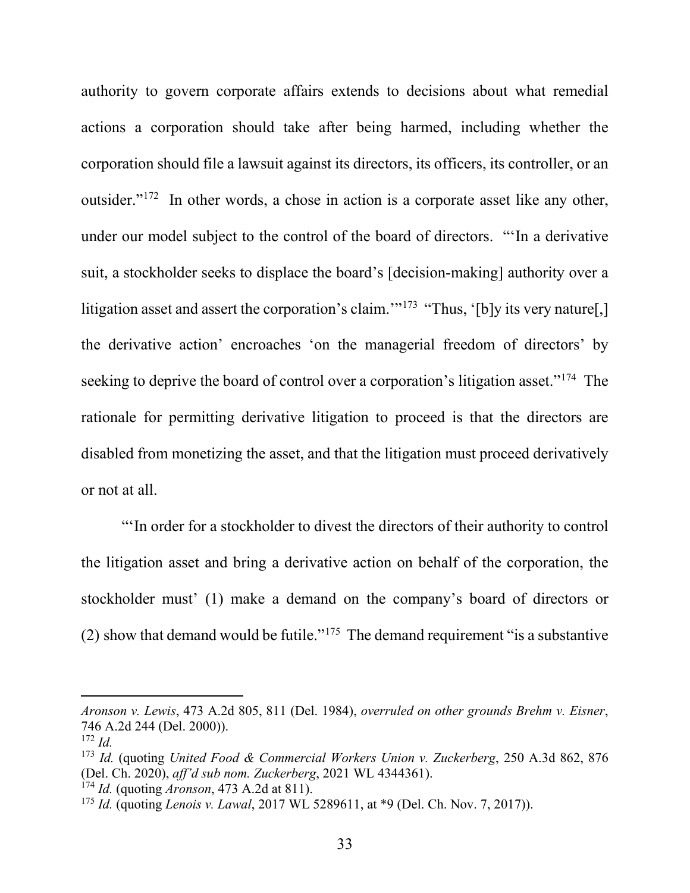authority to govern corporate affairs extends to decisions about what remedial actions a corporation should take after being harmed, including whether the corporation should file a lawsuit against its directors, its officers, its controller, or an outsider."[172] In other words, a chose in action is a corporate asset like any other, under our model subject to the control of the board of directors. "'In a derivative suit, a stockholder seeks to displace the board's [decision-making] authority over a litigation asset and assert the corporation's claim.'"[173] "Thus, '[b]y its very nature[,] the derivative action' encroaches 'on the managerial freedom of directors' by seeking to deprive the board of control over a corporation's litigation asset."[174] The rationale for permitting derivative litigation to proceed is that the directors are disabled from monetizing the asset, and that the litigation must proceed derivatively or not at all.

"'In order for a stockholder to divest the directors of their authority to control the litigation asset and bring a derivative action on behalf of the corporation, the stockholder must' (1) make a demand on the company's board of directors or (2) show that demand would be futile."[175] The demand requirement "is a substantive

---

*Aronson v. Lewis*, 473 A.2d 805, 811 (Del. 1984), *overruled on other grounds Brehm v. Eisner*, 746 A.2d 244 (Del. 2000)).

[172] *Id.*

[173] *Id.* (quoting *United Food & Commercial Workers Union v. Zuckerberg*, 250 A.3d 862, 876 (Del. Ch. 2020), *aff'd sub nom. Zuckerberg*, 2021 WL 4344361).

[174] *Id.* (quoting *Aronson*, 473 A.2d at 811).

[175] *Id.* (quoting *Lenois v. Lawal*, 2017 WL 5289611, at *9 (Del. Ch. Nov. 7, 2017)).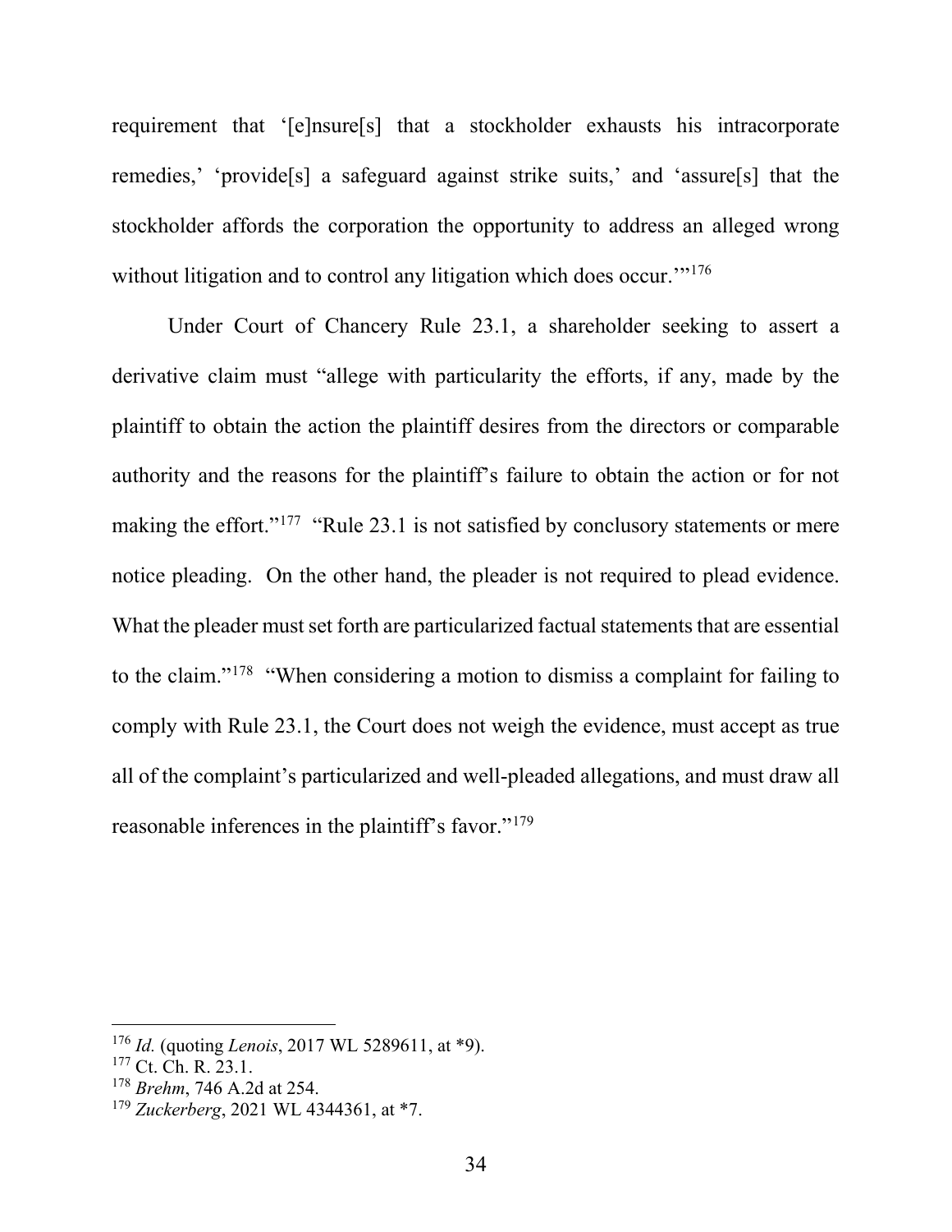requirement that '[e]nsure[s] that a stockholder exhausts his intracorporate remedies,' 'provide[s] a safeguard against strike suits,' and 'assure[s] that the stockholder affords the corporation the opportunity to address an alleged wrong without litigation and to control any litigation which does occur.'"[176]

Under Court of Chancery Rule 23.1, a shareholder seeking to assert a derivative claim must "allege with particularity the efforts, if any, made by the plaintiff to obtain the action the plaintiff desires from the directors or comparable authority and the reasons for the plaintiff's failure to obtain the action or for not making the effort."[177] "Rule 23.1 is not satisfied by conclusory statements or mere notice pleading. On the other hand, the pleader is not required to plead evidence. What the pleader must set forth are particularized factual statements that are essential to the claim."[178] "When considering a motion to dismiss a complaint for failing to comply with Rule 23.1, the Court does not weigh the evidence, must accept as true all of the complaint's particularized and well-pleaded allegations, and must draw all reasonable inferences in the plaintiff's favor."[179]

---

[176] *Id.* (quoting *Lenois*, 2017 WL 5289611, at *9).

[177] Ct. Ch. R. 23.1.

[178] *Brehm*, 746 A.2d at 254.

[179] *Zuckerberg*, 2021 WL 4344361, at *7.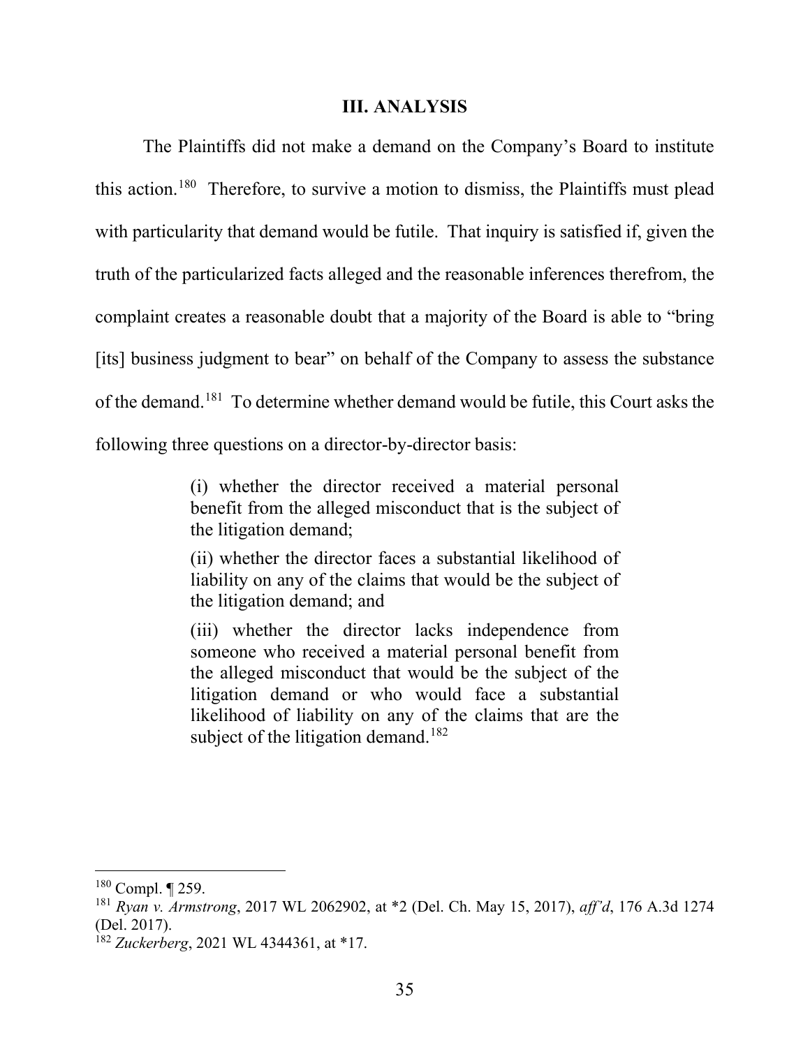## III. ANALYSIS

The Plaintiffs did not make a demand on the Company's Board to institute this action.[180] Therefore, to survive a motion to dismiss, the Plaintiffs must plead with particularity that demand would be futile. That inquiry is satisfied if, given the truth of the particularized facts alleged and the reasonable inferences therefrom, the complaint creates a reasonable doubt that a majority of the Board is able to "bring [its] business judgment to bear" on behalf of the Company to assess the substance of the demand.[181] To determine whether demand would be futile, this Court asks the following three questions on a director-by-director basis:

> (i) whether the director received a material personal benefit from the alleged misconduct that is the subject of the litigation demand;
>
> (ii) whether the director faces a substantial likelihood of liability on any of the claims that would be the subject of the litigation demand; and
>
> (iii) whether the director lacks independence from someone who received a material personal benefit from the alleged misconduct that would be the subject of the litigation demand or who would face a substantial likelihood of liability on any of the claims that are the subject of the litigation demand.[182]

---

[180] Compl. ¶ 259.

[181] *Ryan v. Armstrong*, 2017 WL 2062902, at *2 (Del. Ch. May 15, 2017), *aff'd*, 176 A.3d 1274 (Del. 2017).

[182] *Zuckerberg*, 2021 WL 4344361, at *17.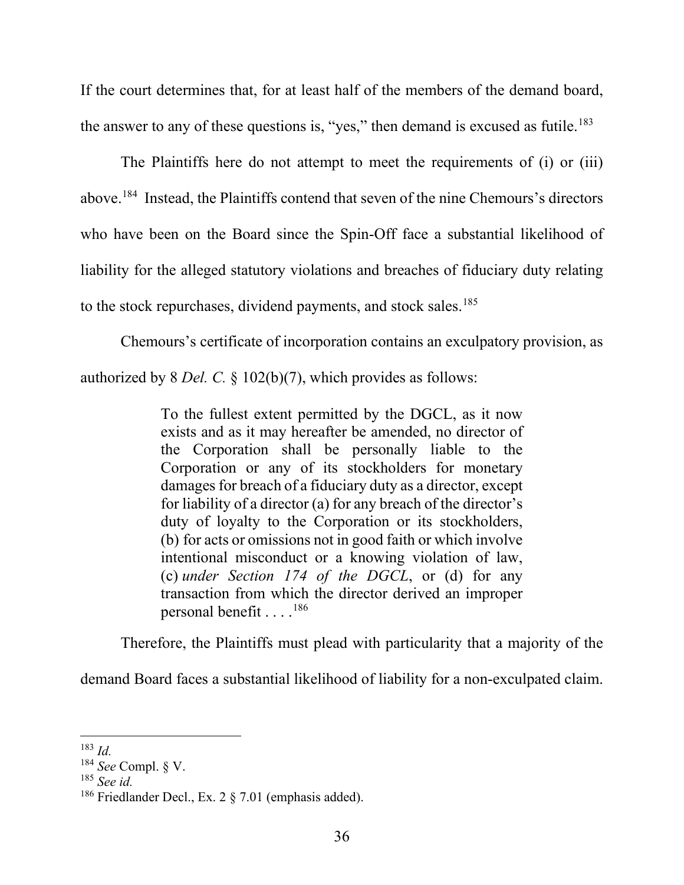If the court determines that, for at least half of the members of the demand board, the answer to any of these questions is, "yes," then demand is excused as futile.[183]

The Plaintiffs here do not attempt to meet the requirements of (i) or (iii) above.[184] Instead, the Plaintiffs contend that seven of the nine Chemours's directors who have been on the Board since the Spin-Off face a substantial likelihood of liability for the alleged statutory violations and breaches of fiduciary duty relating to the stock repurchases, dividend payments, and stock sales.[185]

Chemours's certificate of incorporation contains an exculpatory provision, as authorized by 8 *Del. C.* § 102(b)(7), which provides as follows:

> To the fullest extent permitted by the DGCL, as it now exists and as it may hereafter be amended, no director of the Corporation shall be personally liable to the Corporation or any of its stockholders for monetary damages for breach of a fiduciary duty as a director, except for liability of a director (a) for any breach of the director's duty of loyalty to the Corporation or its stockholders, (b) for acts or omissions not in good faith or which involve intentional misconduct or a knowing violation of law, (c) *under Section 174 of the DGCL*, or (d) for any transaction from which the director derived an improper personal benefit . . . .[186]

Therefore, the Plaintiffs must plead with particularity that a majority of the demand Board faces a substantial likelihood of liability for a non-exculpated claim.

---

[183] *Id.*

[184] *See* Compl. § V.

[185] *See id.*

[186] Friedlander Decl., Ex. 2 § 7.01 (emphasis added).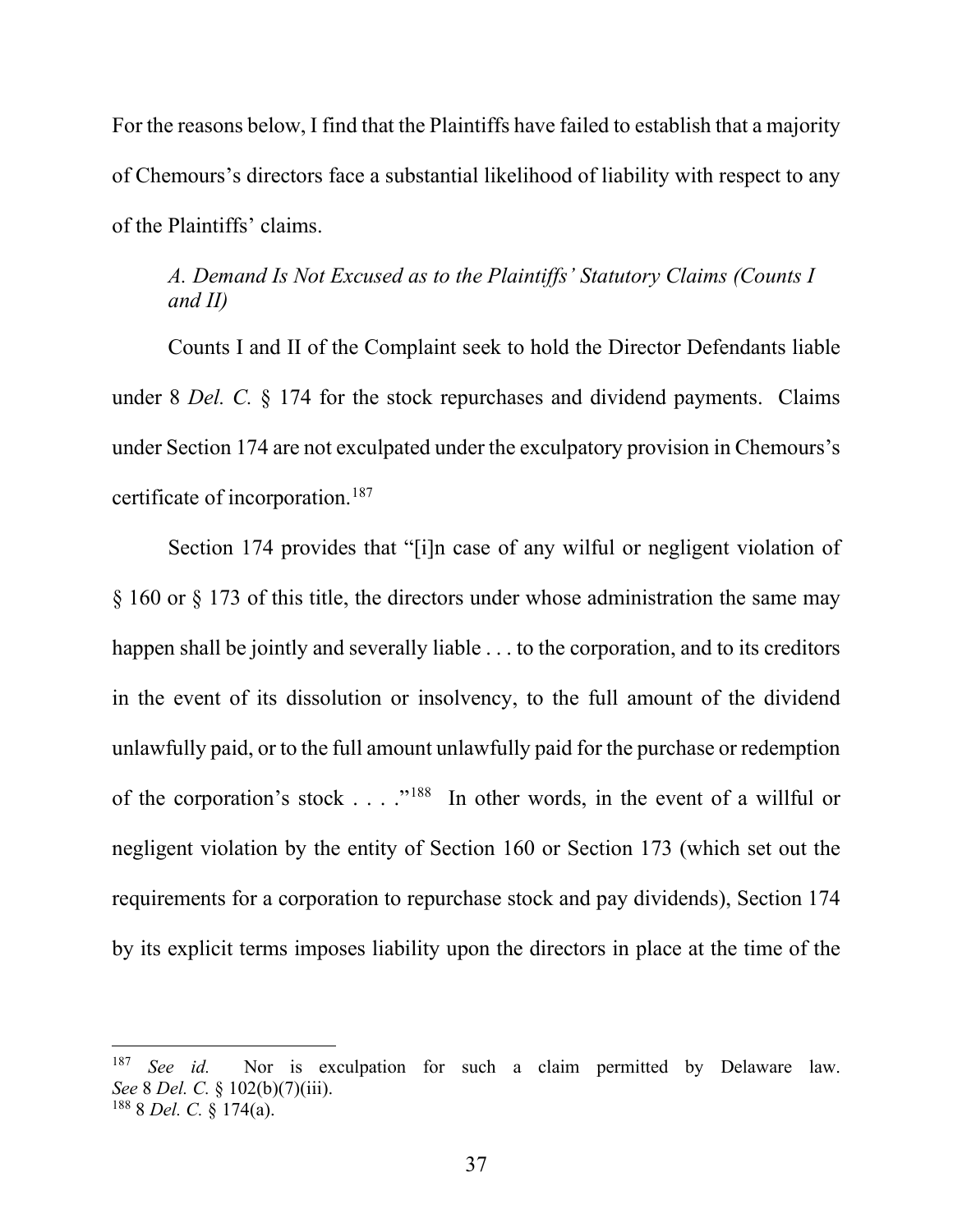For the reasons below, I find that the Plaintiffs have failed to establish that a majority of Chemours's directors face a substantial likelihood of liability with respect to any of the Plaintiffs' claims.

### *A. Demand Is Not Excused as to the Plaintiffs' Statutory Claims (Counts I and II)*

Counts I and II of the Complaint seek to hold the Director Defendants liable under 8 *Del. C.* § 174 for the stock repurchases and dividend payments. Claims under Section 174 are not exculpated under the exculpatory provision in Chemours's certificate of incorporation.[187]

Section 174 provides that "[i]n case of any wilful or negligent violation of § 160 or § 173 of this title, the directors under whose administration the same may happen shall be jointly and severally liable . . . to the corporation, and to its creditors in the event of its dissolution or insolvency, to the full amount of the dividend unlawfully paid, or to the full amount unlawfully paid for the purchase or redemption of the corporation's stock . . . ."[188] In other words, in the event of a willful or negligent violation by the entity of Section 160 or Section 173 (which set out the requirements for a corporation to repurchase stock and pay dividends), Section 174 by its explicit terms imposes liability upon the directors in place at the time of the

---

[187] *See id.* Nor is exculpation for such a claim permitted by Delaware law. *See* 8 *Del. C.* § 102(b)(7)(iii).

[188] 8 *Del. C.* § 174(a).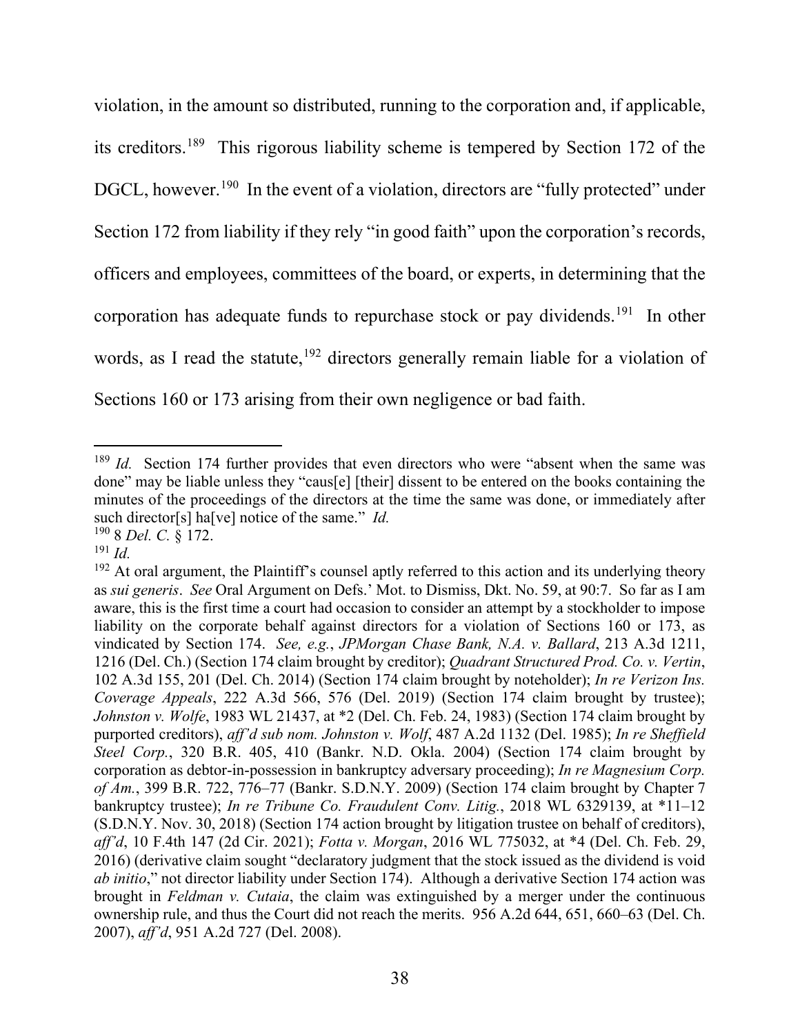violation, in the amount so distributed, running to the corporation and, if applicable, its creditors.[189] This rigorous liability scheme is tempered by Section 172 of the DGCL, however.[190] In the event of a violation, directors are "fully protected" under Section 172 from liability if they rely "in good faith" upon the corporation's records, officers and employees, committees of the board, or experts, in determining that the corporation has adequate funds to repurchase stock or pay dividends.[191] In other words, as I read the statute,[192] directors generally remain liable for a violation of Sections 160 or 173 arising from their own negligence or bad faith.

---

[189] *Id.* Section 174 further provides that even directors who were "absent when the same was done" may be liable unless they "caus[e] [their] dissent to be entered on the books containing the minutes of the proceedings of the directors at the time the same was done, or immediately after such director[s] ha[ve] notice of the same." *Id.*

[190] 8 *Del. C.* § 172.

[191] *Id.*

[192] At oral argument, the Plaintiff's counsel aptly referred to this action and its underlying theory as *sui generis*. *See* Oral Argument on Defs.' Mot. to Dismiss, Dkt. No. 59, at 90:7. So far as I am aware, this is the first time a court had occasion to consider an attempt by a stockholder to impose liability on the corporate behalf against directors for a violation of Sections 160 or 173, as vindicated by Section 174. *See, e.g.*, *JPMorgan Chase Bank, N.A. v. Ballard*, 213 A.3d 1211, 1216 (Del. Ch.) (Section 174 claim brought by creditor); *Quadrant Structured Prod. Co. v. Vertin*, 102 A.3d 155, 201 (Del. Ch. 2014) (Section 174 claim brought by noteholder); *In re Verizon Ins. Coverage Appeals*, 222 A.3d 566, 576 (Del. 2019) (Section 174 claim brought by trustee); *Johnston v. Wolfe*, 1983 WL 21437, at *2 (Del. Ch. Feb. 24, 1983) (Section 174 claim brought by purported creditors), *aff'd sub nom. Johnston v. Wolf*, 487 A.2d 1132 (Del. 1985); *In re Sheffield Steel Corp.*, 320 B.R. 405, 410 (Bankr. N.D. Okla. 2004) (Section 174 claim brought by corporation as debtor-in-possession in bankruptcy adversary proceeding); *In re Magnesium Corp. of Am.*, 399 B.R. 722, 776–77 (Bankr. S.D.N.Y. 2009) (Section 174 claim brought by Chapter 7 bankruptcy trustee); *In re Tribune Co. Fraudulent Conv. Litig.*, 2018 WL 6329139, at *11–12 (S.D.N.Y. Nov. 30, 2018) (Section 174 action brought by litigation trustee on behalf of creditors), *aff'd*, 10 F.4th 147 (2d Cir. 2021); *Fotta v. Morgan*, 2016 WL 775032, at *4 (Del. Ch. Feb. 29, 2016) (derivative claim sought "declaratory judgment that the stock issued as the dividend is void *ab initio*," not director liability under Section 174). Although a derivative Section 174 action was brought in *Feldman v. Cutaia*, the claim was extinguished by a merger under the continuous ownership rule, and thus the Court did not reach the merits. 956 A.2d 644, 651, 660–63 (Del. Ch. 2007), *aff'd*, 951 A.2d 727 (Del. 2008).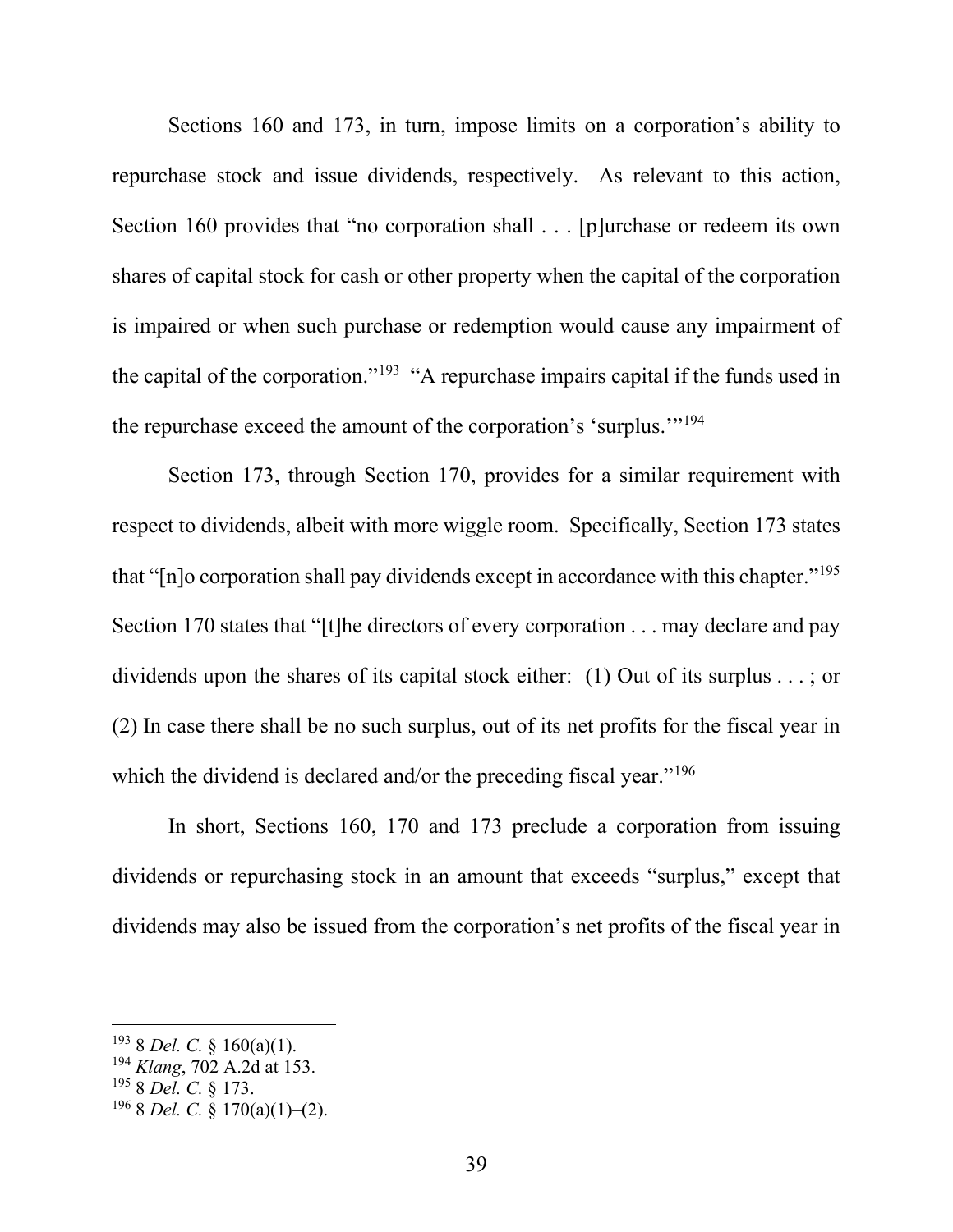Sections 160 and 173, in turn, impose limits on a corporation's ability to repurchase stock and issue dividends, respectively. As relevant to this action, Section 160 provides that "no corporation shall . . . [p]urchase or redeem its own shares of capital stock for cash or other property when the capital of the corporation is impaired or when such purchase or redemption would cause any impairment of the capital of the corporation."[193] "A repurchase impairs capital if the funds used in the repurchase exceed the amount of the corporation's 'surplus.'"[194]

Section 173, through Section 170, provides for a similar requirement with respect to dividends, albeit with more wiggle room. Specifically, Section 173 states that "[n]o corporation shall pay dividends except in accordance with this chapter."[195] Section 170 states that "[t]he directors of every corporation . . . may declare and pay dividends upon the shares of its capital stock either: (1) Out of its surplus . . . ; or (2) In case there shall be no such surplus, out of its net profits for the fiscal year in which the dividend is declared and/or the preceding fiscal year."[196]

In short, Sections 160, 170 and 173 preclude a corporation from issuing dividends or repurchasing stock in an amount that exceeds "surplus," except that dividends may also be issued from the corporation's net profits of the fiscal year in

---

[193] 8 *Del. C.* § 160(a)(1).

[194] *Klang*, 702 A.2d at 153.

[195] 8 *Del. C.* § 173.

[196] 8 *Del. C.* § 170(a)(1)–(2).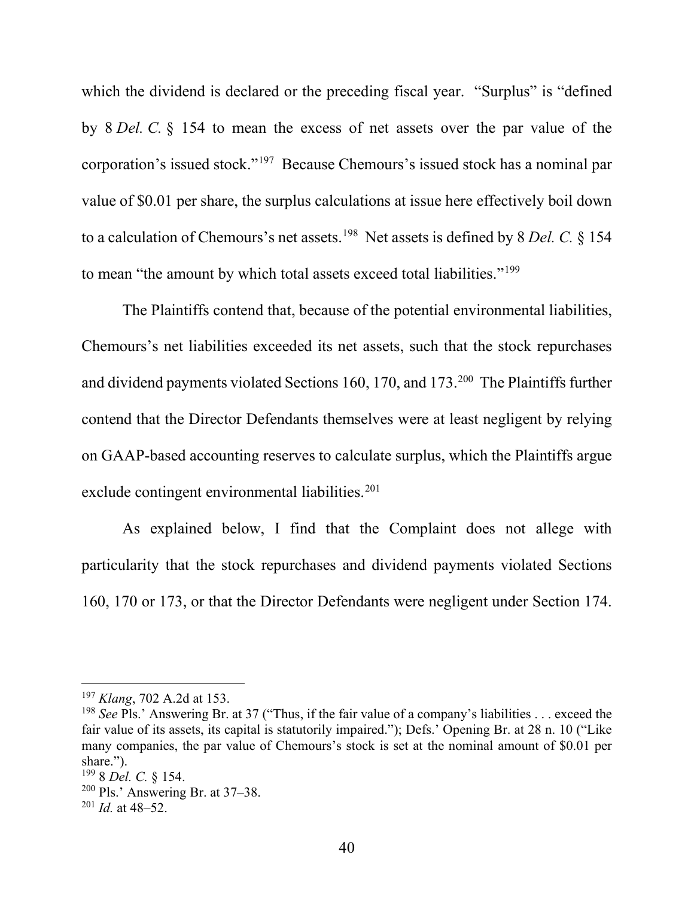which the dividend is declared or the preceding fiscal year. "Surplus" is "defined by 8 *Del. C.* § 154 to mean the excess of net assets over the par value of the corporation's issued stock."[197] Because Chemours's issued stock has a nominal par value of $0.01 per share, the surplus calculations at issue here effectively boil down to a calculation of Chemours's net assets.[198] Net assets is defined by 8 *Del. C.* § 154 to mean "the amount by which total assets exceed total liabilities."[199]

The Plaintiffs contend that, because of the potential environmental liabilities, Chemours's net liabilities exceeded its net assets, such that the stock repurchases and dividend payments violated Sections 160, 170, and 173.[200] The Plaintiffs further contend that the Director Defendants themselves were at least negligent by relying on GAAP-based accounting reserves to calculate surplus, which the Plaintiffs argue exclude contingent environmental liabilities.[201]

As explained below, I find that the Complaint does not allege with particularity that the stock repurchases and dividend payments violated Sections 160, 170 or 173, or that the Director Defendants were negligent under Section 174.

---

[197] *Klang*, 702 A.2d at 153.

[198] *See* Pls.' Answering Br. at 37 ("Thus, if the fair value of a company's liabilities . . . exceed the fair value of its assets, its capital is statutorily impaired."); Defs.' Opening Br. at 28 n. 10 ("Like many companies, the par value of Chemours's stock is set at the nominal amount of $0.01 per share.").

[199] 8 *Del. C.* § 154.

[200] Pls.' Answering Br. at 37–38.

[201] *Id.* at 48–52.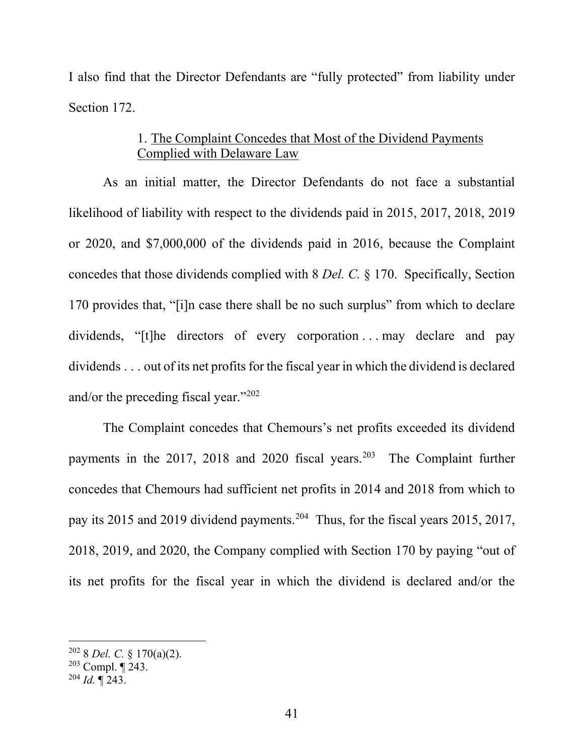I also find that the Director Defendants are "fully protected" from liability under Section 172.

### 1. <u>The Complaint Concedes that Most of the Dividend Payments Complied with Delaware Law</u>

As an initial matter, the Director Defendants do not face a substantial likelihood of liability with respect to the dividends paid in 2015, 2017, 2018, 2019 or 2020, and $7,000,000 of the dividends paid in 2016, because the Complaint concedes that those dividends complied with 8 *Del. C.* § 170. Specifically, Section 170 provides that, "[i]n case there shall be no such surplus" from which to declare dividends, "[t]he directors of every corporation . . . may declare and pay dividends . . . out of its net profits for the fiscal year in which the dividend is declared and/or the preceding fiscal year."[202]

The Complaint concedes that Chemours's net profits exceeded its dividend payments in the 2017, 2018 and 2020 fiscal years.[203] The Complaint further concedes that Chemours had sufficient net profits in 2014 and 2018 from which to pay its 2015 and 2019 dividend payments.[204] Thus, for the fiscal years 2015, 2017, 2018, 2019, and 2020, the Company complied with Section 170 by paying "out of its net profits for the fiscal year in which the dividend is declared and/or the

---

[202] 8 *Del. C.* § 170(a)(2).

[203] Compl. ¶ 243.

[204] *Id.* ¶ 243.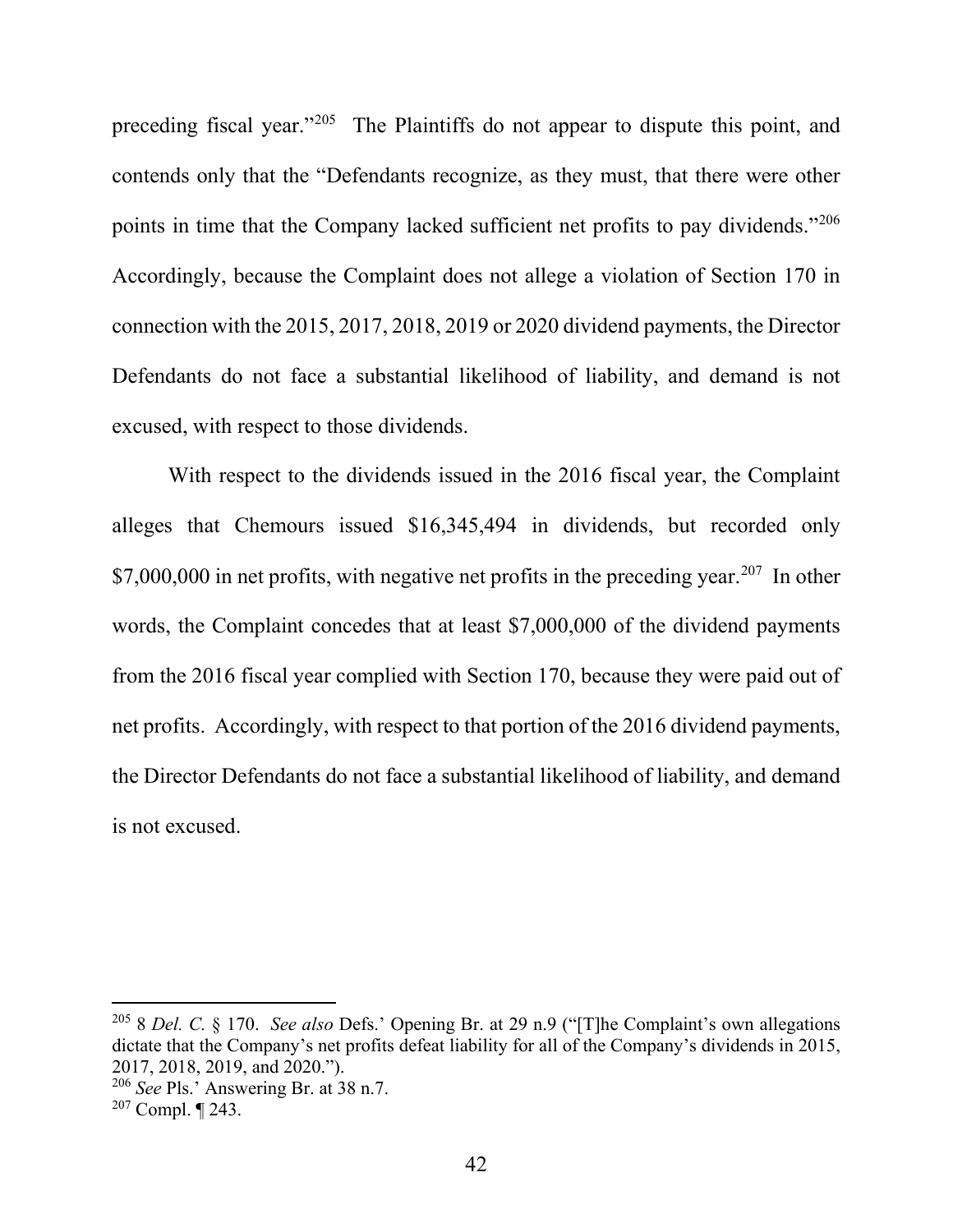preceding fiscal year."[205] The Plaintiffs do not appear to dispute this point, and contends only that the "Defendants recognize, as they must, that there were other points in time that the Company lacked sufficient net profits to pay dividends."[206] Accordingly, because the Complaint does not allege a violation of Section 170 in connection with the 2015, 2017, 2018, 2019 or 2020 dividend payments, the Director Defendants do not face a substantial likelihood of liability, and demand is not excused, with respect to those dividends.

With respect to the dividends issued in the 2016 fiscal year, the Complaint alleges that Chemours issued $16,345,494 in dividends, but recorded only $7,000,000 in net profits, with negative net profits in the preceding year.[207] In other words, the Complaint concedes that at least $7,000,000 of the dividend payments from the 2016 fiscal year complied with Section 170, because they were paid out of net profits. Accordingly, with respect to that portion of the 2016 dividend payments, the Director Defendants do not face a substantial likelihood of liability, and demand is not excused.

---

[205] 8 *Del. C.* § 170. *See also* Defs.' Opening Br. at 29 n.9 ("[T]he Complaint's own allegations dictate that the Company's net profits defeat liability for all of the Company's dividends in 2015, 2017, 2018, 2019, and 2020.").

[206] *See* Pls.' Answering Br. at 38 n.7.

[207] Compl. ¶ 243.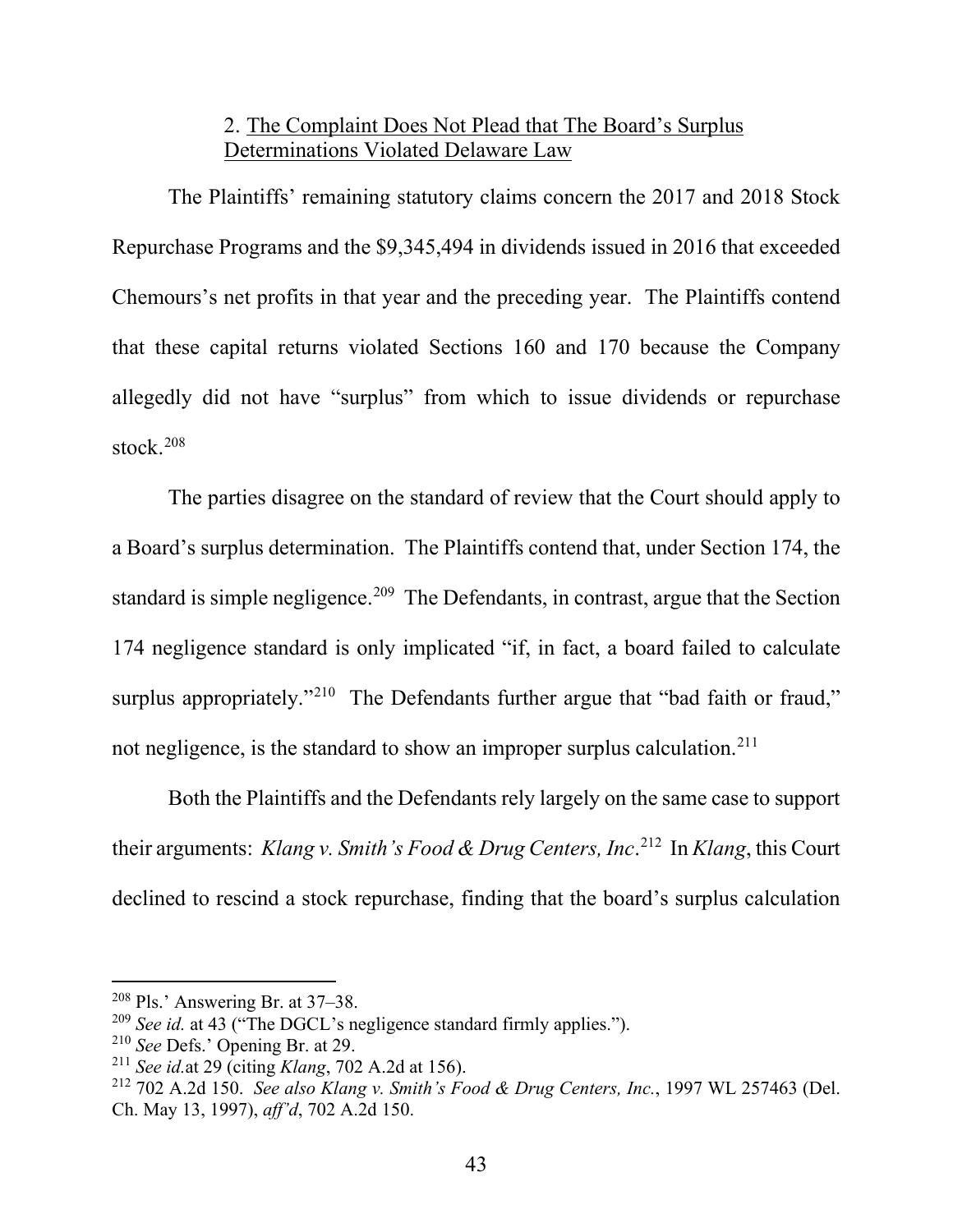2. The Complaint Does Not Plead that The Board's Surplus Determinations Violated Delaware Law

The Plaintiffs' remaining statutory claims concern the 2017 and 2018 Stock Repurchase Programs and the $9,345,494 in dividends issued in 2016 that exceeded Chemours's net profits in that year and the preceding year. The Plaintiffs contend that these capital returns violated Sections 160 and 170 because the Company allegedly did not have "surplus" from which to issue dividends or repurchase stock.[208]

The parties disagree on the standard of review that the Court should apply to a Board's surplus determination. The Plaintiffs contend that, under Section 174, the standard is simple negligence.[209] The Defendants, in contrast, argue that the Section 174 negligence standard is only implicated "if, in fact, a board failed to calculate surplus appropriately."[210] The Defendants further argue that "bad faith or fraud," not negligence, is the standard to show an improper surplus calculation.[211]

Both the Plaintiffs and the Defendants rely largely on the same case to support their arguments: *Klang v. Smith's Food & Drug Centers, Inc*.[212] In *Klang*, this Court declined to rescind a stock repurchase, finding that the board's surplus calculation

---

[208] Pls.' Answering Br. at 37–38.

[209] *See id.* at 43 ("The DGCL's negligence standard firmly applies.").

[210] *See* Defs.' Opening Br. at 29.

[211] *See id.*at 29 (citing *Klang*, 702 A.2d at 156).

[212] 702 A.2d 150. *See also Klang v. Smith's Food & Drug Centers, Inc.*, 1997 WL 257463 (Del. Ch. May 13, 1997), *aff'd*, 702 A.2d 150.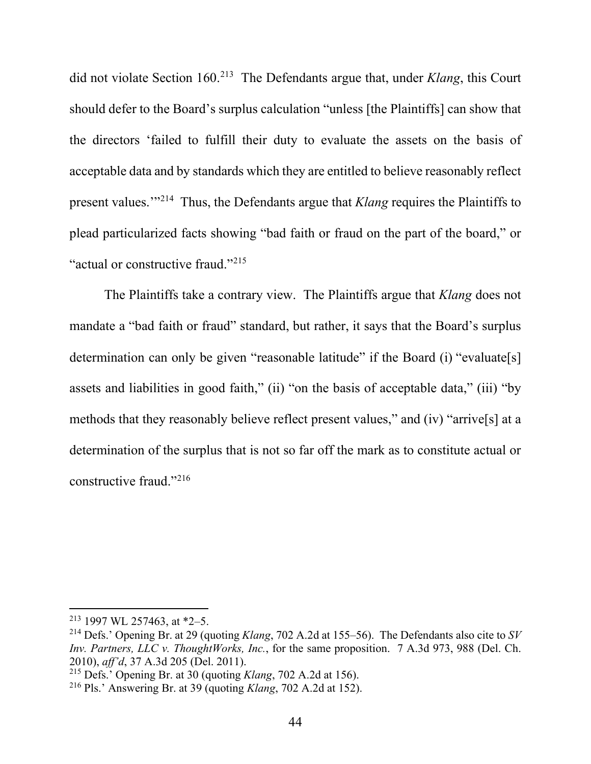did not violate Section 160.[213] The Defendants argue that, under *Klang*, this Court should defer to the Board's surplus calculation "unless [the Plaintiffs] can show that the directors 'failed to fulfill their duty to evaluate the assets on the basis of acceptable data and by standards which they are entitled to believe reasonably reflect present values.'"[214] Thus, the Defendants argue that *Klang* requires the Plaintiffs to plead particularized facts showing "bad faith or fraud on the part of the board," or "actual or constructive fraud."[215]

The Plaintiffs take a contrary view. The Plaintiffs argue that *Klang* does not mandate a "bad faith or fraud" standard, but rather, it says that the Board's surplus determination can only be given "reasonable latitude" if the Board (i) "evaluate[s] assets and liabilities in good faith," (ii) "on the basis of acceptable data," (iii) "by methods that they reasonably believe reflect present values," and (iv) "arrive[s] at a determination of the surplus that is not so far off the mark as to constitute actual or constructive fraud."[216]

---

[213] 1997 WL 257463, at *2–5.

[214] Defs.' Opening Br. at 29 (quoting *Klang*, 702 A.2d at 155–56). The Defendants also cite to *SV Inv. Partners, LLC v. ThoughtWorks, Inc.*, for the same proposition. 7 A.3d 973, 988 (Del. Ch. 2010), *aff'd*, 37 A.3d 205 (Del. 2011).

[215] Defs.' Opening Br. at 30 (quoting *Klang*, 702 A.2d at 156).

[216] Pls.' Answering Br. at 39 (quoting *Klang*, 702 A.2d at 152).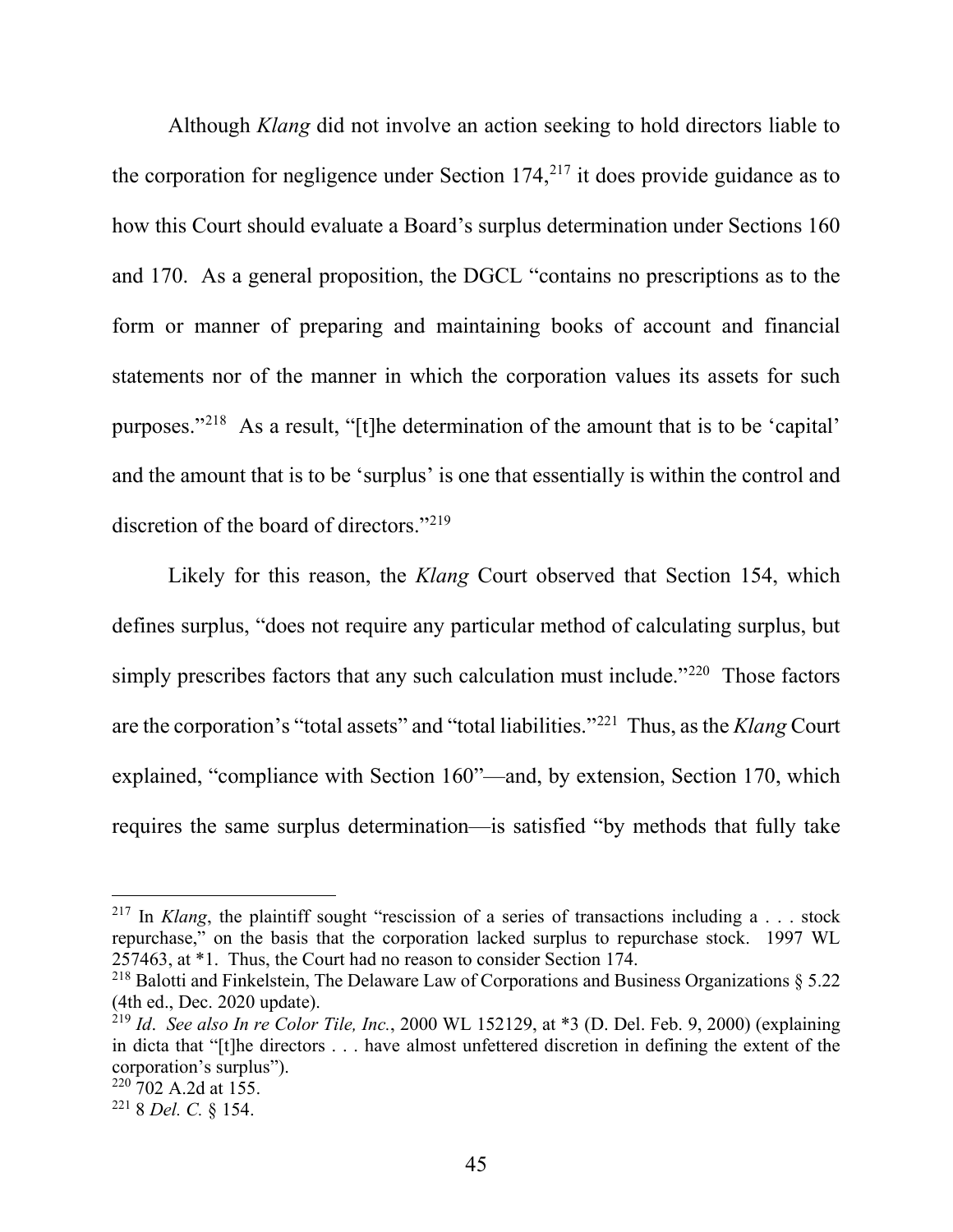Although *Klang* did not involve an action seeking to hold directors liable to the corporation for negligence under Section 174,[217] it does provide guidance as to how this Court should evaluate a Board's surplus determination under Sections 160 and 170. As a general proposition, the DGCL "contains no prescriptions as to the form or manner of preparing and maintaining books of account and financial statements nor of the manner in which the corporation values its assets for such purposes."[218] As a result, "[t]he determination of the amount that is to be 'capital' and the amount that is to be 'surplus' is one that essentially is within the control and discretion of the board of directors."[219]

Likely for this reason, the *Klang* Court observed that Section 154, which defines surplus, "does not require any particular method of calculating surplus, but simply prescribes factors that any such calculation must include."[220] Those factors are the corporation's "total assets" and "total liabilities."[221] Thus, as the *Klang* Court explained, "compliance with Section 160"—and, by extension, Section 170, which requires the same surplus determination—is satisfied "by methods that fully take

---

[217] In *Klang*, the plaintiff sought "rescission of a series of transactions including a . . . stock repurchase," on the basis that the corporation lacked surplus to repurchase stock. 1997 WL 257463, at \*1. Thus, the Court had no reason to consider Section 174.

[218] Balotti and Finkelstein, The Delaware Law of Corporations and Business Organizations § 5.22 (4th ed., Dec. 2020 update).

[219] *Id*. *See also In re Color Tile, Inc.*, 2000 WL 152129, at \*3 (D. Del. Feb. 9, 2000) (explaining in dicta that "[t]he directors . . . have almost unfettered discretion in defining the extent of the corporation's surplus").

[220] 702 A.2d at 155.

[221] 8 *Del. C.* § 154.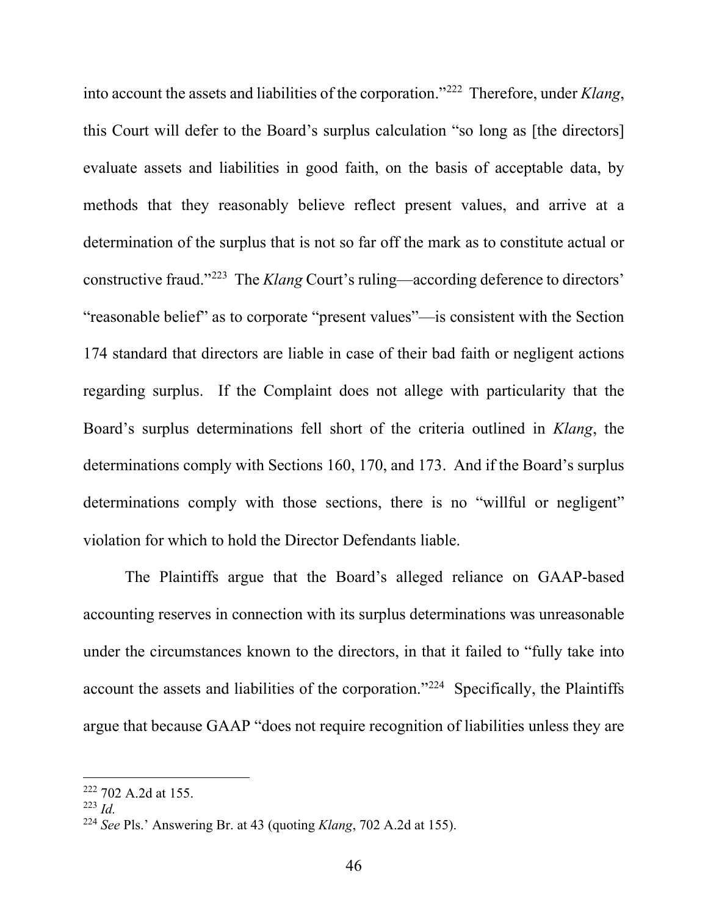into account the assets and liabilities of the corporation."[222] Therefore, under *Klang*, this Court will defer to the Board's surplus calculation "so long as [the directors] evaluate assets and liabilities in good faith, on the basis of acceptable data, by methods that they reasonably believe reflect present values, and arrive at a determination of the surplus that is not so far off the mark as to constitute actual or constructive fraud."[223] The *Klang* Court's ruling—according deference to directors' "reasonable belief" as to corporate "present values"—is consistent with the Section 174 standard that directors are liable in case of their bad faith or negligent actions regarding surplus. If the Complaint does not allege with particularity that the Board's surplus determinations fell short of the criteria outlined in *Klang*, the determinations comply with Sections 160, 170, and 173. And if the Board's surplus determinations comply with those sections, there is no "willful or negligent" violation for which to hold the Director Defendants liable.

The Plaintiffs argue that the Board's alleged reliance on GAAP-based accounting reserves in connection with its surplus determinations was unreasonable under the circumstances known to the directors, in that it failed to "fully take into account the assets and liabilities of the corporation."[224] Specifically, the Plaintiffs argue that because GAAP "does not require recognition of liabilities unless they are

---

[222] 702 A.2d at 155.

[223] *Id.*

[224] *See* Pls.' Answering Br. at 43 (quoting *Klang*, 702 A.2d at 155).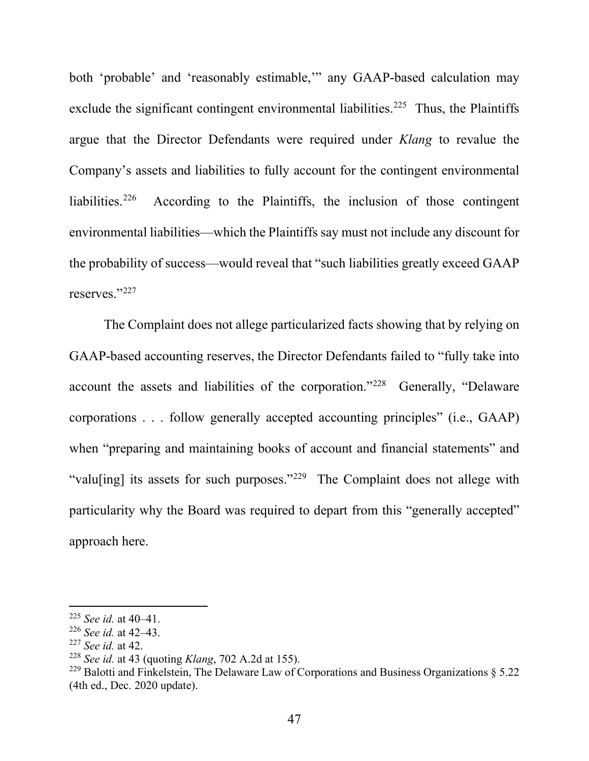both 'probable' and 'reasonably estimable,'" any GAAP-based calculation may exclude the significant contingent environmental liabilities.[225] Thus, the Plaintiffs argue that the Director Defendants were required under *Klang* to revalue the Company's assets and liabilities to fully account for the contingent environmental liabilities.[226] According to the Plaintiffs, the inclusion of those contingent environmental liabilities—which the Plaintiffs say must not include any discount for the probability of success—would reveal that "such liabilities greatly exceed GAAP reserves."[227]

The Complaint does not allege particularized facts showing that by relying on GAAP-based accounting reserves, the Director Defendants failed to "fully take into account the assets and liabilities of the corporation."[228] Generally, "Delaware corporations . . . follow generally accepted accounting principles" (i.e., GAAP) when "preparing and maintaining books of account and financial statements" and "valu[ing] its assets for such purposes."[229] The Complaint does not allege with particularity why the Board was required to depart from this "generally accepted" approach here.

---

[225] *See id.* at 40–41.

[226] *See id.* at 42–43.

[227] *See id.* at 42.

[228] *See id.* at 43 (quoting *Klang*, 702 A.2d at 155).

[229] Balotti and Finkelstein, The Delaware Law of Corporations and Business Organizations § 5.22 (4th ed., Dec. 2020 update).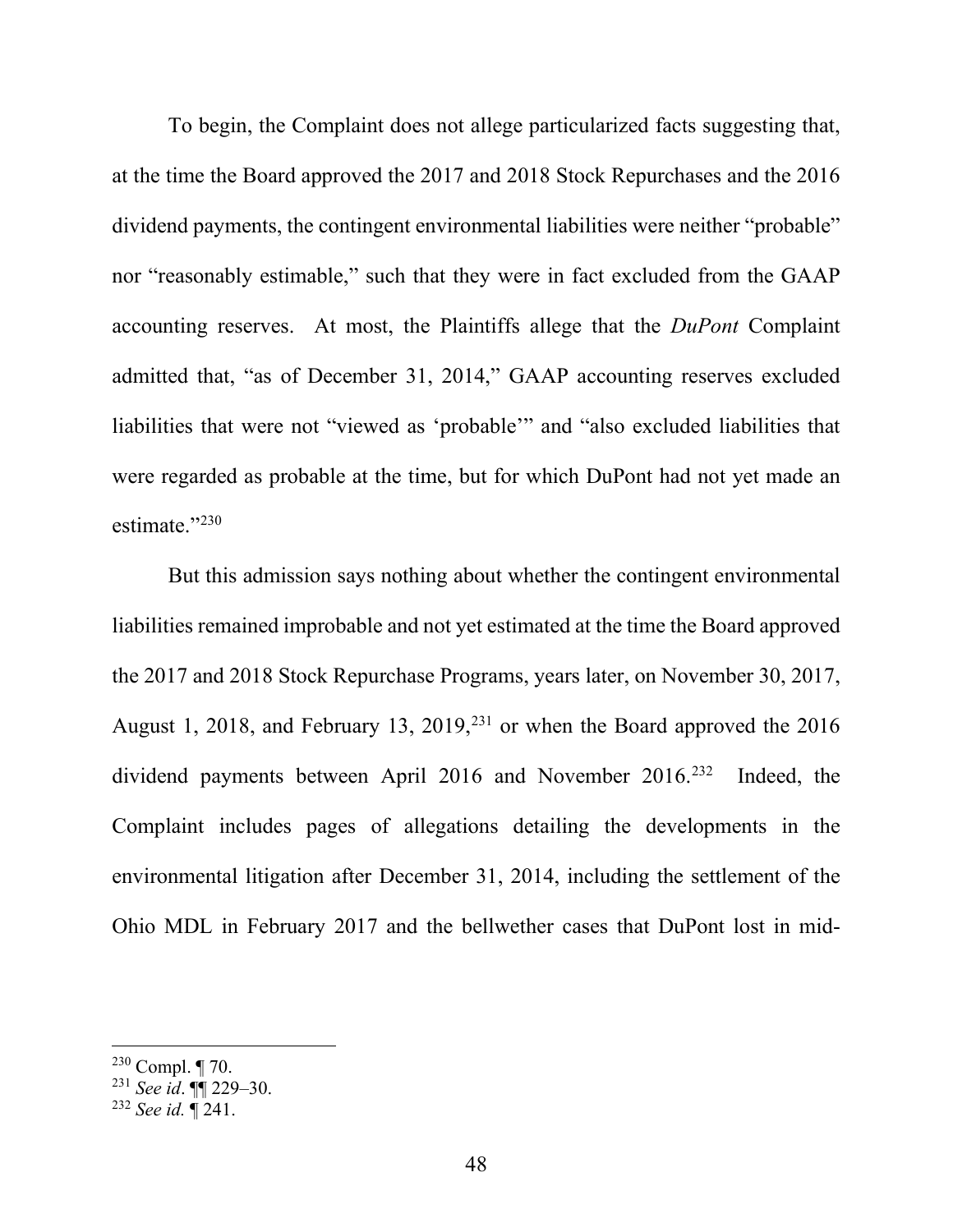To begin, the Complaint does not allege particularized facts suggesting that, at the time the Board approved the 2017 and 2018 Stock Repurchases and the 2016 dividend payments, the contingent environmental liabilities were neither "probable" nor "reasonably estimable," such that they were in fact excluded from the GAAP accounting reserves. At most, the Plaintiffs allege that the *DuPont* Complaint admitted that, "as of December 31, 2014," GAAP accounting reserves excluded liabilities that were not "viewed as 'probable'" and "also excluded liabilities that were regarded as probable at the time, but for which DuPont had not yet made an estimate."[230]

But this admission says nothing about whether the contingent environmental liabilities remained improbable and not yet estimated at the time the Board approved the 2017 and 2018 Stock Repurchase Programs, years later, on November 30, 2017, August 1, 2018, and February 13, 2019,[231] or when the Board approved the 2016 dividend payments between April 2016 and November 2016.[232] Indeed, the Complaint includes pages of allegations detailing the developments in the environmental litigation after December 31, 2014, including the settlement of the Ohio MDL in February 2017 and the bellwether cases that DuPont lost in mid-

---

[230] Compl. ¶ 70.

[231] *See id*. ¶¶ 229–30.

[232] *See id.* ¶ 241.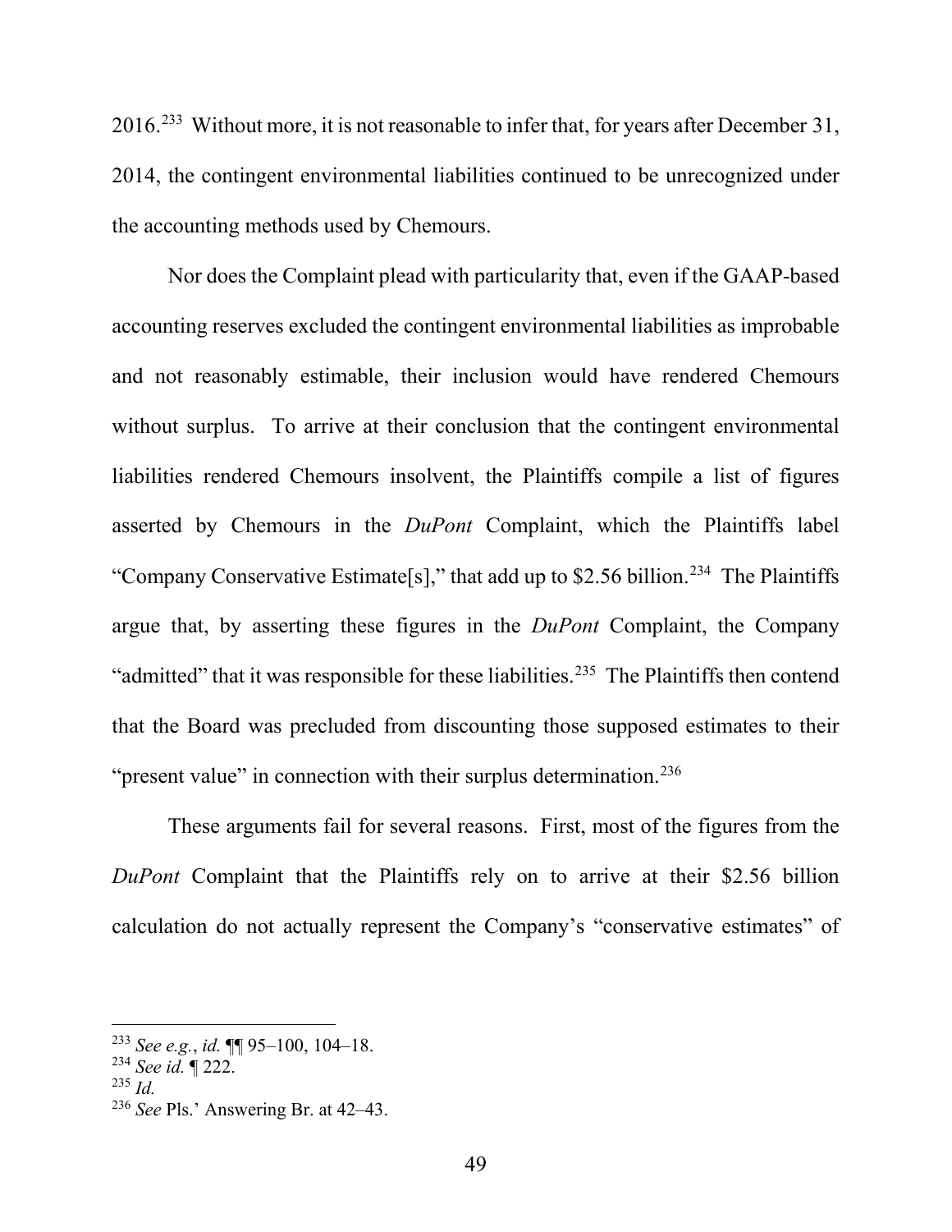2016.[233] Without more, it is not reasonable to infer that, for years after December 31, 2014, the contingent environmental liabilities continued to be unrecognized under the accounting methods used by Chemours.

Nor does the Complaint plead with particularity that, even if the GAAP-based accounting reserves excluded the contingent environmental liabilities as improbable and not reasonably estimable, their inclusion would have rendered Chemours without surplus. To arrive at their conclusion that the contingent environmental liabilities rendered Chemours insolvent, the Plaintiffs compile a list of figures asserted by Chemours in the *DuPont* Complaint, which the Plaintiffs label "Company Conservative Estimate[s]," that add up to $2.56 billion.[234] The Plaintiffs argue that, by asserting these figures in the *DuPont* Complaint, the Company "admitted" that it was responsible for these liabilities.[235] The Plaintiffs then contend that the Board was precluded from discounting those supposed estimates to their "present value" in connection with their surplus determination.[236]

These arguments fail for several reasons. First, most of the figures from the *DuPont* Complaint that the Plaintiffs rely on to arrive at their $2.56 billion calculation do not actually represent the Company's "conservative estimates" of

---

[233] *See e.g.*, *id.* ¶¶ 95–100, 104–18.

[234] *See id.* ¶ 222.

[235] *Id.*

[236] *See* Pls.' Answering Br. at 42–43.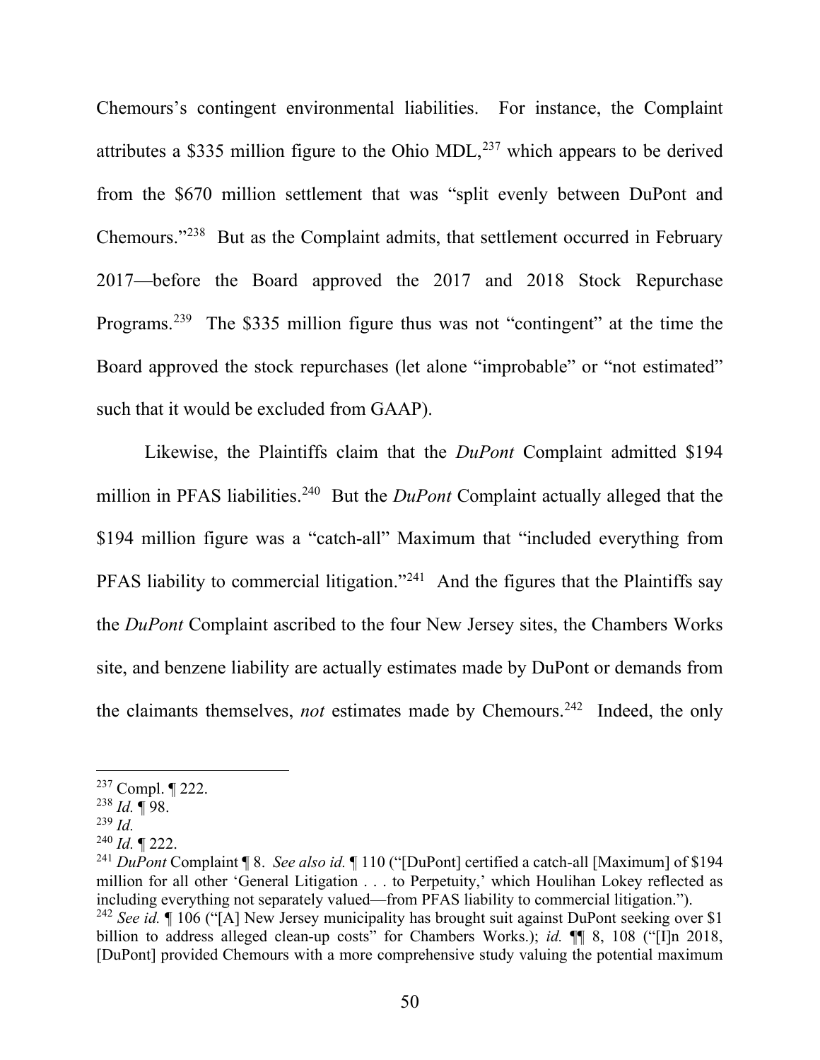Chemours's contingent environmental liabilities. For instance, the Complaint attributes a $335 million figure to the Ohio MDL,[237] which appears to be derived from the $670 million settlement that was "split evenly between DuPont and Chemours."[238] But as the Complaint admits, that settlement occurred in February 2017—before the Board approved the 2017 and 2018 Stock Repurchase Programs.[239] The $335 million figure thus was not "contingent" at the time the Board approved the stock repurchases (let alone "improbable" or "not estimated" such that it would be excluded from GAAP).

Likewise, the Plaintiffs claim that the *DuPont* Complaint admitted $194 million in PFAS liabilities.[240] But the *DuPont* Complaint actually alleged that the $194 million figure was a "catch-all" Maximum that "included everything from PFAS liability to commercial litigation."[241] And the figures that the Plaintiffs say the *DuPont* Complaint ascribed to the four New Jersey sites, the Chambers Works site, and benzene liability are actually estimates made by DuPont or demands from the claimants themselves, *not* estimates made by Chemours.[242] Indeed, the only

---

[237] Compl. ¶ 222.

[238] *Id.* ¶ 98.

[239] *Id.*

[240] *Id.* ¶ 222.

[241] *DuPont* Complaint ¶ 8. *See also id.* ¶ 110 ("[DuPont] certified a catch-all [Maximum] of $194 million for all other 'General Litigation . . . to Perpetuity,' which Houlihan Lokey reflected as including everything not separately valued—from PFAS liability to commercial litigation.").

[242] *See id.* ¶ 106 ("[A] New Jersey municipality has brought suit against DuPont seeking over $1 billion to address alleged clean-up costs" for Chambers Works.); *id.* ¶¶ 8, 108 ("[I]n 2018, [DuPont] provided Chemours with a more comprehensive study valuing the potential maximum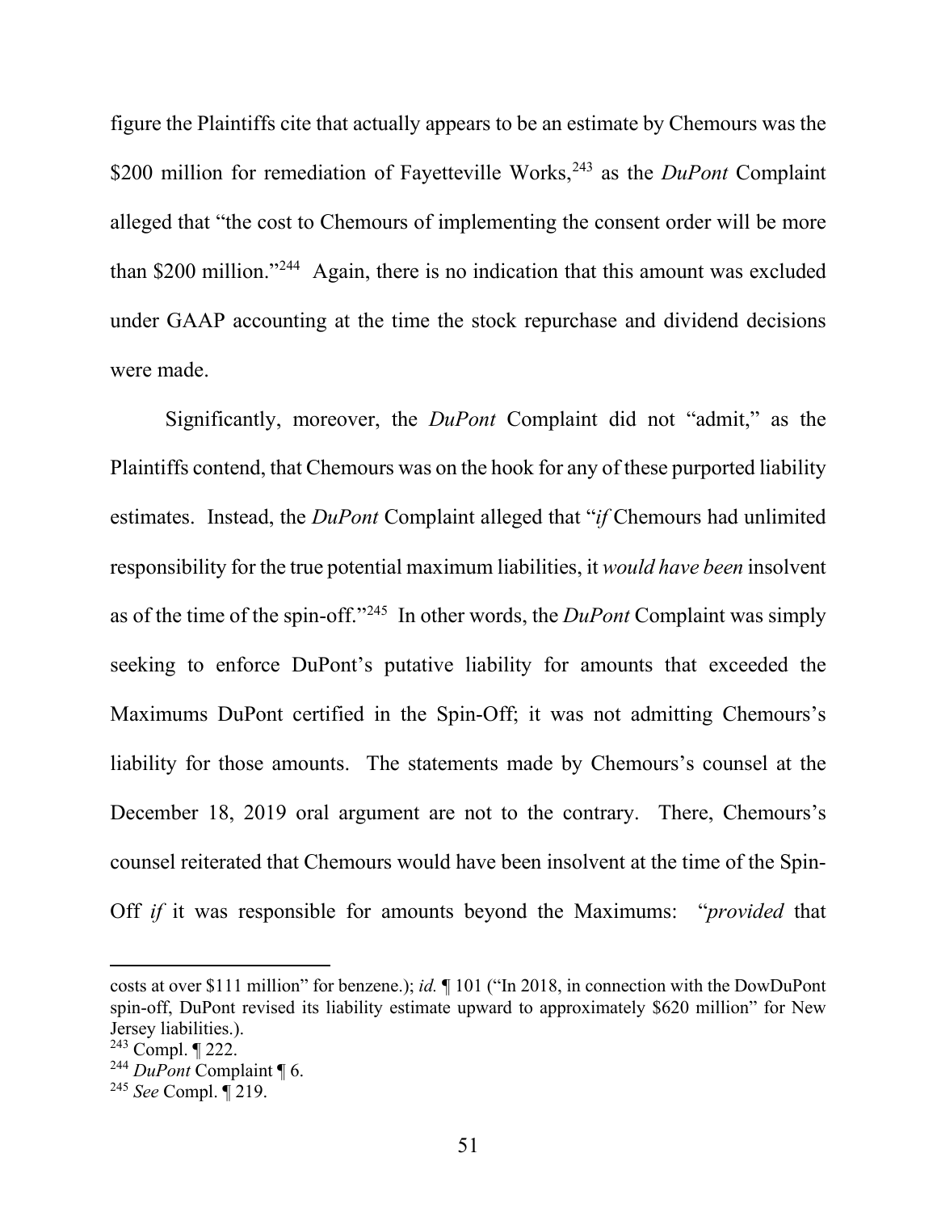figure the Plaintiffs cite that actually appears to be an estimate by Chemours was the \$200 million for remediation of Fayetteville Works,[243] as the *DuPont* Complaint alleged that "the cost to Chemours of implementing the consent order will be more than \$200 million."[244] Again, there is no indication that this amount was excluded under GAAP accounting at the time the stock repurchase and dividend decisions were made.

Significantly, moreover, the *DuPont* Complaint did not "admit," as the Plaintiffs contend, that Chemours was on the hook for any of these purported liability estimates. Instead, the *DuPont* Complaint alleged that "*if* Chemours had unlimited responsibility for the true potential maximum liabilities, it *would have been* insolvent as of the time of the spin-off."[245] In other words, the *DuPont* Complaint was simply seeking to enforce DuPont's putative liability for amounts that exceeded the Maximums DuPont certified in the Spin-Off; it was not admitting Chemours's liability for those amounts. The statements made by Chemours's counsel at the December 18, 2019 oral argument are not to the contrary. There, Chemours's counsel reiterated that Chemours would have been insolvent at the time of the Spin-Off *if* it was responsible for amounts beyond the Maximums: "*provided* that

---

costs at over \$111 million" for benzene.); *id.* ¶ 101 ("In 2018, in connection with the DowDuPont spin-off, DuPont revised its liability estimate upward to approximately \$620 million" for New Jersey liabilities.).

[243] Compl. ¶ 222.

[244] *DuPont* Complaint ¶ 6.

[245] *See* Compl. ¶ 219.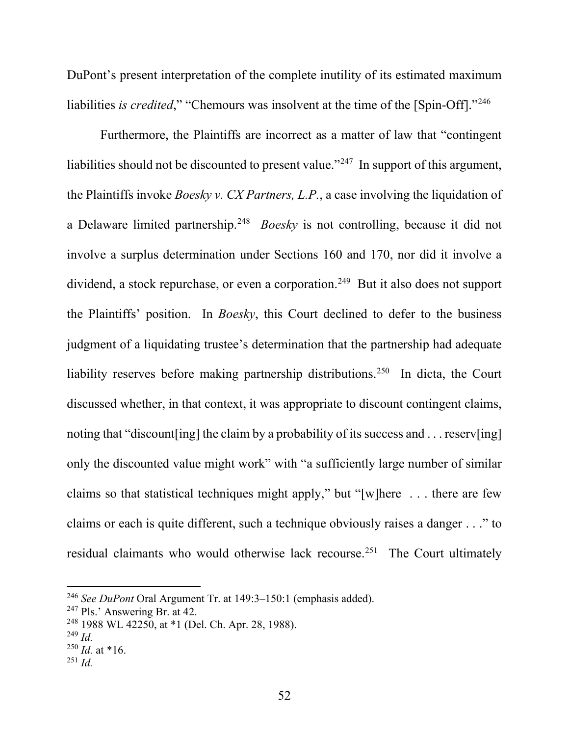DuPont's present interpretation of the complete inutility of its estimated maximum liabilities *is credited*," "Chemours was insolvent at the time of the [Spin-Off]."[246]

Furthermore, the Plaintiffs are incorrect as a matter of law that "contingent liabilities should not be discounted to present value."[247] In support of this argument, the Plaintiffs invoke *Boesky v. CX Partners, L.P.*, a case involving the liquidation of a Delaware limited partnership.[248] *Boesky* is not controlling, because it did not involve a surplus determination under Sections 160 and 170, nor did it involve a dividend, a stock repurchase, or even a corporation.[249] But it also does not support the Plaintiffs' position. In *Boesky*, this Court declined to defer to the business judgment of a liquidating trustee's determination that the partnership had adequate liability reserves before making partnership distributions.[250] In dicta, the Court discussed whether, in that context, it was appropriate to discount contingent claims, noting that "discount[ing] the claim by a probability of its success and . . . reserv[ing] only the discounted value might work" with "a sufficiently large number of similar claims so that statistical techniques might apply," but "[w]here . . . there are few claims or each is quite different, such a technique obviously raises a danger . . ." to residual claimants who would otherwise lack recourse.[251] The Court ultimately

---

[246] *See DuPont* Oral Argument Tr. at 149:3–150:1 (emphasis added).

[247] Pls.' Answering Br. at 42.

[248] 1988 WL 42250, at \*1 (Del. Ch. Apr. 28, 1988).

[249] *Id.*

[250] *Id.* at \*16.

[251] *Id.*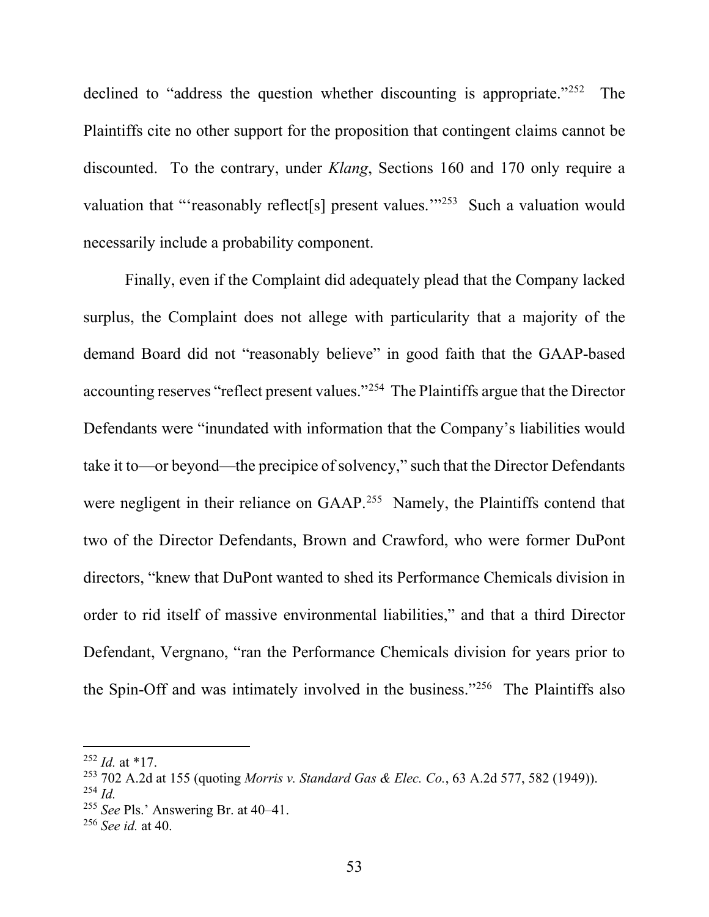declined to "address the question whether discounting is appropriate."[252] The Plaintiffs cite no other support for the proposition that contingent claims cannot be discounted. To the contrary, under *Klang*, Sections 160 and 170 only require a valuation that "'reasonably reflect[s] present values.'"[253] Such a valuation would necessarily include a probability component.

Finally, even if the Complaint did adequately plead that the Company lacked surplus, the Complaint does not allege with particularity that a majority of the demand Board did not "reasonably believe" in good faith that the GAAP-based accounting reserves "reflect present values."[254] The Plaintiffs argue that the Director Defendants were "inundated with information that the Company's liabilities would take it to—or beyond—the precipice of solvency," such that the Director Defendants were negligent in their reliance on GAAP.[255] Namely, the Plaintiffs contend that two of the Director Defendants, Brown and Crawford, who were former DuPont directors, "knew that DuPont wanted to shed its Performance Chemicals division in order to rid itself of massive environmental liabilities," and that a third Director Defendant, Vergnano, "ran the Performance Chemicals division for years prior to the Spin-Off and was intimately involved in the business."[256] The Plaintiffs also

---

[252] *Id.* at *17.

[253] 702 A.2d at 155 (quoting *Morris v. Standard Gas & Elec. Co.*, 63 A.2d 577, 582 (1949)).

[254] *Id.*

[255] *See* Pls.' Answering Br. at 40–41.

[256] *See id.* at 40.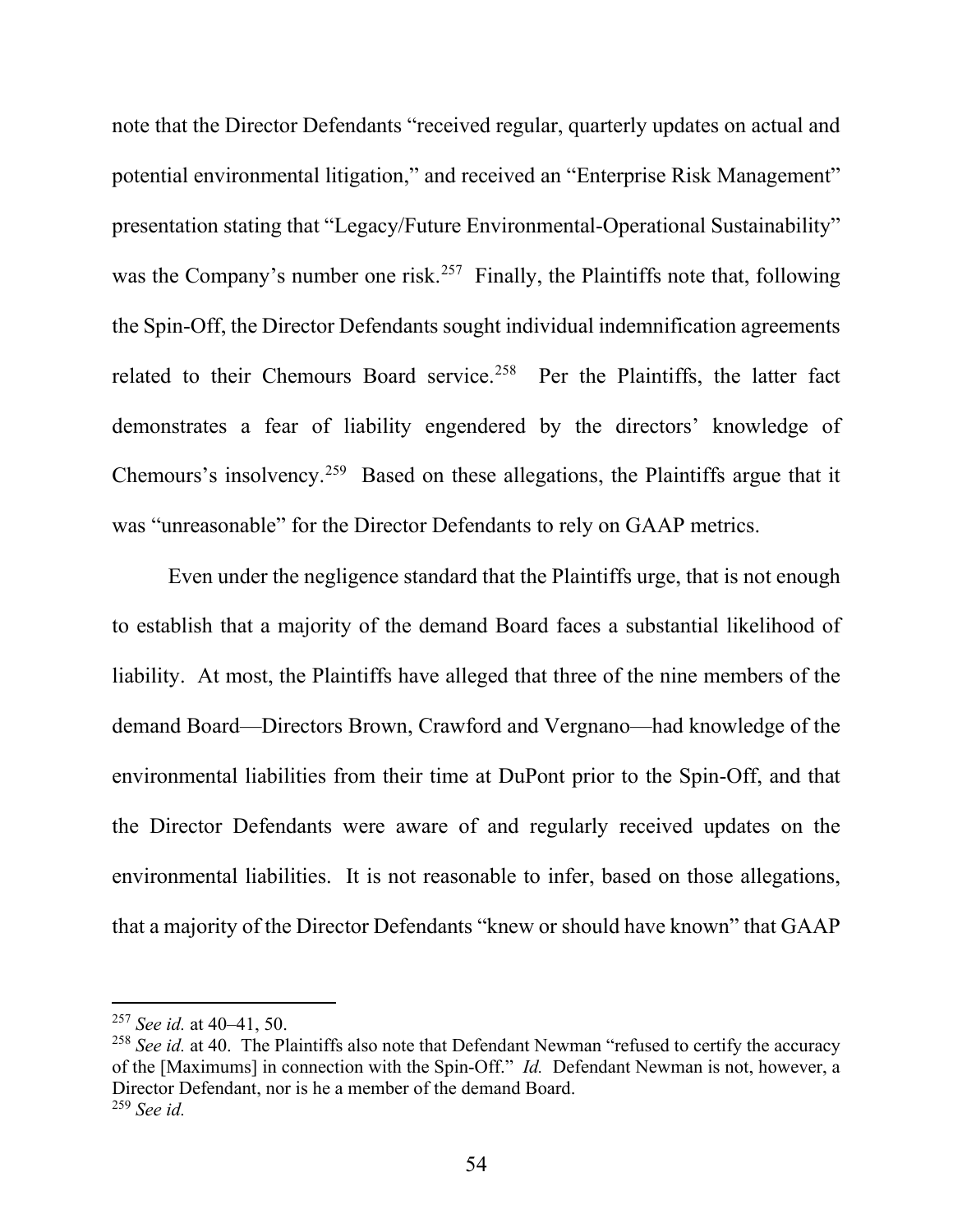note that the Director Defendants "received regular, quarterly updates on actual and potential environmental litigation," and received an "Enterprise Risk Management" presentation stating that "Legacy/Future Environmental-Operational Sustainability" was the Company's number one risk.[257] Finally, the Plaintiffs note that, following the Spin-Off, the Director Defendants sought individual indemnification agreements related to their Chemours Board service.[258] Per the Plaintiffs, the latter fact demonstrates a fear of liability engendered by the directors' knowledge of Chemours's insolvency.[259] Based on these allegations, the Plaintiffs argue that it was "unreasonable" for the Director Defendants to rely on GAAP metrics.

Even under the negligence standard that the Plaintiffs urge, that is not enough to establish that a majority of the demand Board faces a substantial likelihood of liability. At most, the Plaintiffs have alleged that three of the nine members of the demand Board—Directors Brown, Crawford and Vergnano—had knowledge of the environmental liabilities from their time at DuPont prior to the Spin-Off, and that the Director Defendants were aware of and regularly received updates on the environmental liabilities. It is not reasonable to infer, based on those allegations, that a majority of the Director Defendants "knew or should have known" that GAAP

---

[257] *See id.* at 40–41, 50.

[258] *See id.* at 40. The Plaintiffs also note that Defendant Newman "refused to certify the accuracy of the [Maximums] in connection with the Spin-Off." *Id.* Defendant Newman is not, however, a Director Defendant, nor is he a member of the demand Board.

[259] *See id.*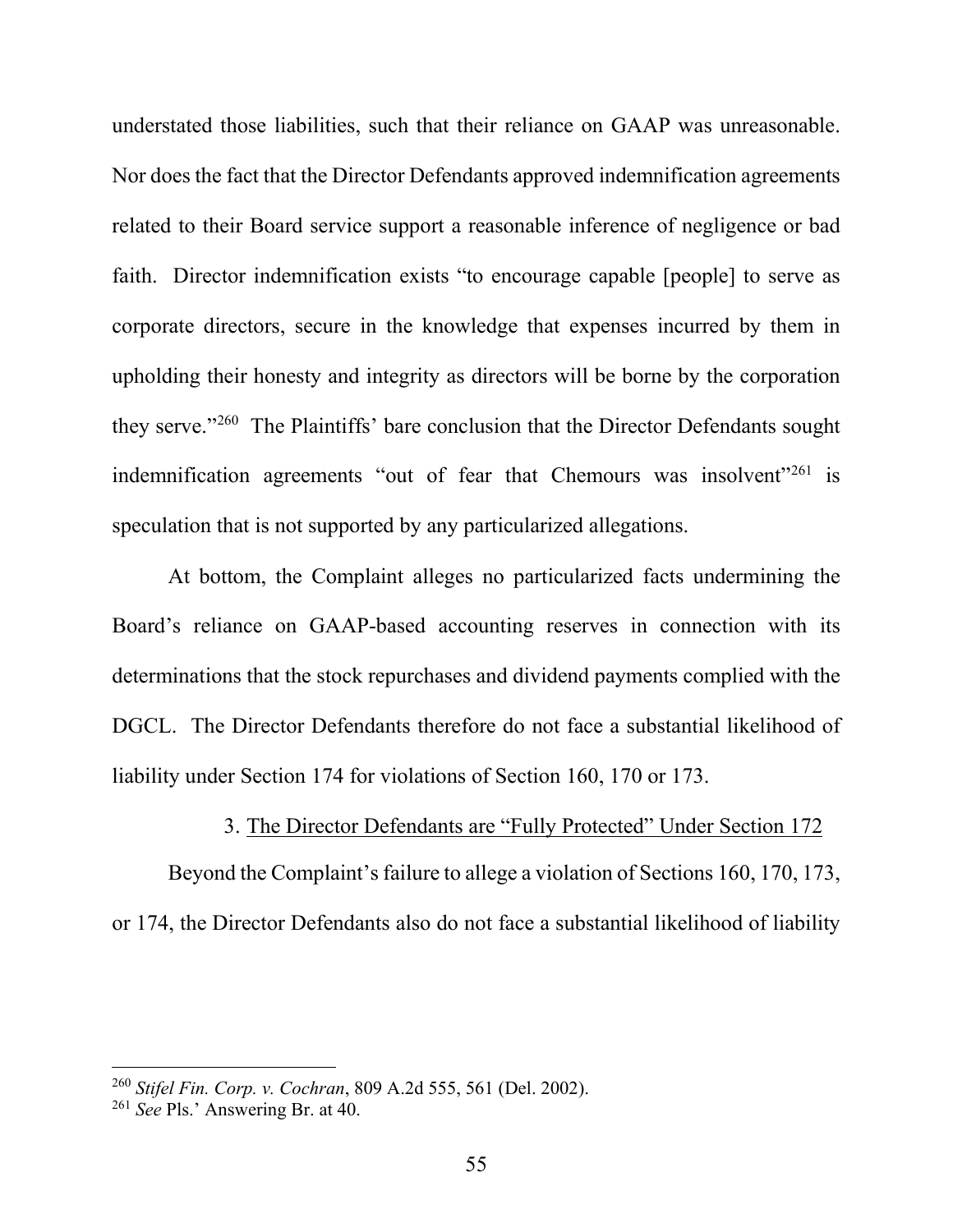understated those liabilities, such that their reliance on GAAP was unreasonable. Nor does the fact that the Director Defendants approved indemnification agreements related to their Board service support a reasonable inference of negligence or bad faith. Director indemnification exists "to encourage capable [people] to serve as corporate directors, secure in the knowledge that expenses incurred by them in upholding their honesty and integrity as directors will be borne by the corporation they serve."[260] The Plaintiffs' bare conclusion that the Director Defendants sought indemnification agreements "out of fear that Chemours was insolvent"[261] is speculation that is not supported by any particularized allegations.

At bottom, the Complaint alleges no particularized facts undermining the Board's reliance on GAAP-based accounting reserves in connection with its determinations that the stock repurchases and dividend payments complied with the DGCL. The Director Defendants therefore do not face a substantial likelihood of liability under Section 174 for violations of Section 160, 170 or 173.

### 3. The Director Defendants are "Fully Protected" Under Section 172

Beyond the Complaint's failure to allege a violation of Sections 160, 170, 173, or 174, the Director Defendants also do not face a substantial likelihood of liability

---

[260] *Stifel Fin. Corp. v. Cochran*, 809 A.2d 555, 561 (Del. 2002).

[261] *See* Pls.' Answering Br. at 40.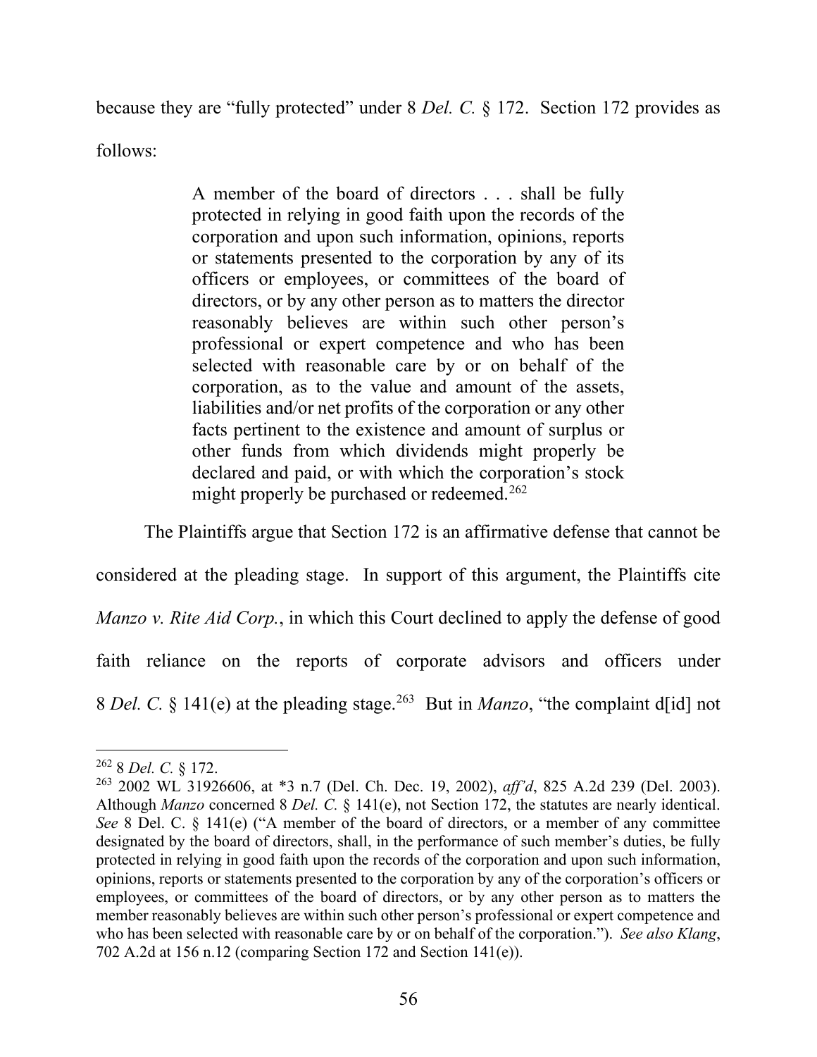because they are "fully protected" under 8 *Del. C.* § 172. Section 172 provides as follows:

> A member of the board of directors . . . shall be fully protected in relying in good faith upon the records of the corporation and upon such information, opinions, reports or statements presented to the corporation by any of its officers or employees, or committees of the board of directors, or by any other person as to matters the director reasonably believes are within such other person's professional or expert competence and who has been selected with reasonable care by or on behalf of the corporation, as to the value and amount of the assets, liabilities and/or net profits of the corporation or any other facts pertinent to the existence and amount of surplus or other funds from which dividends might properly be declared and paid, or with which the corporation's stock might properly be purchased or redeemed.[262]

The Plaintiffs argue that Section 172 is an affirmative defense that cannot be considered at the pleading stage. In support of this argument, the Plaintiffs cite *Manzo v. Rite Aid Corp.*, in which this Court declined to apply the defense of good faith reliance on the reports of corporate advisors and officers under 8 *Del. C.* § 141(e) at the pleading stage.[263] But in *Manzo*, "the complaint d[id] not

---

[262] 8 *Del. C.* § 172.

[263] 2002 WL 31926606, at *3 n.7 (Del. Ch. Dec. 19, 2002), *aff'd*, 825 A.2d 239 (Del. 2003). Although *Manzo* concerned 8 *Del. C.* § 141(e), not Section 172, the statutes are nearly identical. *See* 8 Del. C. § 141(e) ("A member of the board of directors, or a member of any committee designated by the board of directors, shall, in the performance of such member's duties, be fully protected in relying in good faith upon the records of the corporation and upon such information, opinions, reports or statements presented to the corporation by any of the corporation's officers or employees, or committees of the board of directors, or by any other person as to matters the member reasonably believes are within such other person's professional or expert competence and who has been selected with reasonable care by or on behalf of the corporation."). *See also Klang*, 702 A.2d at 156 n.12 (comparing Section 172 and Section 141(e)).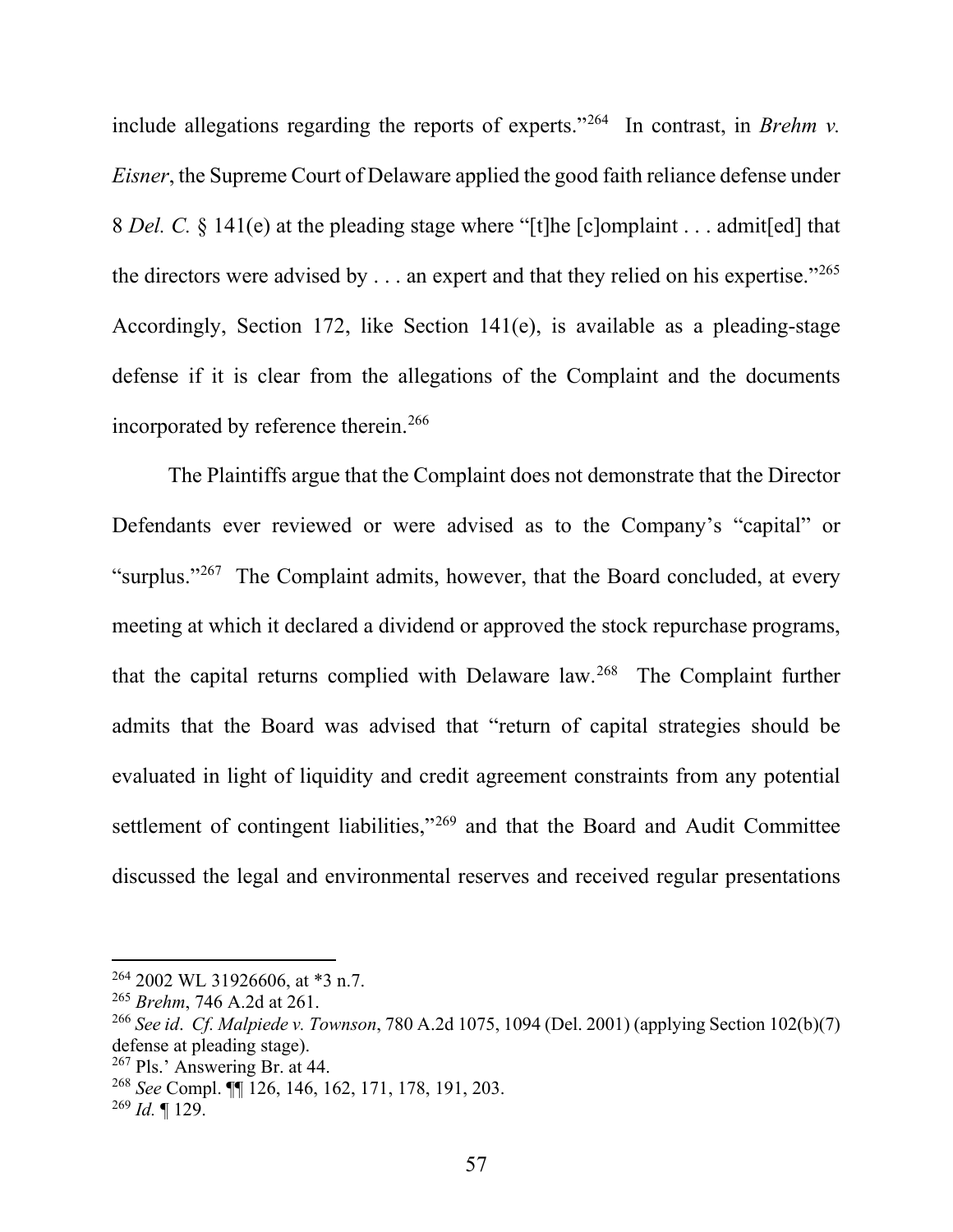include allegations regarding the reports of experts."[264] In contrast, in *Brehm v. Eisner*, the Supreme Court of Delaware applied the good faith reliance defense under 8 *Del. C.* § 141(e) at the pleading stage where "[t]he [c]omplaint . . . admit[ed] that the directors were advised by . . . an expert and that they relied on his expertise."[265] Accordingly, Section 172, like Section 141(e), is available as a pleading-stage defense if it is clear from the allegations of the Complaint and the documents incorporated by reference therein.[266]

The Plaintiffs argue that the Complaint does not demonstrate that the Director Defendants ever reviewed or were advised as to the Company's "capital" or "surplus."[267] The Complaint admits, however, that the Board concluded, at every meeting at which it declared a dividend or approved the stock repurchase programs, that the capital returns complied with Delaware law.[268] The Complaint further admits that the Board was advised that "return of capital strategies should be evaluated in light of liquidity and credit agreement constraints from any potential settlement of contingent liabilities,"[269] and that the Board and Audit Committee discussed the legal and environmental reserves and received regular presentations

---

[264] 2002 WL 31926606, at *3 n.7.

[265] *Brehm*, 746 A.2d at 261.

[266] *See id*. *Cf. Malpiede v. Townson*, 780 A.2d 1075, 1094 (Del. 2001) (applying Section 102(b)(7) defense at pleading stage).

[267] Pls.' Answering Br. at 44.

[268] *See* Compl. ¶¶ 126, 146, 162, 171, 178, 191, 203.

[269] *Id.* ¶ 129.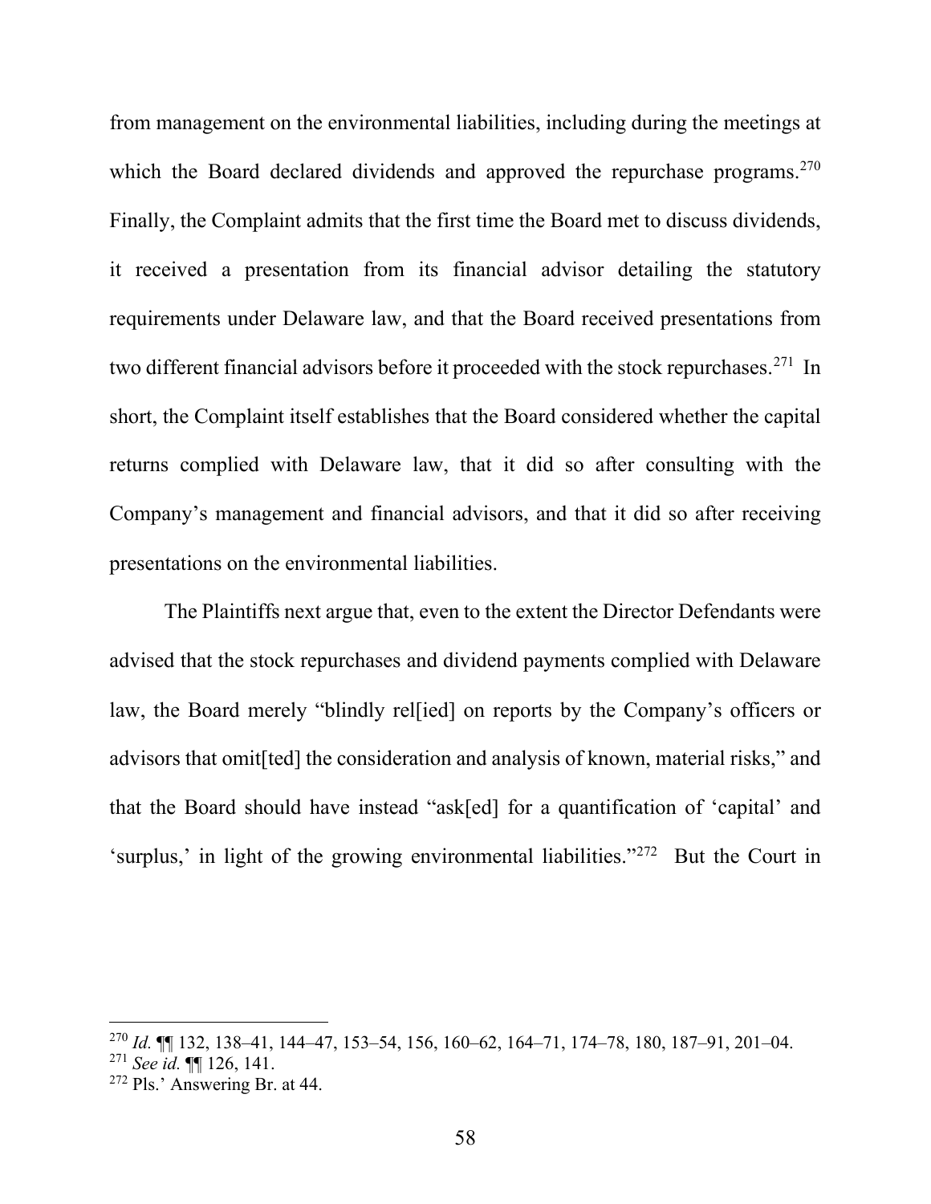from management on the environmental liabilities, including during the meetings at which the Board declared dividends and approved the repurchase programs.[270] Finally, the Complaint admits that the first time the Board met to discuss dividends, it received a presentation from its financial advisor detailing the statutory requirements under Delaware law, and that the Board received presentations from two different financial advisors before it proceeded with the stock repurchases.[271] In short, the Complaint itself establishes that the Board considered whether the capital returns complied with Delaware law, that it did so after consulting with the Company's management and financial advisors, and that it did so after receiving presentations on the environmental liabilities.

The Plaintiffs next argue that, even to the extent the Director Defendants were advised that the stock repurchases and dividend payments complied with Delaware law, the Board merely "blindly rel[ied] on reports by the Company's officers or advisors that omit[ted] the consideration and analysis of known, material risks," and that the Board should have instead "ask[ed] for a quantification of 'capital' and 'surplus,' in light of the growing environmental liabilities."[272] But the Court in

---

[270] *Id.* ¶¶ 132, 138–41, 144–47, 153–54, 156, 160–62, 164–71, 174–78, 180, 187–91, 201–04.

[271] *See id.* ¶¶ 126, 141.

[272] Pls.' Answering Br. at 44.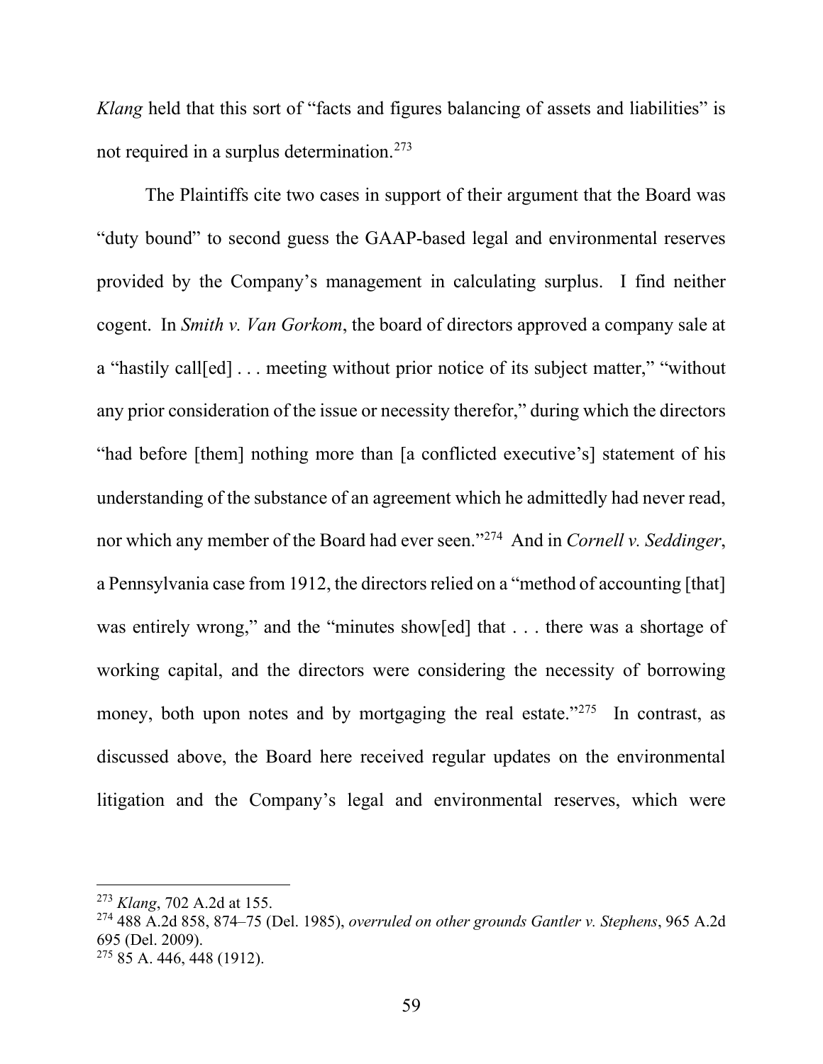*Klang* held that this sort of "facts and figures balancing of assets and liabilities" is not required in a surplus determination.[273]

The Plaintiffs cite two cases in support of their argument that the Board was "duty bound" to second guess the GAAP-based legal and environmental reserves provided by the Company's management in calculating surplus. I find neither cogent. In *Smith v. Van Gorkom*, the board of directors approved a company sale at a "hastily call[ed] . . . meeting without prior notice of its subject matter," "without any prior consideration of the issue or necessity therefor," during which the directors "had before [them] nothing more than [a conflicted executive's] statement of his understanding of the substance of an agreement which he admittedly had never read, nor which any member of the Board had ever seen."[274] And in *Cornell v. Seddinger*, a Pennsylvania case from 1912, the directors relied on a "method of accounting [that] was entirely wrong," and the "minutes show[ed] that . . . there was a shortage of working capital, and the directors were considering the necessity of borrowing money, both upon notes and by mortgaging the real estate."[275] In contrast, as discussed above, the Board here received regular updates on the environmental litigation and the Company's legal and environmental reserves, which were

---

[273] *Klang*, 702 A.2d at 155.

[274] 488 A.2d 858, 874–75 (Del. 1985), *overruled on other grounds Gantler v. Stephens*, 965 A.2d 695 (Del. 2009).

[275] 85 A. 446, 448 (1912).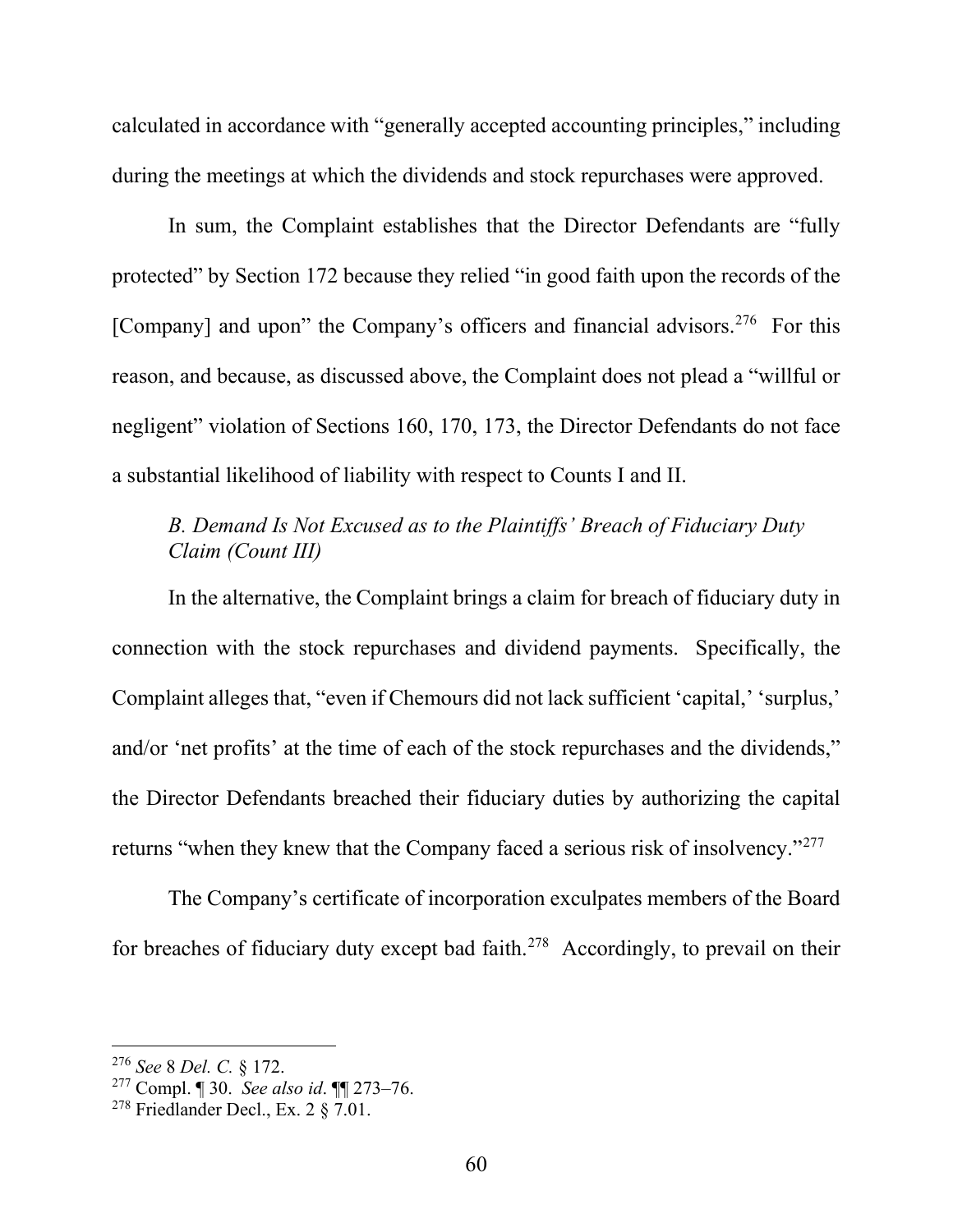calculated in accordance with "generally accepted accounting principles," including during the meetings at which the dividends and stock repurchases were approved.

In sum, the Complaint establishes that the Director Defendants are "fully protected" by Section 172 because they relied "in good faith upon the records of the [Company] and upon" the Company's officers and financial advisors.[276] For this reason, and because, as discussed above, the Complaint does not plead a "willful or negligent" violation of Sections 160, 170, 173, the Director Defendants do not face a substantial likelihood of liability with respect to Counts I and II.

### *B. Demand Is Not Excused as to the Plaintiffs' Breach of Fiduciary Duty Claim (Count III)*

In the alternative, the Complaint brings a claim for breach of fiduciary duty in connection with the stock repurchases and dividend payments. Specifically, the Complaint alleges that, "even if Chemours did not lack sufficient 'capital,' 'surplus,' and/or 'net profits' at the time of each of the stock repurchases and the dividends," the Director Defendants breached their fiduciary duties by authorizing the capital returns "when they knew that the Company faced a serious risk of insolvency."[277]

The Company's certificate of incorporation exculpates members of the Board for breaches of fiduciary duty except bad faith.[278] Accordingly, to prevail on their

---

[276] *See* 8 *Del. C.* § 172.

[277] Compl. ¶ 30. *See also id*. ¶¶ 273–76.

[278] Friedlander Decl., Ex. 2 § 7.01.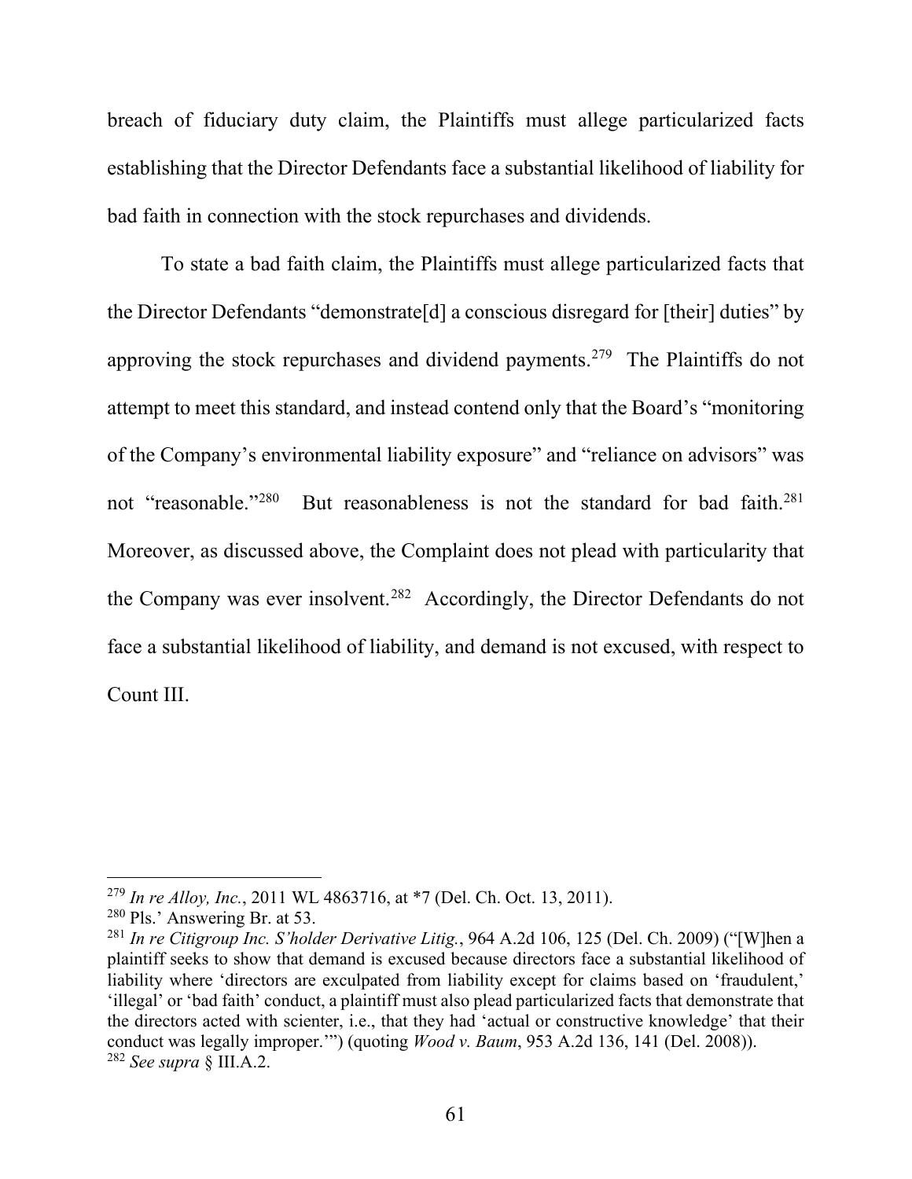breach of fiduciary duty claim, the Plaintiffs must allege particularized facts establishing that the Director Defendants face a substantial likelihood of liability for bad faith in connection with the stock repurchases and dividends.

To state a bad faith claim, the Plaintiffs must allege particularized facts that the Director Defendants "demonstrate[d] a conscious disregard for [their] duties" by approving the stock repurchases and dividend payments.[279] The Plaintiffs do not attempt to meet this standard, and instead contend only that the Board's "monitoring of the Company's environmental liability exposure" and "reliance on advisors" was not "reasonable."[280] But reasonableness is not the standard for bad faith.[281] Moreover, as discussed above, the Complaint does not plead with particularity that the Company was ever insolvent.[282] Accordingly, the Director Defendants do not face a substantial likelihood of liability, and demand is not excused, with respect to Count III.

---

[279] *In re Alloy, Inc.*, 2011 WL 4863716, at *7 (Del. Ch. Oct. 13, 2011).

[280] Pls.' Answering Br. at 53.

[281] *In re Citigroup Inc. S'holder Derivative Litig.*, 964 A.2d 106, 125 (Del. Ch. 2009) ("[W]hen a plaintiff seeks to show that demand is excused because directors face a substantial likelihood of liability where 'directors are exculpated from liability except for claims based on 'fraudulent,' 'illegal' or 'bad faith' conduct, a plaintiff must also plead particularized facts that demonstrate that the directors acted with scienter, i.e., that they had 'actual or constructive knowledge' that their conduct was legally improper.'") (quoting *Wood v. Baum*, 953 A.2d 136, 141 (Del. 2008)).

[282] *See supra* § III.A.2.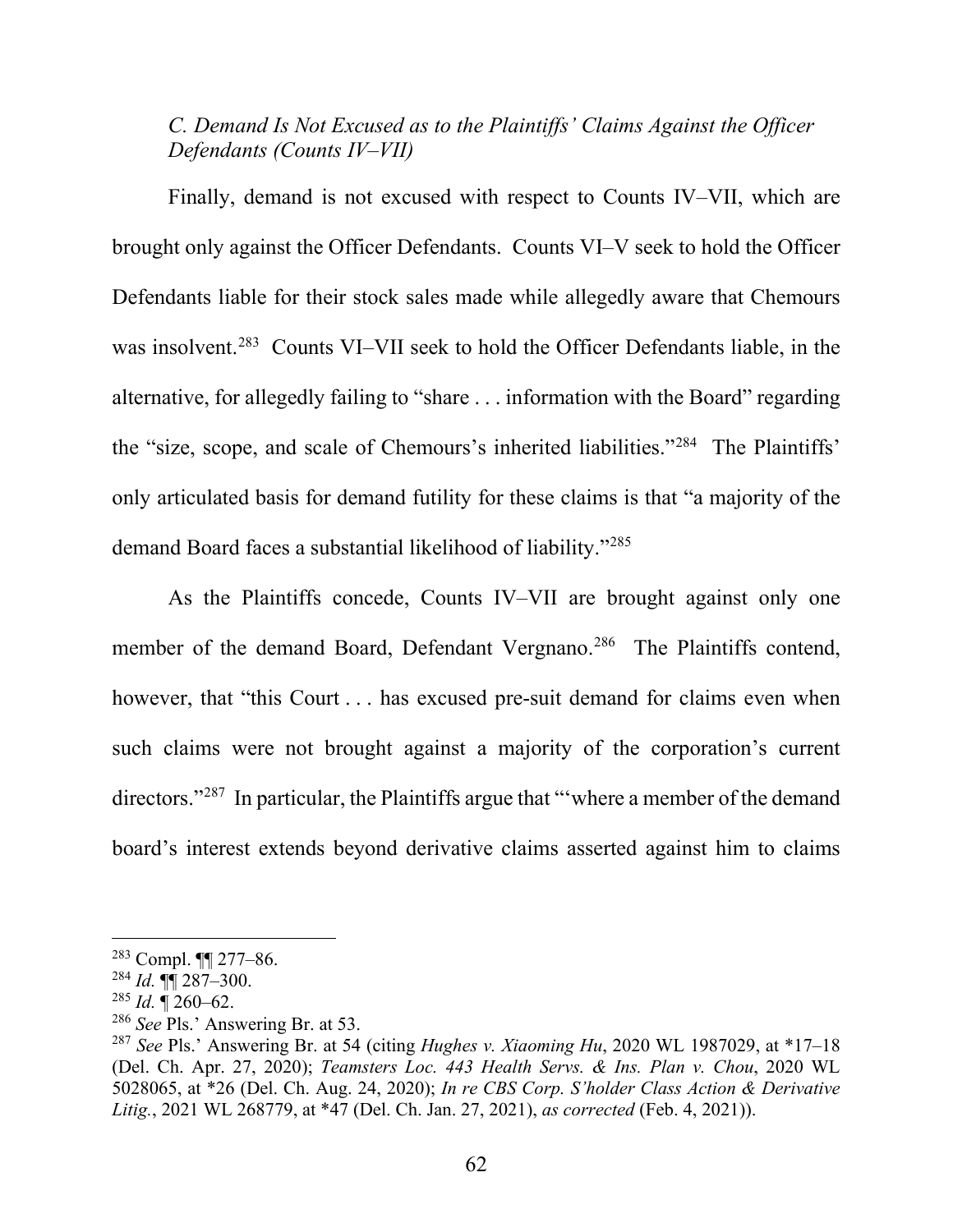*C. Demand Is Not Excused as to the Plaintiffs' Claims Against the Officer Defendants (Counts IV–VII)*

Finally, demand is not excused with respect to Counts IV–VII, which are brought only against the Officer Defendants. Counts VI–V seek to hold the Officer Defendants liable for their stock sales made while allegedly aware that Chemours was insolvent.[283] Counts VI–VII seek to hold the Officer Defendants liable, in the alternative, for allegedly failing to "share . . . information with the Board" regarding the "size, scope, and scale of Chemours's inherited liabilities."[284] The Plaintiffs' only articulated basis for demand futility for these claims is that "a majority of the demand Board faces a substantial likelihood of liability."[285]

As the Plaintiffs concede, Counts IV–VII are brought against only one member of the demand Board, Defendant Vergnano.[286] The Plaintiffs contend, however, that "this Court . . . has excused pre-suit demand for claims even when such claims were not brought against a majority of the corporation's current directors."[287] In particular, the Plaintiffs argue that "'where a member of the demand board's interest extends beyond derivative claims asserted against him to claims

---

[283] Compl. ¶¶ 277–86.

[284] *Id.* ¶¶ 287–300.

[285] *Id.* ¶ 260–62.

[286] *See* Pls.' Answering Br. at 53.

[287] *See* Pls.' Answering Br. at 54 (citing *Hughes v. Xiaoming Hu*, 2020 WL 1987029, at *17–18 (Del. Ch. Apr. 27, 2020); *Teamsters Loc. 443 Health Servs. & Ins. Plan v. Chou*, 2020 WL 5028065, at *26 (Del. Ch. Aug. 24, 2020); *In re CBS Corp. S'holder Class Action & Derivative Litig.*, 2021 WL 268779, at *47 (Del. Ch. Jan. 27, 2021), *as corrected* (Feb. 4, 2021)).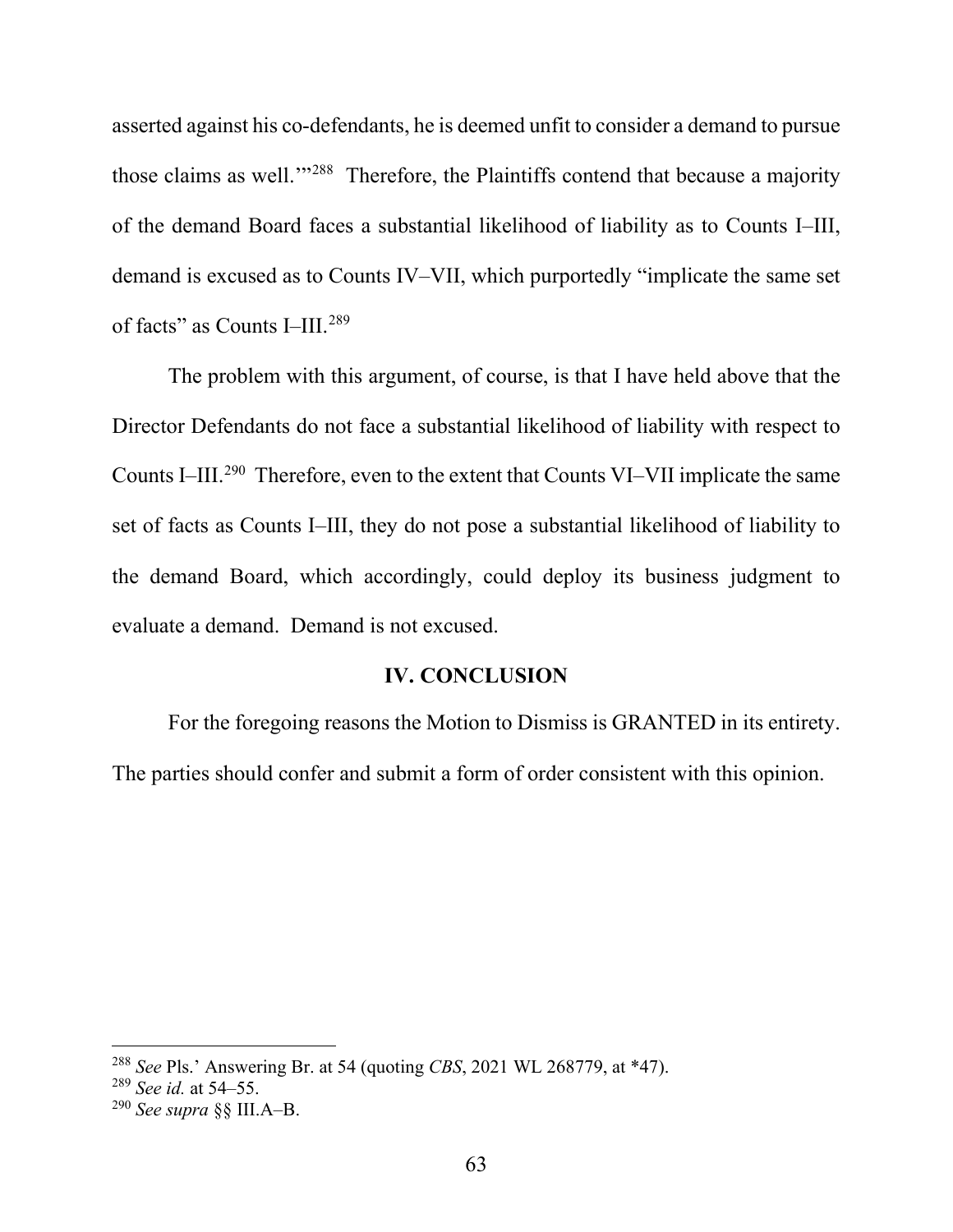asserted against his co-defendants, he is deemed unfit to consider a demand to pursue those claims as well.'"[288] Therefore, the Plaintiffs contend that because a majority of the demand Board faces a substantial likelihood of liability as to Counts I–III, demand is excused as to Counts IV–VII, which purportedly "implicate the same set of facts" as Counts I–III.[289]

The problem with this argument, of course, is that I have held above that the Director Defendants do not face a substantial likelihood of liability with respect to Counts I–III.[290] Therefore, even to the extent that Counts VI–VII implicate the same set of facts as Counts I–III, they do not pose a substantial likelihood of liability to the demand Board, which accordingly, could deploy its business judgment to evaluate a demand. Demand is not excused.

## IV. CONCLUSION

For the foregoing reasons the Motion to Dismiss is GRANTED in its entirety. The parties should confer and submit a form of order consistent with this opinion.

---

[288] *See* Pls.' Answering Br. at 54 (quoting *CBS*, 2021 WL 268779, at \*47).

[289] *See id.* at 54–55.

[290] *See supra* §§ III.A–B.